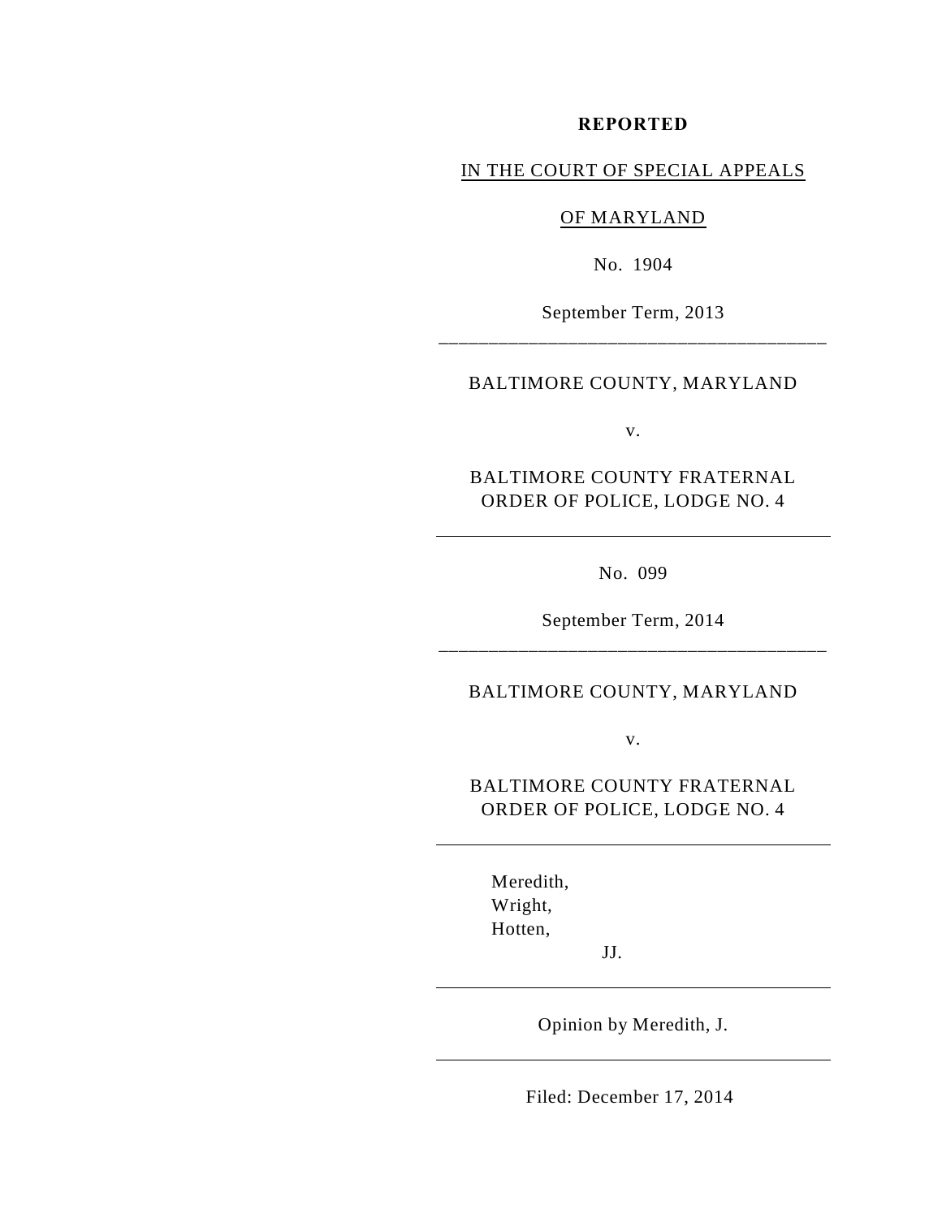**REPORTED**

IN THE COURT OF SPECIAL APPEALS

OF MARYLAND

No. 1904

September Term, 2013

---

BALTIMORE COUNTY, MARYLAND

v.

BALTIMORE COUNTY FRATERNAL ORDER OF POLICE, LODGE NO. 4

---

No. 099

September Term, 2014

---

BALTIMORE COUNTY, MARYLAND

v.

BALTIMORE COUNTY FRATERNAL ORDER OF POLICE, LODGE NO. 4

---

Meredith,
Wright,
Hotten,

JJ.

---

Opinion by Meredith, J.

---

Filed: December 17, 2014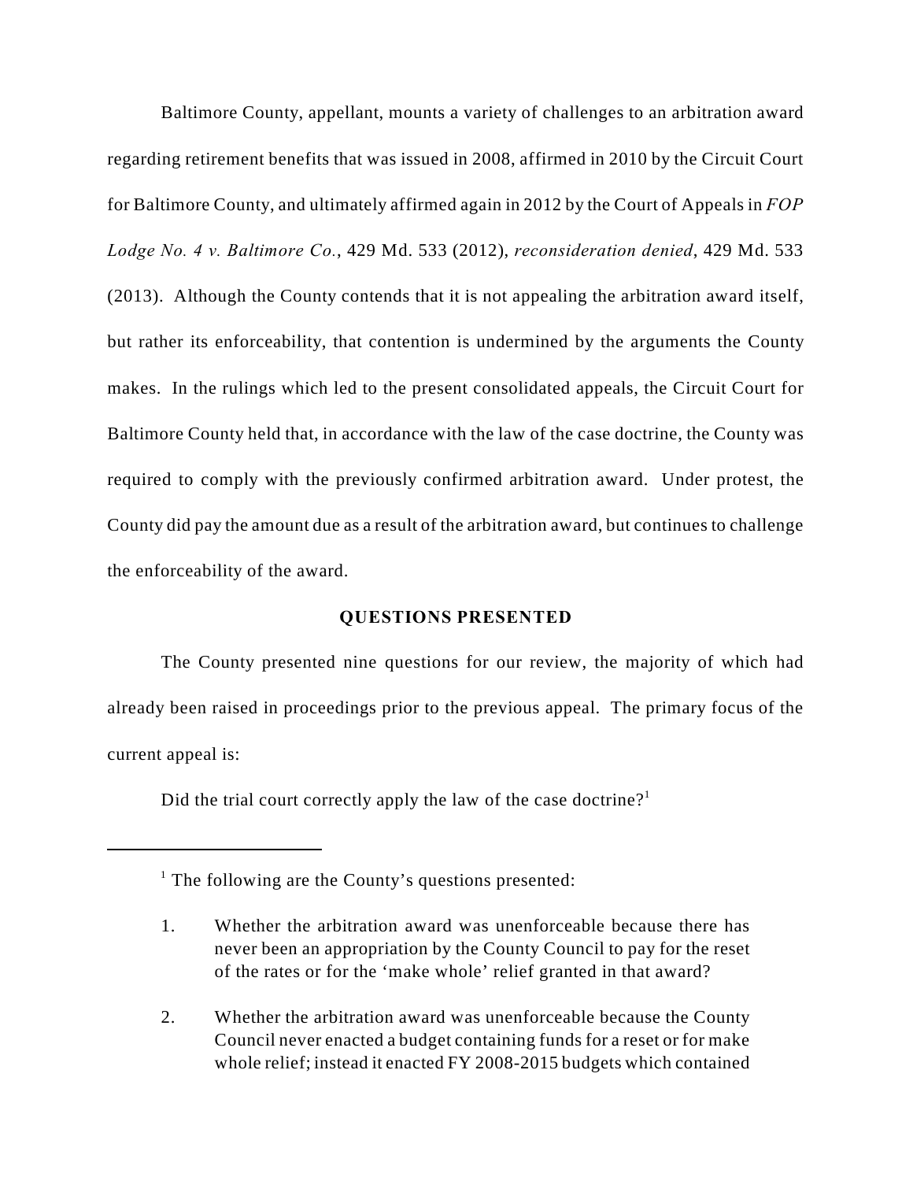Baltimore County, appellant, mounts a variety of challenges to an arbitration award regarding retirement benefits that was issued in 2008, affirmed in 2010 by the Circuit Court for Baltimore County, and ultimately affirmed again in 2012 by the Court of Appeals in *FOP Lodge No. 4 v. Baltimore Co.*, 429 Md. 533 (2012), *reconsideration denied*, 429 Md. 533 (2013). Although the County contends that it is not appealing the arbitration award itself, but rather its enforceability, that contention is undermined by the arguments the County makes. In the rulings which led to the present consolidated appeals, the Circuit Court for Baltimore County held that, in accordance with the law of the case doctrine, the County was required to comply with the previously confirmed arbitration award. Under protest, the County did pay the amount due as a result of the arbitration award, but continues to challenge the enforceability of the award.

## QUESTIONS PRESENTED

The County presented nine questions for our review, the majority of which had already been raised in proceedings prior to the previous appeal. The primary focus of the current appeal is:

Did the trial court correctly apply the law of the case doctrine?[1]

---

[1] The following are the County's questions presented:

1. Whether the arbitration award was unenforceable because there has never been an appropriation by the County Council to pay for the reset of the rates or for the 'make whole' relief granted in that award?

2. Whether the arbitration award was unenforceable because the County Council never enacted a budget containing funds for a reset or for make whole relief; instead it enacted FY 2008-2015 budgets which contained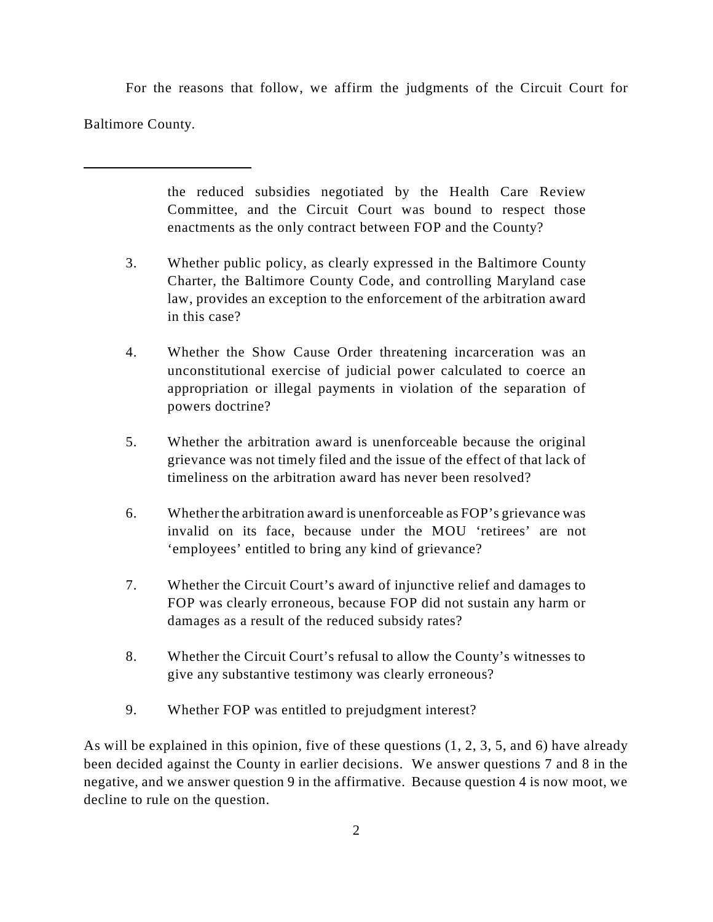For the reasons that follow, we affirm the judgments of the Circuit Court for Baltimore County.

---

> the reduced subsidies negotiated by the Health Care Review Committee, and the Circuit Court was bound to respect those enactments as the only contract between FOP and the County?
>
> 3. Whether public policy, as clearly expressed in the Baltimore County Charter, the Baltimore County Code, and controlling Maryland case law, provides an exception to the enforcement of the arbitration award in this case?
>
> 4. Whether the Show Cause Order threatening incarceration was an unconstitutional exercise of judicial power calculated to coerce an appropriation or illegal payments in violation of the separation of powers doctrine?
>
> 5. Whether the arbitration award is unenforceable because the original grievance was not timely filed and the issue of the effect of that lack of timeliness on the arbitration award has never been resolved?
>
> 6. Whether the arbitration award is unenforceable as FOP's grievance was invalid on its face, because under the MOU 'retirees' are not 'employees' entitled to bring any kind of grievance?
>
> 7. Whether the Circuit Court's award of injunctive relief and damages to FOP was clearly erroneous, because FOP did not sustain any harm or damages as a result of the reduced subsidy rates?
>
> 8. Whether the Circuit Court's refusal to allow the County's witnesses to give any substantive testimony was clearly erroneous?
>
> 9. Whether FOP was entitled to prejudgment interest?

As will be explained in this opinion, five of these questions (1, 2, 3, 5, and 6) have already been decided against the County in earlier decisions. We answer questions 7 and 8 in the negative, and we answer question 9 in the affirmative. Because question 4 is now moot, we decline to rule on the question.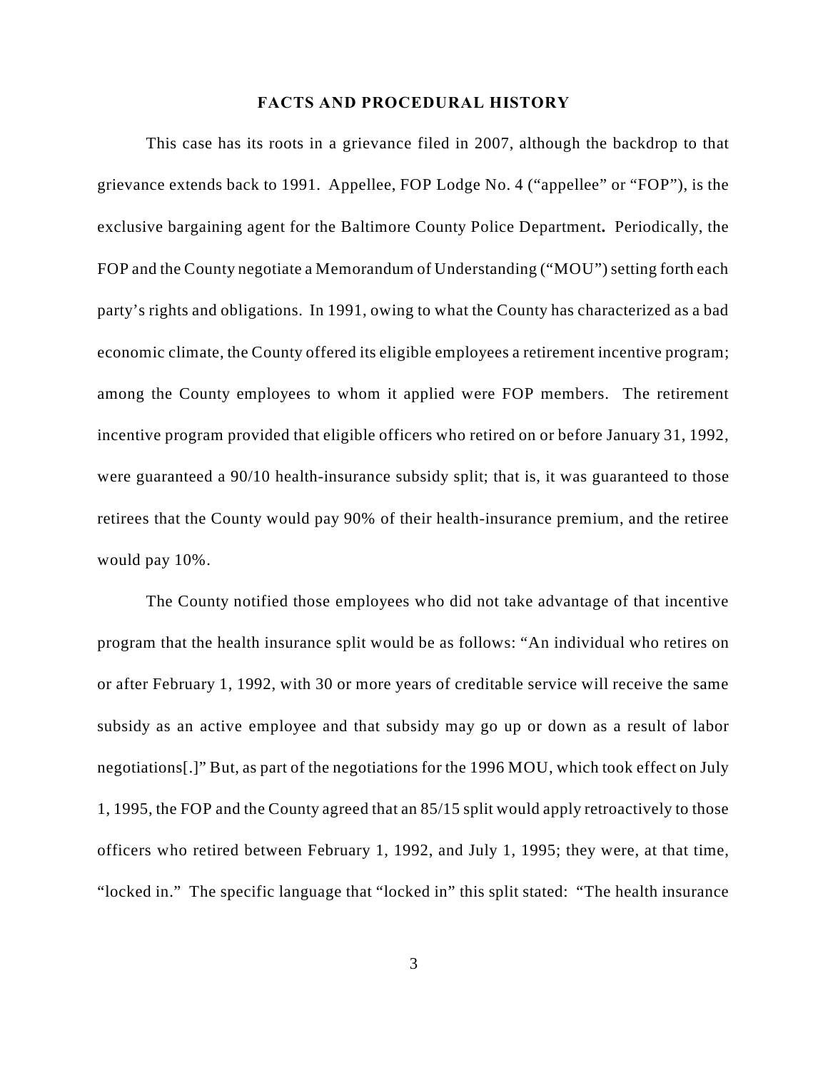## FACTS AND PROCEDURAL HISTORY

This case has its roots in a grievance filed in 2007, although the backdrop to that grievance extends back to 1991. Appellee, FOP Lodge No. 4 ("appellee" or "FOP"), is the exclusive bargaining agent for the Baltimore County Police Department**.** Periodically, the FOP and the County negotiate a Memorandum of Understanding ("MOU") setting forth each party's rights and obligations. In 1991, owing to what the County has characterized as a bad economic climate, the County offered its eligible employees a retirement incentive program; among the County employees to whom it applied were FOP members. The retirement incentive program provided that eligible officers who retired on or before January 31, 1992, were guaranteed a 90/10 health-insurance subsidy split; that is, it was guaranteed to those retirees that the County would pay 90% of their health-insurance premium, and the retiree would pay 10%.

The County notified those employees who did not take advantage of that incentive program that the health insurance split would be as follows: "An individual who retires on or after February 1, 1992, with 30 or more years of creditable service will receive the same subsidy as an active employee and that subsidy may go up or down as a result of labor negotiations[.]" But, as part of the negotiations for the 1996 MOU, which took effect on July 1, 1995, the FOP and the County agreed that an 85/15 split would apply retroactively to those officers who retired between February 1, 1992, and July 1, 1995; they were, at that time, "locked in." The specific language that "locked in" this split stated: "The health insurance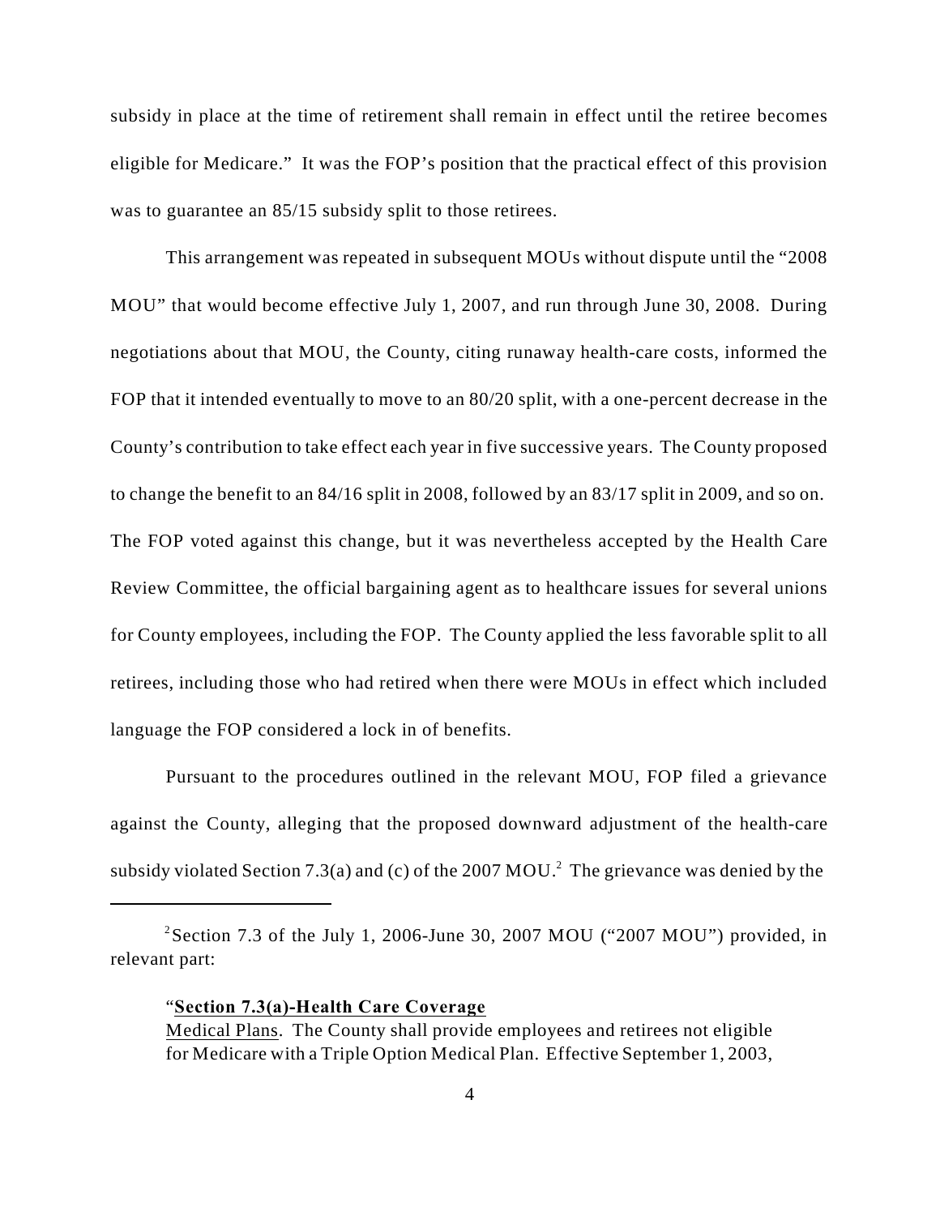subsidy in place at the time of retirement shall remain in effect until the retiree becomes eligible for Medicare." It was the FOP's position that the practical effect of this provision was to guarantee an 85/15 subsidy split to those retirees.

This arrangement was repeated in subsequent MOUs without dispute until the "2008 MOU" that would become effective July 1, 2007, and run through June 30, 2008. During negotiations about that MOU, the County, citing runaway health-care costs, informed the FOP that it intended eventually to move to an 80/20 split, with a one-percent decrease in the County's contribution to take effect each year in five successive years. The County proposed to change the benefit to an 84/16 split in 2008, followed by an 83/17 split in 2009, and so on. The FOP voted against this change, but it was nevertheless accepted by the Health Care Review Committee, the official bargaining agent as to healthcare issues for several unions for County employees, including the FOP. The County applied the less favorable split to all retirees, including those who had retired when there were MOUs in effect which included language the FOP considered a lock in of benefits.

Pursuant to the procedures outlined in the relevant MOU, FOP filed a grievance against the County, alleging that the proposed downward adjustment of the health-care subsidy violated Section 7.3(a) and (c) of the 2007 MOU.[2] The grievance was denied by the

---

[2] Section 7.3 of the July 1, 2006-June 30, 2007 MOU ("2007 MOU") provided, in relevant part:

> "**Section 7.3(a)-Health Care Coverage**
>
> Medical Plans. The County shall provide employees and retirees not eligible for Medicare with a Triple Option Medical Plan. Effective September 1, 2003,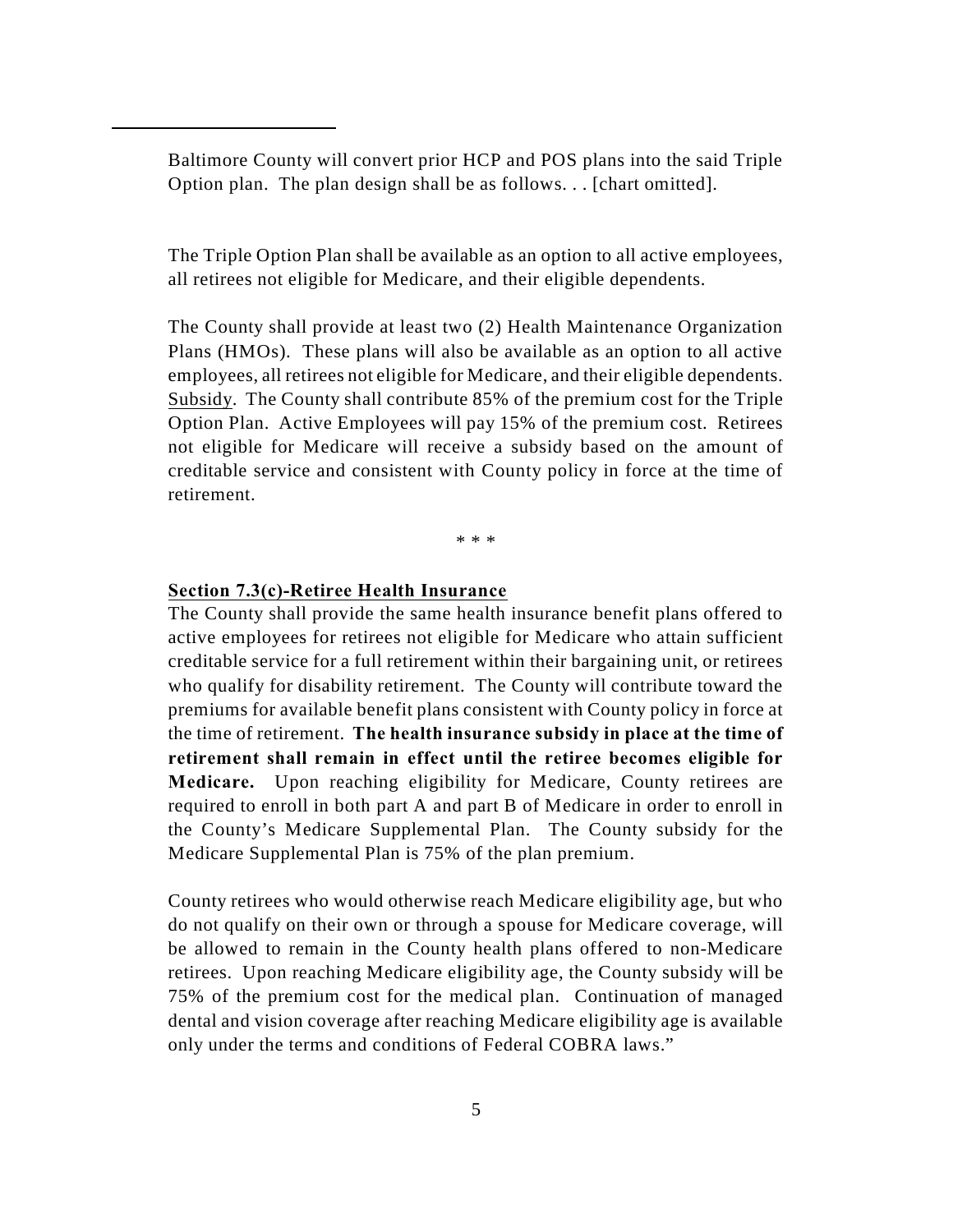Baltimore County will convert prior HCP and POS plans into the said Triple Option plan. The plan design shall be as follows. . . [chart omitted].

The Triple Option Plan shall be available as an option to all active employees, all retirees not eligible for Medicare, and their eligible dependents.

The County shall provide at least two (2) Health Maintenance Organization Plans (HMOs). These plans will also be available as an option to all active employees, all retirees not eligible for Medicare, and their eligible dependents. Subsidy. The County shall contribute 85% of the premium cost for the Triple Option Plan. Active Employees will pay 15% of the premium cost. Retirees not eligible for Medicare will receive a subsidy based on the amount of creditable service and consistent with County policy in force at the time of retirement.

\* \* \*

**Section 7.3(c)-Retiree Health Insurance**

The County shall provide the same health insurance benefit plans offered to active employees for retirees not eligible for Medicare who attain sufficient creditable service for a full retirement within their bargaining unit, or retirees who qualify for disability retirement. The County will contribute toward the premiums for available benefit plans consistent with County policy in force at the time of retirement. **The health insurance subsidy in place at the time of retirement shall remain in effect until the retiree becomes eligible for Medicare.** Upon reaching eligibility for Medicare, County retirees are required to enroll in both part A and part B of Medicare in order to enroll in the County's Medicare Supplemental Plan. The County subsidy for the Medicare Supplemental Plan is 75% of the plan premium.

County retirees who would otherwise reach Medicare eligibility age, but who do not qualify on their own or through a spouse for Medicare coverage, will be allowed to remain in the County health plans offered to non-Medicare retirees. Upon reaching Medicare eligibility age, the County subsidy will be 75% of the premium cost for the medical plan. Continuation of managed dental and vision coverage after reaching Medicare eligibility age is available only under the terms and conditions of Federal COBRA laws."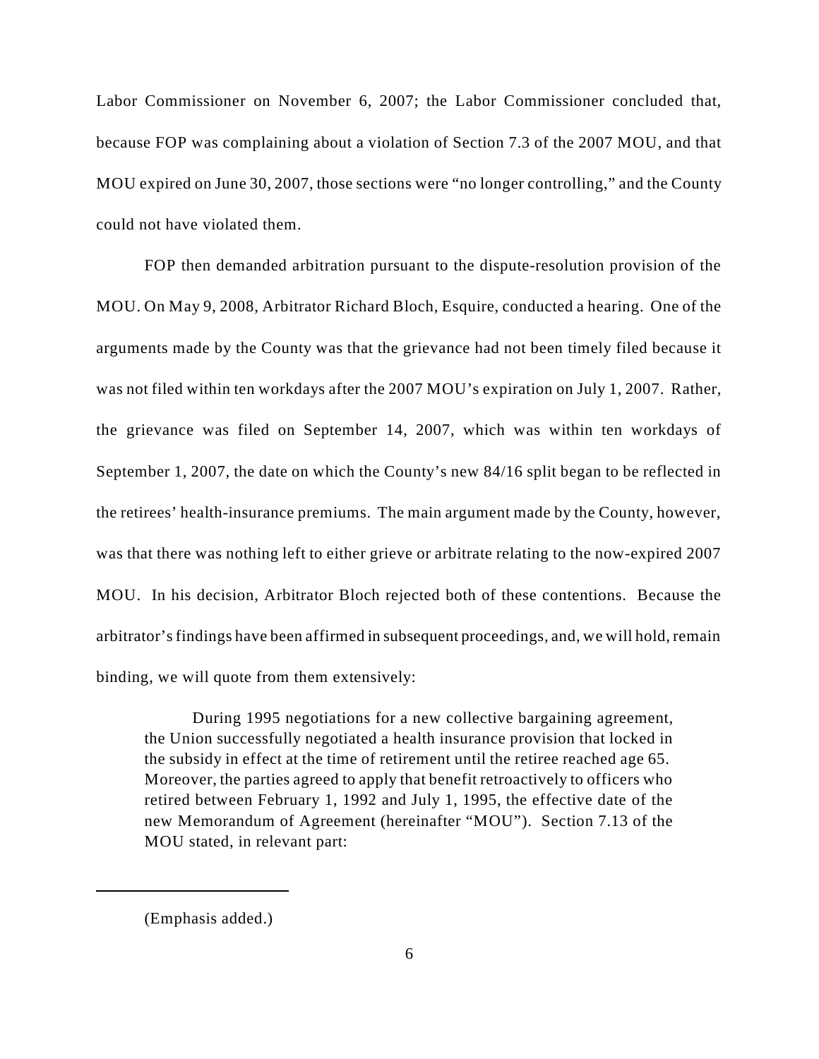Labor Commissioner on November 6, 2007; the Labor Commissioner concluded that, because FOP was complaining about a violation of Section 7.3 of the 2007 MOU, and that MOU expired on June 30, 2007, those sections were "no longer controlling," and the County could not have violated them.

FOP then demanded arbitration pursuant to the dispute-resolution provision of the MOU. On May 9, 2008, Arbitrator Richard Bloch, Esquire, conducted a hearing. One of the arguments made by the County was that the grievance had not been timely filed because it was not filed within ten workdays after the 2007 MOU's expiration on July 1, 2007. Rather, the grievance was filed on September 14, 2007, which was within ten workdays of September 1, 2007, the date on which the County's new 84/16 split began to be reflected in the retirees' health-insurance premiums. The main argument made by the County, however, was that there was nothing left to either grieve or arbitrate relating to the now-expired 2007 MOU. In his decision, Arbitrator Bloch rejected both of these contentions. Because the arbitrator's findings have been affirmed in subsequent proceedings, and, we will hold, remain binding, we will quote from them extensively:

> During 1995 negotiations for a new collective bargaining agreement, the Union successfully negotiated a health insurance provision that locked in the subsidy in effect at the time of retirement until the retiree reached age 65. Moreover, the parties agreed to apply that benefit retroactively to officers who retired between February 1, 1992 and July 1, 1995, the effective date of the new Memorandum of Agreement (hereinafter "MOU"). Section 7.13 of the MOU stated, in relevant part:

---

(Emphasis added.)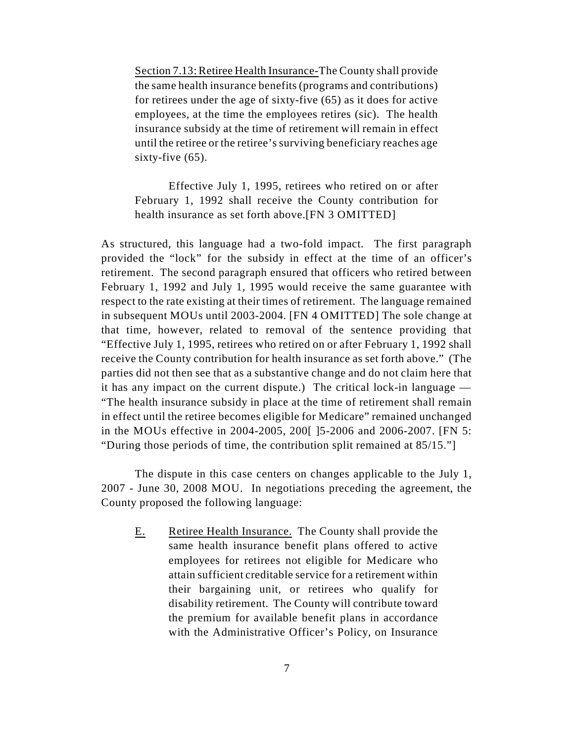> Section 7.13: Retiree Health Insurance-The County shall provide the same health insurance benefits (programs and contributions) for retirees under the age of sixty-five (65) as it does for active employees, at the time the employees retires (sic). The health insurance subsidy at the time of retirement will remain in effect until the retiree or the retiree's surviving beneficiary reaches age sixty-five (65).
>
> Effective July 1, 1995, retirees who retired on or after February 1, 1992 shall receive the County contribution for health insurance as set forth above.[FN 3 OMITTED]

As structured, this language had a two-fold impact. The first paragraph provided the "lock" for the subsidy in effect at the time of an officer's retirement. The second paragraph ensured that officers who retired between February 1, 1992 and July 1, 1995 would receive the same guarantee with respect to the rate existing at their times of retirement. The language remained in subsequent MOUs until 2003-2004. [FN 4 OMITTED] The sole change at that time, however, related to removal of the sentence providing that "Effective July 1, 1995, retirees who retired on or after February 1, 1992 shall receive the County contribution for health insurance as set forth above." (The parties did not then see that as a substantive change and do not claim here that it has any impact on the current dispute.) The critical lock-in language — "The health insurance subsidy in place at the time of retirement shall remain in effect until the retiree becomes eligible for Medicare" remained unchanged in the MOUs effective in 2004-2005, 200[ ]5-2006 and 2006-2007. [FN 5: "During those periods of time, the contribution split remained at 85/15."]

The dispute in this case centers on changes applicable to the July 1, 2007 - June 30, 2008 MOU. In negotiations preceding the agreement, the County proposed the following language:

> E. Retiree Health Insurance. The County shall provide the same health insurance benefit plans offered to active employees for retirees not eligible for Medicare who attain sufficient creditable service for a retirement within their bargaining unit, or retirees who qualify for disability retirement. The County will contribute toward the premium for available benefit plans in accordance with the Administrative Officer's Policy, on Insurance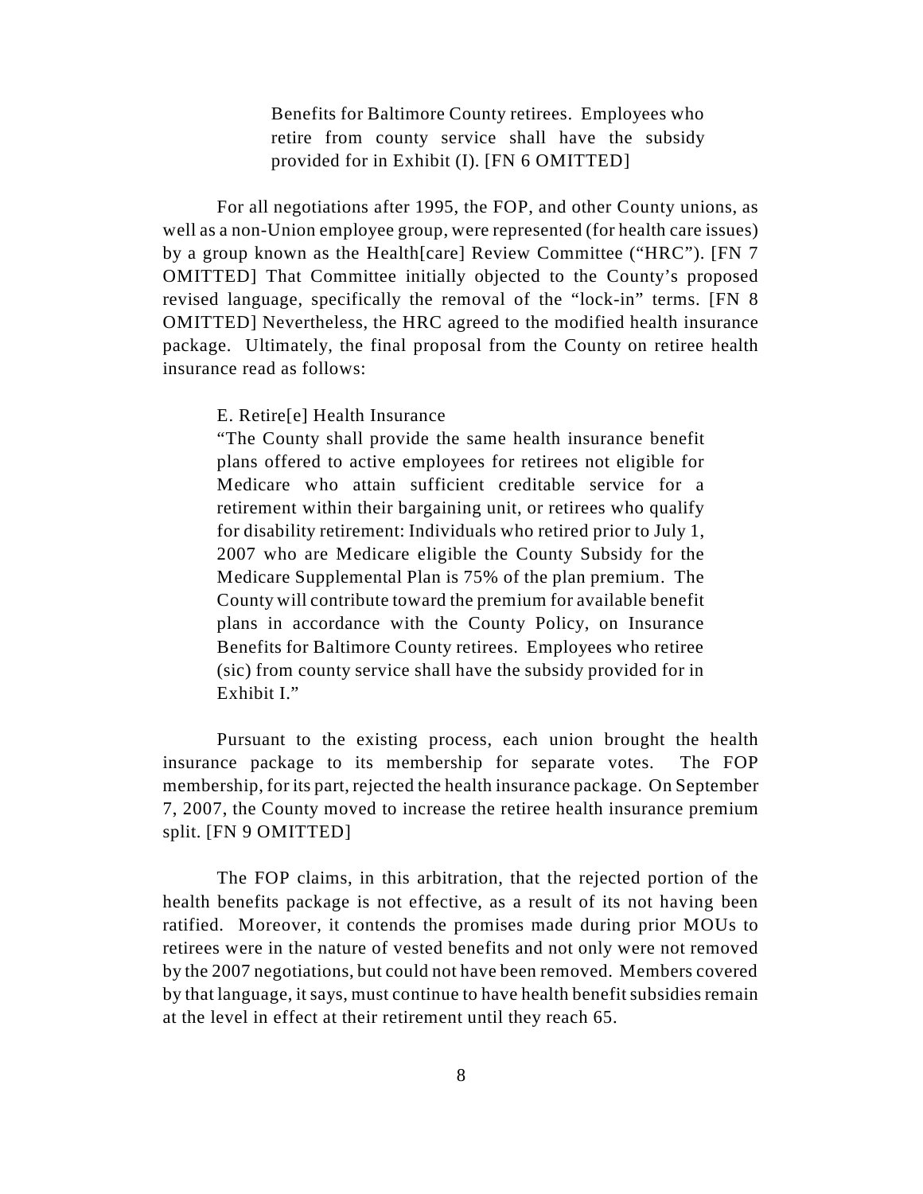> Benefits for Baltimore County retirees. Employees who retire from county service shall have the subsidy provided for in Exhibit (I). [FN 6 OMITTED]

For all negotiations after 1995, the FOP, and other County unions, as well as a non-Union employee group, were represented (for health care issues) by a group known as the Health[care] Review Committee ("HRC"). [FN 7 OMITTED] That Committee initially objected to the County's proposed revised language, specifically the removal of the "lock-in" terms. [FN 8 OMITTED] Nevertheless, the HRC agreed to the modified health insurance package. Ultimately, the final proposal from the County on retiree health insurance read as follows:

> E. Retire[e] Health Insurance
>
> "The County shall provide the same health insurance benefit plans offered to active employees for retirees not eligible for Medicare who attain sufficient creditable service for a retirement within their bargaining unit, or retirees who qualify for disability retirement: Individuals who retired prior to July 1, 2007 who are Medicare eligible the County Subsidy for the Medicare Supplemental Plan is 75% of the plan premium. The County will contribute toward the premium for available benefit plans in accordance with the County Policy, on Insurance Benefits for Baltimore County retirees. Employees who retiree (sic) from county service shall have the subsidy provided for in Exhibit I."

Pursuant to the existing process, each union brought the health insurance package to its membership for separate votes. The FOP membership, for its part, rejected the health insurance package. On September 7, 2007, the County moved to increase the retiree health insurance premium split. [FN 9 OMITTED]

The FOP claims, in this arbitration, that the rejected portion of the health benefits package is not effective, as a result of its not having been ratified. Moreover, it contends the promises made during prior MOUs to retirees were in the nature of vested benefits and not only were not removed by the 2007 negotiations, but could not have been removed. Members covered by that language, it says, must continue to have health benefit subsidies remain at the level in effect at their retirement until they reach 65.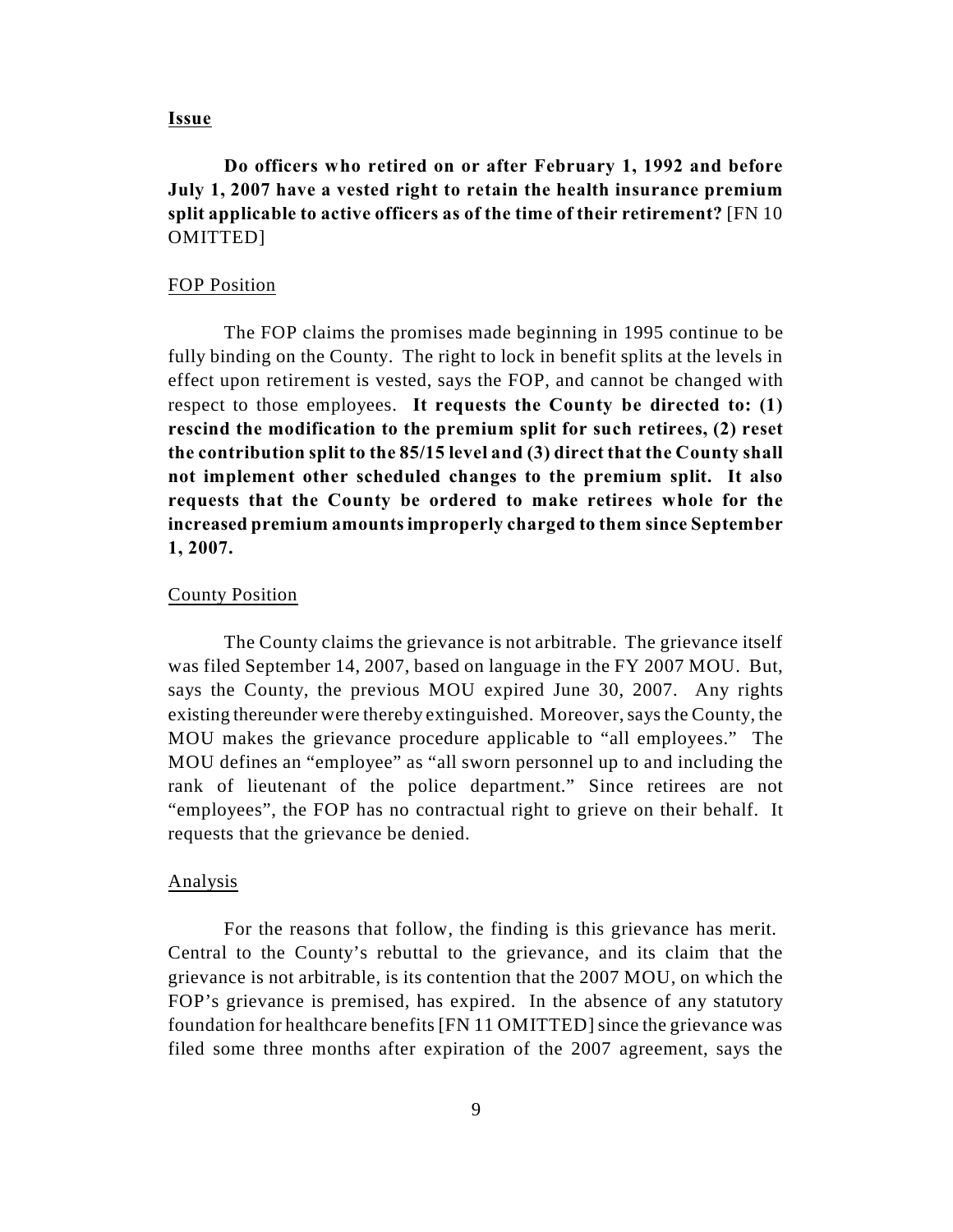**Issue**

**Do officers who retired on or after February 1, 1992 and before July 1, 2007 have a vested right to retain the health insurance premium split applicable to active officers as of the time of their retirement?** [FN 10 OMITTED]

FOP Position

The FOP claims the promises made beginning in 1995 continue to be fully binding on the County. The right to lock in benefit splits at the levels in effect upon retirement is vested, says the FOP, and cannot be changed with respect to those employees. **It requests the County be directed to: (1) rescind the modification to the premium split for such retirees, (2) reset the contribution split to the 85/15 level and (3) direct that the County shall not implement other scheduled changes to the premium split. It also requests that the County be ordered to make retirees whole for the increased premium amounts improperly charged to them since September 1, 2007.**

County Position

The County claims the grievance is not arbitrable. The grievance itself was filed September 14, 2007, based on language in the FY 2007 MOU. But, says the County, the previous MOU expired June 30, 2007. Any rights existing thereunder were thereby extinguished. Moreover, says the County, the MOU makes the grievance procedure applicable to "all employees." The MOU defines an "employee" as "all sworn personnel up to and including the rank of lieutenant of the police department." Since retirees are not "employees", the FOP has no contractual right to grieve on their behalf. It requests that the grievance be denied.

Analysis

For the reasons that follow, the finding is this grievance has merit. Central to the County's rebuttal to the grievance, and its claim that the grievance is not arbitrable, is its contention that the 2007 MOU, on which the FOP's grievance is premised, has expired. In the absence of any statutory foundation for healthcare benefits [FN 11 OMITTED] since the grievance was filed some three months after expiration of the 2007 agreement, says the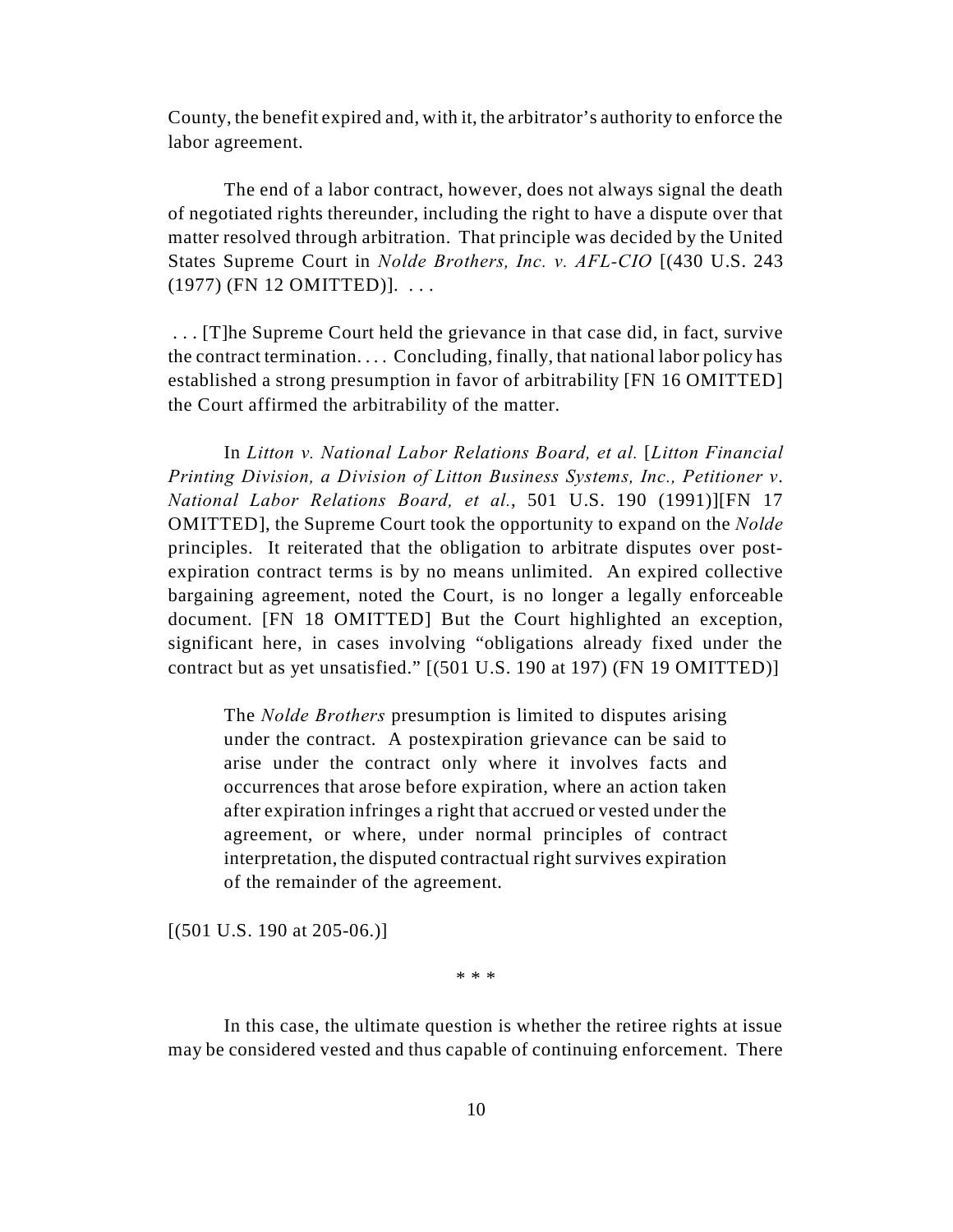County, the benefit expired and, with it, the arbitrator's authority to enforce the labor agreement.

The end of a labor contract, however, does not always signal the death of negotiated rights thereunder, including the right to have a dispute over that matter resolved through arbitration. That principle was decided by the United States Supreme Court in *Nolde Brothers, Inc. v. AFL-CIO* [(430 U.S. 243 (1977) (FN 12 OMITTED)]. . . .

. . . [T]he Supreme Court held the grievance in that case did, in fact, survive the contract termination. . . . Concluding, finally, that national labor policy has established a strong presumption in favor of arbitrability [FN 16 OMITTED] the Court affirmed the arbitrability of the matter.

In *Litton v. National Labor Relations Board, et al.* [*Litton Financial Printing Division, a Division of Litton Business Systems, Inc., Petitioner v. National Labor Relations Board, et al.*, 501 U.S. 190 (1991)][FN 17 OMITTED], the Supreme Court took the opportunity to expand on the *Nolde* principles. It reiterated that the obligation to arbitrate disputes over post-expiration contract terms is by no means unlimited. An expired collective bargaining agreement, noted the Court, is no longer a legally enforceable document. [FN 18 OMITTED] But the Court highlighted an exception, significant here, in cases involving "obligations already fixed under the contract but as yet unsatisfied." [(501 U.S. 190 at 197) (FN 19 OMITTED)]

> The *Nolde Brothers* presumption is limited to disputes arising under the contract. A postexpiration grievance can be said to arise under the contract only where it involves facts and occurrences that arose before expiration, where an action taken after expiration infringes a right that accrued or vested under the agreement, or where, under normal principles of contract interpretation, the disputed contractual right survives expiration of the remainder of the agreement.

[(501 U.S. 190 at 205-06.)]

\* \* \*

In this case, the ultimate question is whether the retiree rights at issue may be considered vested and thus capable of continuing enforcement. There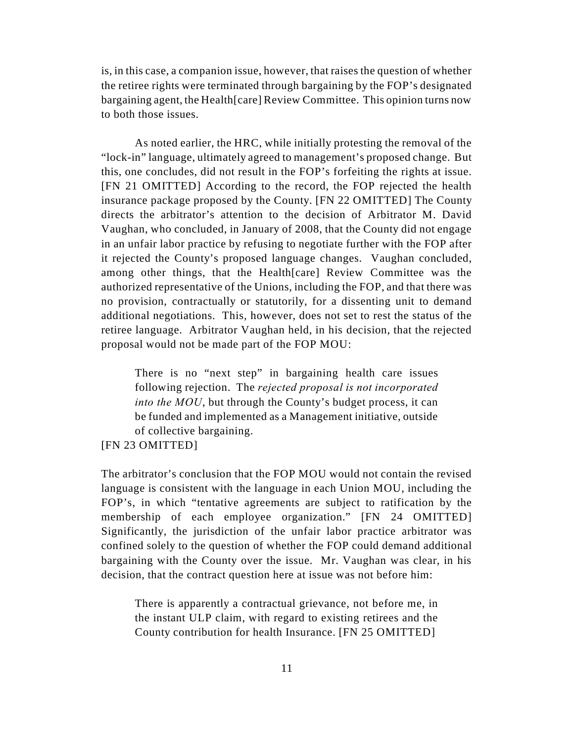is, in this case, a companion issue, however, that raises the question of whether the retiree rights were terminated through bargaining by the FOP's designated bargaining agent, the Health[care] Review Committee. This opinion turns now to both those issues.

As noted earlier, the HRC, while initially protesting the removal of the "lock-in" language, ultimately agreed to management's proposed change. But this, one concludes, did not result in the FOP's forfeiting the rights at issue. [FN 21 OMITTED] According to the record, the FOP rejected the health insurance package proposed by the County. [FN 22 OMITTED] The County directs the arbitrator's attention to the decision of Arbitrator M. David Vaughan, who concluded, in January of 2008, that the County did not engage in an unfair labor practice by refusing to negotiate further with the FOP after it rejected the County's proposed language changes. Vaughan concluded, among other things, that the Health[care] Review Committee was the authorized representative of the Unions, including the FOP, and that there was no provision, contractually or statutorily, for a dissenting unit to demand additional negotiations. This, however, does not set to rest the status of the retiree language. Arbitrator Vaughan held, in his decision, that the rejected proposal would not be made part of the FOP MOU:

> There is no "next step" in bargaining health care issues following rejection. The *rejected proposal is not incorporated into the MOU*, but through the County's budget process, it can be funded and implemented as a Management initiative, outside of collective bargaining.

[FN 23 OMITTED]

The arbitrator's conclusion that the FOP MOU would not contain the revised language is consistent with the language in each Union MOU, including the FOP's, in which "tentative agreements are subject to ratification by the membership of each employee organization." [FN 24 OMITTED] Significantly, the jurisdiction of the unfair labor practice arbitrator was confined solely to the question of whether the FOP could demand additional bargaining with the County over the issue. Mr. Vaughan was clear, in his decision, that the contract question here at issue was not before him:

> There is apparently a contractual grievance, not before me, in the instant ULP claim, with regard to existing retirees and the County contribution for health Insurance. [FN 25 OMITTED]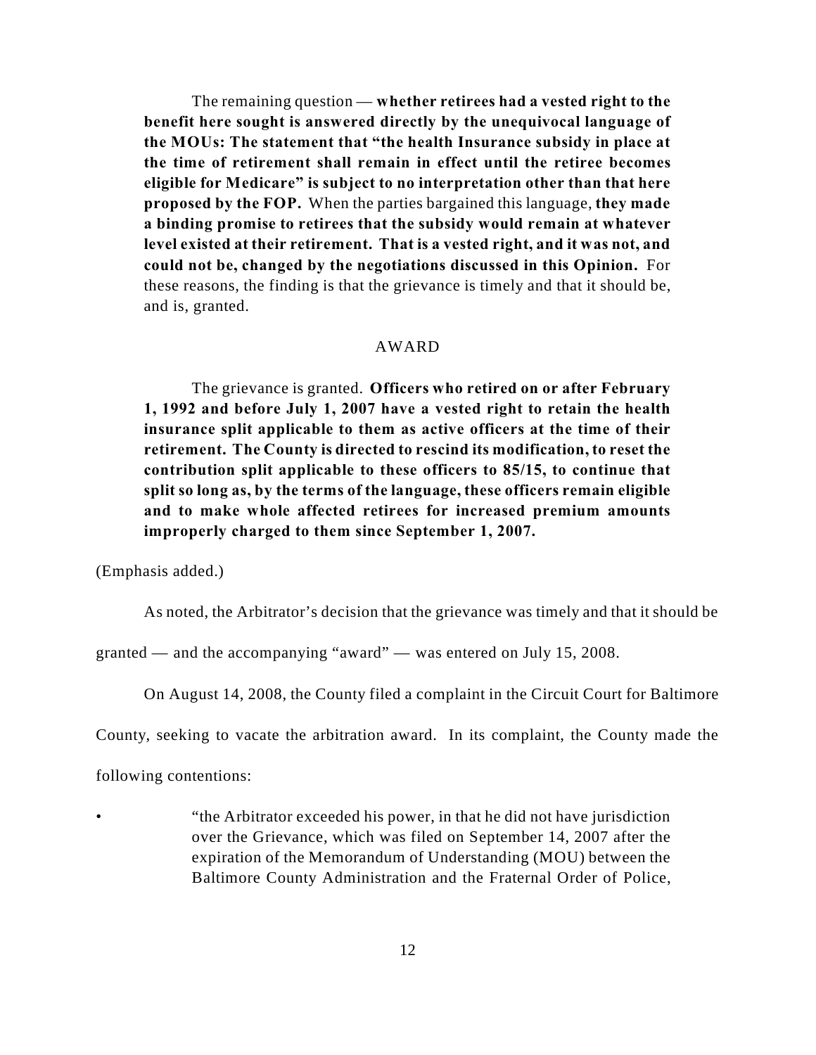The remaining question — **whether retirees had a vested right to the benefit here sought is answered directly by the unequivocal language of the MOUs: The statement that "the health Insurance subsidy in place at the time of retirement shall remain in effect until the retiree becomes eligible for Medicare" is subject to no interpretation other than that here proposed by the FOP.** When the parties bargained this language, **they made a binding promise to retirees that the subsidy would remain at whatever level existed at their retirement. That is a vested right, and it was not, and could not be, changed by the negotiations discussed in this Opinion.** For these reasons, the finding is that the grievance is timely and that it should be, and is, granted.

AWARD

The grievance is granted. **Officers who retired on or after February 1, 1992 and before July 1, 2007 have a vested right to retain the health insurance split applicable to them as active officers at the time of their retirement. The County is directed to rescind its modification, to reset the contribution split applicable to these officers to 85/15, to continue that split so long as, by the terms of the language, these officers remain eligible and to make whole affected retirees for increased premium amounts improperly charged to them since September 1, 2007.**

(Emphasis added.)

As noted, the Arbitrator's decision that the grievance was timely and that it should be granted — and the accompanying "award" — was entered on July 15, 2008.

On August 14, 2008, the County filed a complaint in the Circuit Court for Baltimore County, seeking to vacate the arbitration award. In its complaint, the County made the following contentions:

- "the Arbitrator exceeded his power, in that he did not have jurisdiction over the Grievance, which was filed on September 14, 2007 after the expiration of the Memorandum of Understanding (MOU) between the Baltimore County Administration and the Fraternal Order of Police,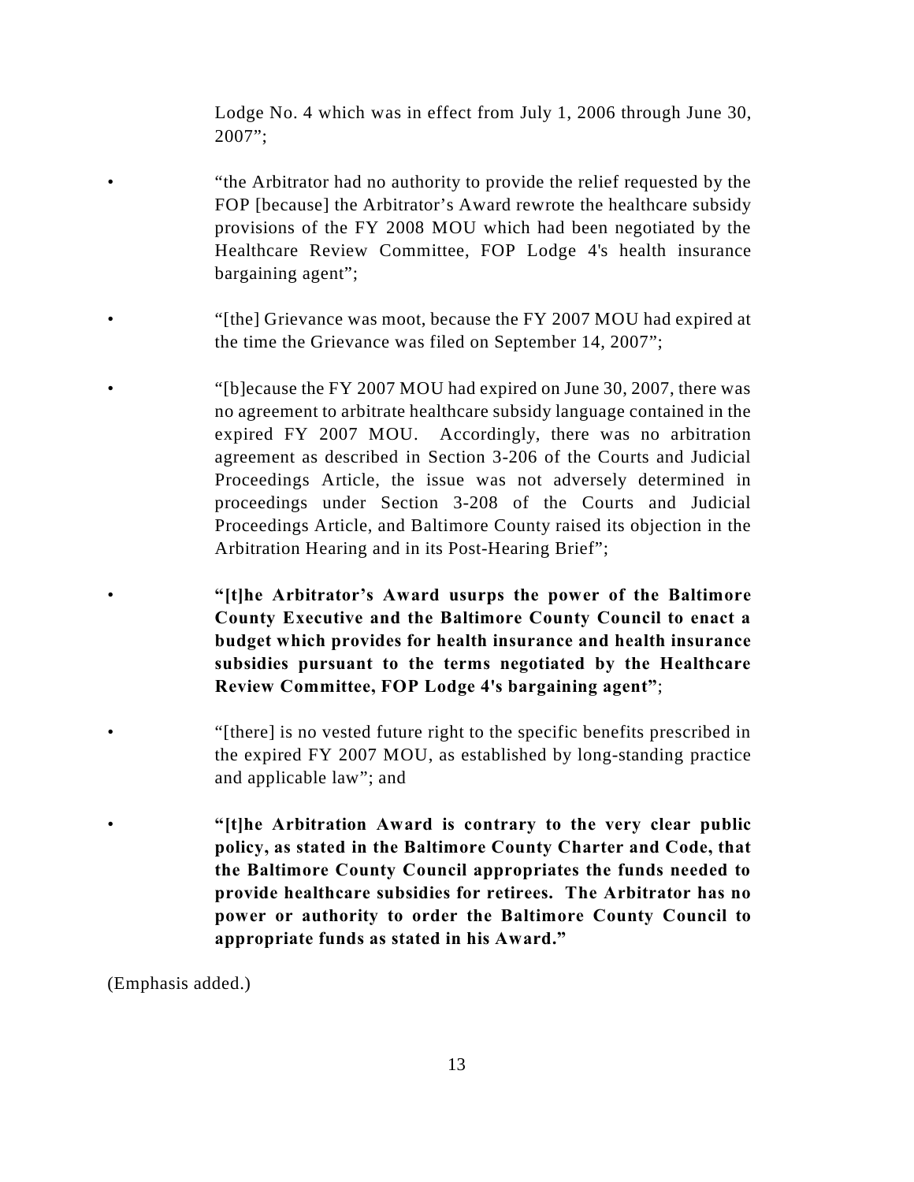Lodge No. 4 which was in effect from July 1, 2006 through June 30, 2007";

- "the Arbitrator had no authority to provide the relief requested by the FOP [because] the Arbitrator's Award rewrote the healthcare subsidy provisions of the FY 2008 MOU which had been negotiated by the Healthcare Review Committee, FOP Lodge 4's health insurance bargaining agent";

- "[the] Grievance was moot, because the FY 2007 MOU had expired at the time the Grievance was filed on September 14, 2007";

- "[b]ecause the FY 2007 MOU had expired on June 30, 2007, there was no agreement to arbitrate healthcare subsidy language contained in the expired FY 2007 MOU. Accordingly, there was no arbitration agreement as described in Section 3-206 of the Courts and Judicial Proceedings Article, the issue was not adversely determined in proceedings under Section 3-208 of the Courts and Judicial Proceedings Article, and Baltimore County raised its objection in the Arbitration Hearing and in its Post-Hearing Brief";

- **"[t]he Arbitrator's Award usurps the power of the Baltimore County Executive and the Baltimore County Council to enact a budget which provides for health insurance and health insurance subsidies pursuant to the terms negotiated by the Healthcare Review Committee, FOP Lodge 4's bargaining agent"**;

- "[there] is no vested future right to the specific benefits prescribed in the expired FY 2007 MOU, as established by long-standing practice and applicable law"; and

- **"[t]he Arbitration Award is contrary to the very clear public policy, as stated in the Baltimore County Charter and Code, that the Baltimore County Council appropriates the funds needed to provide healthcare subsidies for retirees. The Arbitrator has no power or authority to order the Baltimore County Council to appropriate funds as stated in his Award."**

(Emphasis added.)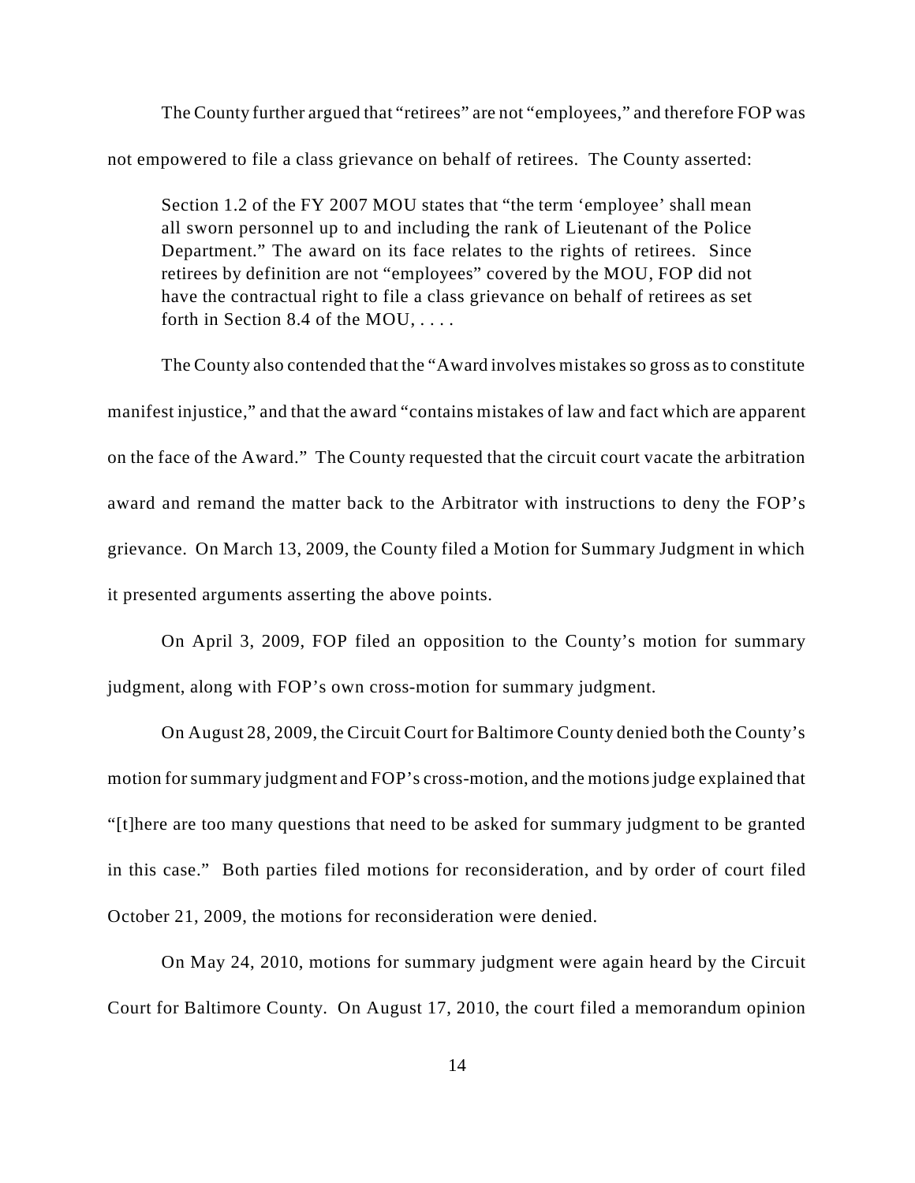The County further argued that "retirees" are not "employees," and therefore FOP was not empowered to file a class grievance on behalf of retirees. The County asserted:

> Section 1.2 of the FY 2007 MOU states that "the term 'employee' shall mean all sworn personnel up to and including the rank of Lieutenant of the Police Department." The award on its face relates to the rights of retirees. Since retirees by definition are not "employees" covered by the MOU, FOP did not have the contractual right to file a class grievance on behalf of retirees as set forth in Section 8.4 of the MOU, . . . .

The County also contended that the "Award involves mistakes so gross as to constitute manifest injustice," and that the award "contains mistakes of law and fact which are apparent on the face of the Award." The County requested that the circuit court vacate the arbitration award and remand the matter back to the Arbitrator with instructions to deny the FOP's grievance. On March 13, 2009, the County filed a Motion for Summary Judgment in which it presented arguments asserting the above points.

On April 3, 2009, FOP filed an opposition to the County's motion for summary judgment, along with FOP's own cross-motion for summary judgment.

On August 28, 2009, the Circuit Court for Baltimore County denied both the County's motion for summary judgment and FOP's cross-motion, and the motions judge explained that "[t]here are too many questions that need to be asked for summary judgment to be granted in this case." Both parties filed motions for reconsideration, and by order of court filed October 21, 2009, the motions for reconsideration were denied.

On May 24, 2010, motions for summary judgment were again heard by the Circuit Court for Baltimore County. On August 17, 2010, the court filed a memorandum opinion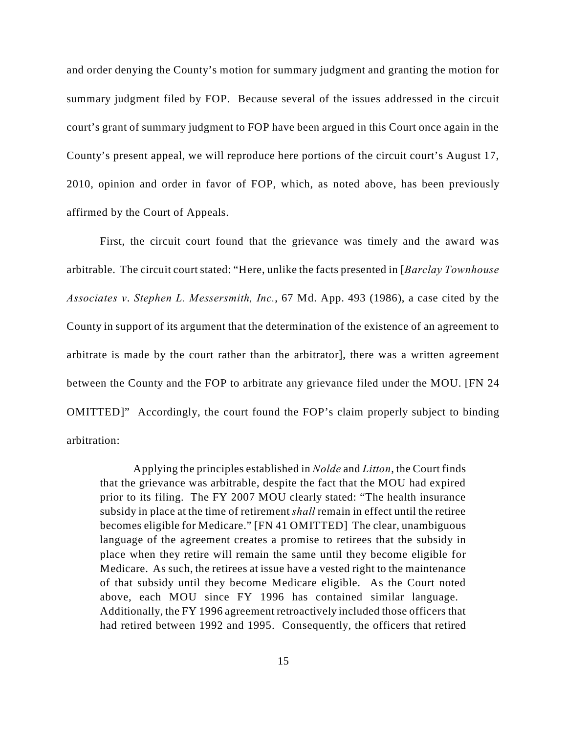and order denying the County's motion for summary judgment and granting the motion for summary judgment filed by FOP. Because several of the issues addressed in the circuit court's grant of summary judgment to FOP have been argued in this Court once again in the County's present appeal, we will reproduce here portions of the circuit court's August 17, 2010, opinion and order in favor of FOP, which, as noted above, has been previously affirmed by the Court of Appeals.

First, the circuit court found that the grievance was timely and the award was arbitrable. The circuit court stated: "Here, unlike the facts presented in [*Barclay Townhouse Associates v. Stephen L. Messersmith, Inc.*, 67 Md. App. 493 (1986), a case cited by the County in support of its argument that the determination of the existence of an agreement to arbitrate is made by the court rather than the arbitrator], there was a written agreement between the County and the FOP to arbitrate any grievance filed under the MOU. [FN 24 OMITTED]" Accordingly, the court found the FOP's claim properly subject to binding arbitration:

> Applying the principles established in *Nolde* and *Litton*, the Court finds that the grievance was arbitrable, despite the fact that the MOU had expired prior to its filing. The FY 2007 MOU clearly stated: "The health insurance subsidy in place at the time of retirement *shall* remain in effect until the retiree becomes eligible for Medicare." [FN 41 OMITTED] The clear, unambiguous language of the agreement creates a promise to retirees that the subsidy in place when they retire will remain the same until they become eligible for Medicare. As such, the retirees at issue have a vested right to the maintenance of that subsidy until they become Medicare eligible. As the Court noted above, each MOU since FY 1996 has contained similar language. Additionally, the FY 1996 agreement retroactively included those officers that had retired between 1992 and 1995. Consequently, the officers that retired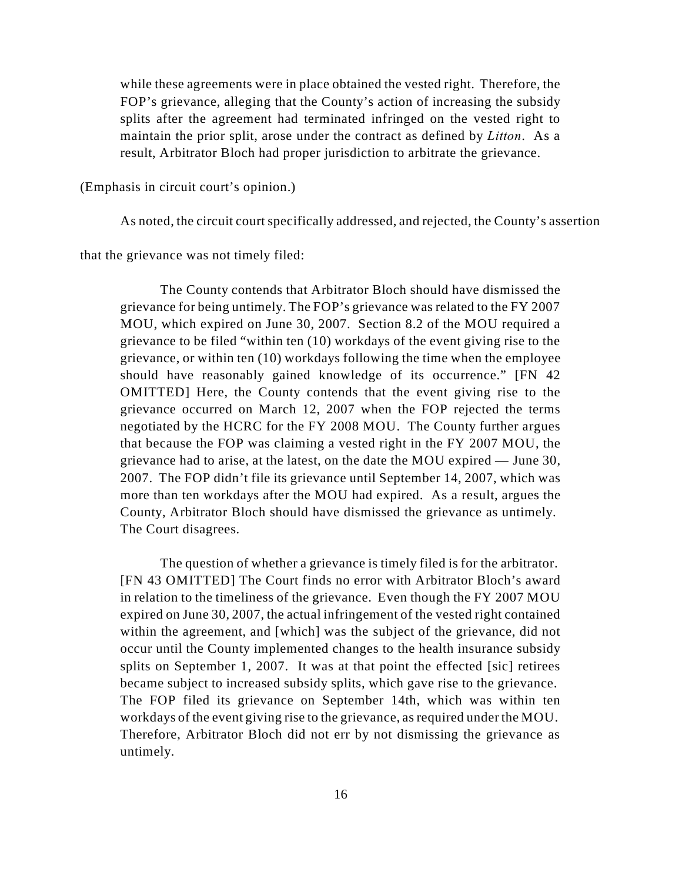> while these agreements were in place obtained the vested right. Therefore, the FOP's grievance, alleging that the County's action of increasing the subsidy splits after the agreement had terminated infringed on the vested right to maintain the prior split, arose under the contract as defined by *Litton*. As a result, Arbitrator Bloch had proper jurisdiction to arbitrate the grievance.

(Emphasis in circuit court's opinion.)

As noted, the circuit court specifically addressed, and rejected, the County's assertion that the grievance was not timely filed:

> The County contends that Arbitrator Bloch should have dismissed the grievance for being untimely. The FOP's grievance was related to the FY 2007 MOU, which expired on June 30, 2007. Section 8.2 of the MOU required a grievance to be filed "within ten (10) workdays of the event giving rise to the grievance, or within ten (10) workdays following the time when the employee should have reasonably gained knowledge of its occurrence." [FN 42 OMITTED] Here, the County contends that the event giving rise to the grievance occurred on March 12, 2007 when the FOP rejected the terms negotiated by the HCRC for the FY 2008 MOU. The County further argues that because the FOP was claiming a vested right in the FY 2007 MOU, the grievance had to arise, at the latest, on the date the MOU expired — June 30, 2007. The FOP didn't file its grievance until September 14, 2007, which was more than ten workdays after the MOU had expired. As a result, argues the County, Arbitrator Bloch should have dismissed the grievance as untimely. The Court disagrees.
>
> The question of whether a grievance is timely filed is for the arbitrator. [FN 43 OMITTED] The Court finds no error with Arbitrator Bloch's award in relation to the timeliness of the grievance. Even though the FY 2007 MOU expired on June 30, 2007, the actual infringement of the vested right contained within the agreement, and [which] was the subject of the grievance, did not occur until the County implemented changes to the health insurance subsidy splits on September 1, 2007. It was at that point the effected [sic] retirees became subject to increased subsidy splits, which gave rise to the grievance. The FOP filed its grievance on September 14th, which was within ten workdays of the event giving rise to the grievance, as required under the MOU. Therefore, Arbitrator Bloch did not err by not dismissing the grievance as untimely.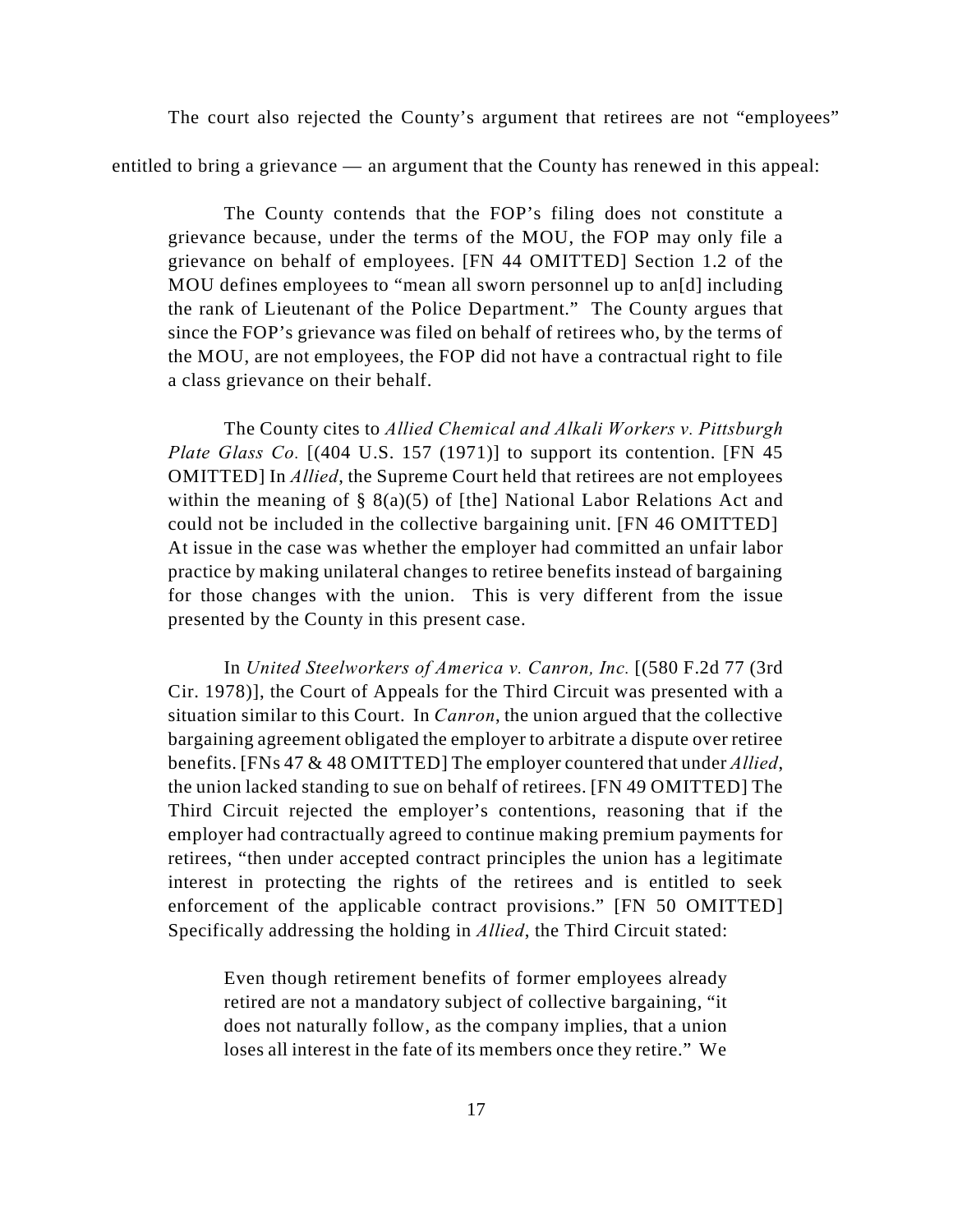The court also rejected the County's argument that retirees are not "employees" entitled to bring a grievance — an argument that the County has renewed in this appeal:

> The County contends that the FOP's filing does not constitute a grievance because, under the terms of the MOU, the FOP may only file a grievance on behalf of employees. [FN 44 OMITTED] Section 1.2 of the MOU defines employees to "mean all sworn personnel up to an[d] including the rank of Lieutenant of the Police Department." The County argues that since the FOP's grievance was filed on behalf of retirees who, by the terms of the MOU, are not employees, the FOP did not have a contractual right to file a class grievance on their behalf.
>
> The County cites to *Allied Chemical and Alkali Workers v. Pittsburgh Plate Glass Co.* [(404 U.S. 157 (1971)] to support its contention. [FN 45 OMITTED] In *Allied*, the Supreme Court held that retirees are not employees within the meaning of § 8(a)(5) of [the] National Labor Relations Act and could not be included in the collective bargaining unit. [FN 46 OMITTED] At issue in the case was whether the employer had committed an unfair labor practice by making unilateral changes to retiree benefits instead of bargaining for those changes with the union. This is very different from the issue presented by the County in this present case.
>
> In *United Steelworkers of America v. Canron, Inc.* [(580 F.2d 77 (3rd Cir. 1978)], the Court of Appeals for the Third Circuit was presented with a situation similar to this Court. In *Canron*, the union argued that the collective bargaining agreement obligated the employer to arbitrate a dispute over retiree benefits. [FNs 47 & 48 OMITTED] The employer countered that under *Allied*, the union lacked standing to sue on behalf of retirees. [FN 49 OMITTED] The Third Circuit rejected the employer's contentions, reasoning that if the employer had contractually agreed to continue making premium payments for retirees, "then under accepted contract principles the union has a legitimate interest in protecting the rights of the retirees and is entitled to seek enforcement of the applicable contract provisions." [FN 50 OMITTED] Specifically addressing the holding in *Allied*, the Third Circuit stated:
>
> > Even though retirement benefits of former employees already retired are not a mandatory subject of collective bargaining, "it does not naturally follow, as the company implies, that a union loses all interest in the fate of its members once they retire." We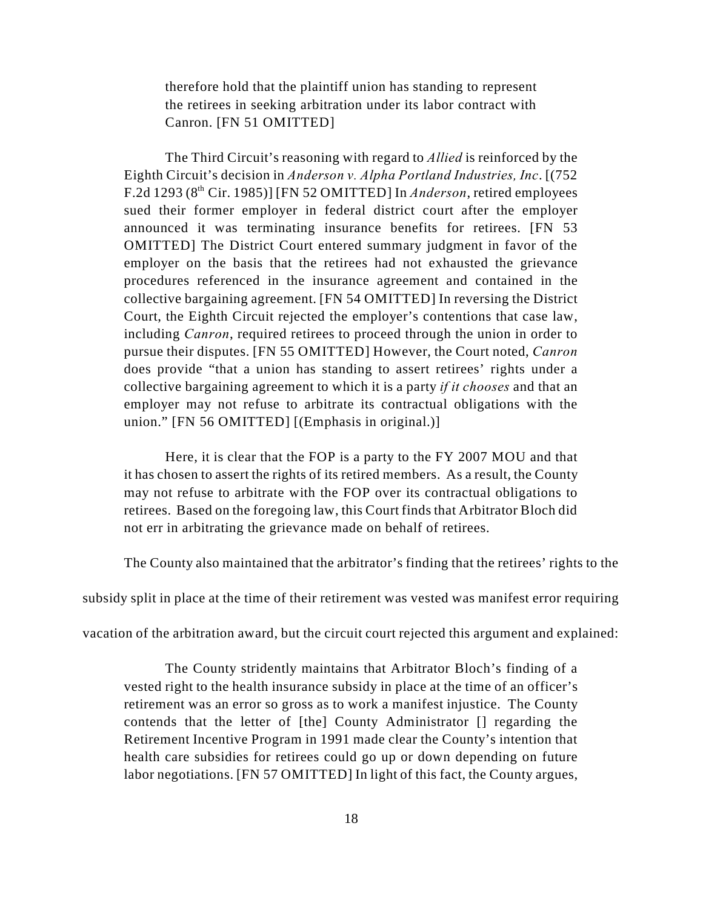therefore hold that the plaintiff union has standing to represent the retirees in seeking arbitration under its labor contract with Canron. [FN 51 OMITTED]

The Third Circuit's reasoning with regard to *Allied* is reinforced by the Eighth Circuit's decision in *Anderson v. Alpha Portland Industries, Inc*. [(752 F.2d 1293 (8th Cir. 1985)] [FN 52 OMITTED] In *Anderson*, retired employees sued their former employer in federal district court after the employer announced it was terminating insurance benefits for retirees. [FN 53 OMITTED] The District Court entered summary judgment in favor of the employer on the basis that the retirees had not exhausted the grievance procedures referenced in the insurance agreement and contained in the collective bargaining agreement. [FN 54 OMITTED] In reversing the District Court, the Eighth Circuit rejected the employer's contentions that case law, including *Canron*, required retirees to proceed through the union in order to pursue their disputes. [FN 55 OMITTED] However, the Court noted, *Canron* does provide "that a union has standing to assert retirees' rights under a collective bargaining agreement to which it is a party *if it chooses* and that an employer may not refuse to arbitrate its contractual obligations with the union." [FN 56 OMITTED] [(Emphasis in original.)]

Here, it is clear that the FOP is a party to the FY 2007 MOU and that it has chosen to assert the rights of its retired members. As a result, the County may not refuse to arbitrate with the FOP over its contractual obligations to retirees. Based on the foregoing law, this Court finds that Arbitrator Bloch did not err in arbitrating the grievance made on behalf of retirees.

The County also maintained that the arbitrator's finding that the retirees' rights to the subsidy split in place at the time of their retirement was vested was manifest error requiring vacation of the arbitration award, but the circuit court rejected this argument and explained:

The County stridently maintains that Arbitrator Bloch's finding of a vested right to the health insurance subsidy in place at the time of an officer's retirement was an error so gross as to work a manifest injustice. The County contends that the letter of [the] County Administrator [] regarding the Retirement Incentive Program in 1991 made clear the County's intention that health care subsidies for retirees could go up or down depending on future labor negotiations. [FN 57 OMITTED] In light of this fact, the County argues,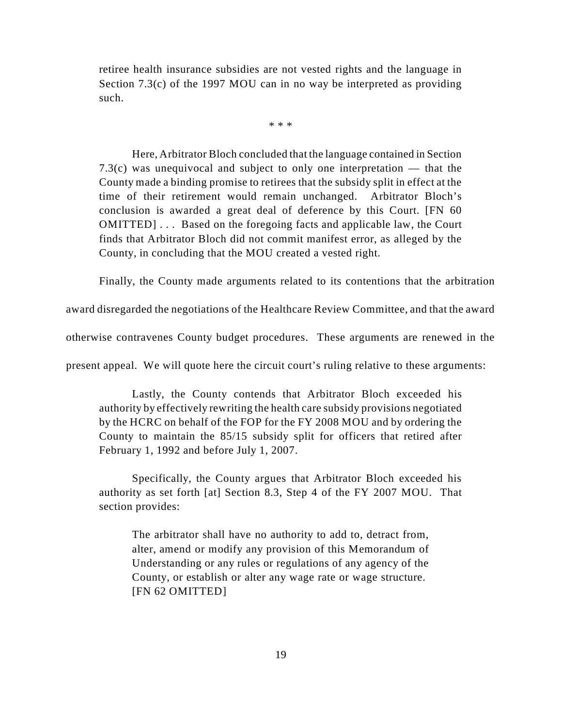> retiree health insurance subsidies are not vested rights and the language in Section 7.3(c) of the 1997 MOU can in no way be interpreted as providing such.
>
> * * *
>
> Here, Arbitrator Bloch concluded that the language contained in Section 7.3(c) was unequivocal and subject to only one interpretation — that the County made a binding promise to retirees that the subsidy split in effect at the time of their retirement would remain unchanged. Arbitrator Bloch's conclusion is awarded a great deal of deference by this Court. [FN 60 OMITTED] . . . Based on the foregoing facts and applicable law, the Court finds that Arbitrator Bloch did not commit manifest error, as alleged by the County, in concluding that the MOU created a vested right.

Finally, the County made arguments related to its contentions that the arbitration award disregarded the negotiations of the Healthcare Review Committee, and that the award otherwise contravenes County budget procedures. These arguments are renewed in the present appeal. We will quote here the circuit court's ruling relative to these arguments:

> Lastly, the County contends that Arbitrator Bloch exceeded his authority by effectively rewriting the health care subsidy provisions negotiated by the HCRC on behalf of the FOP for the FY 2008 MOU and by ordering the County to maintain the 85/15 subsidy split for officers that retired after February 1, 1992 and before July 1, 2007.
>
> Specifically, the County argues that Arbitrator Bloch exceeded his authority as set forth [at] Section 8.3, Step 4 of the FY 2007 MOU. That section provides:
>
>> The arbitrator shall have no authority to add to, detract from, alter, amend or modify any provision of this Memorandum of Understanding or any rules or regulations of any agency of the County, or establish or alter any wage rate or wage structure. [FN 62 OMITTED]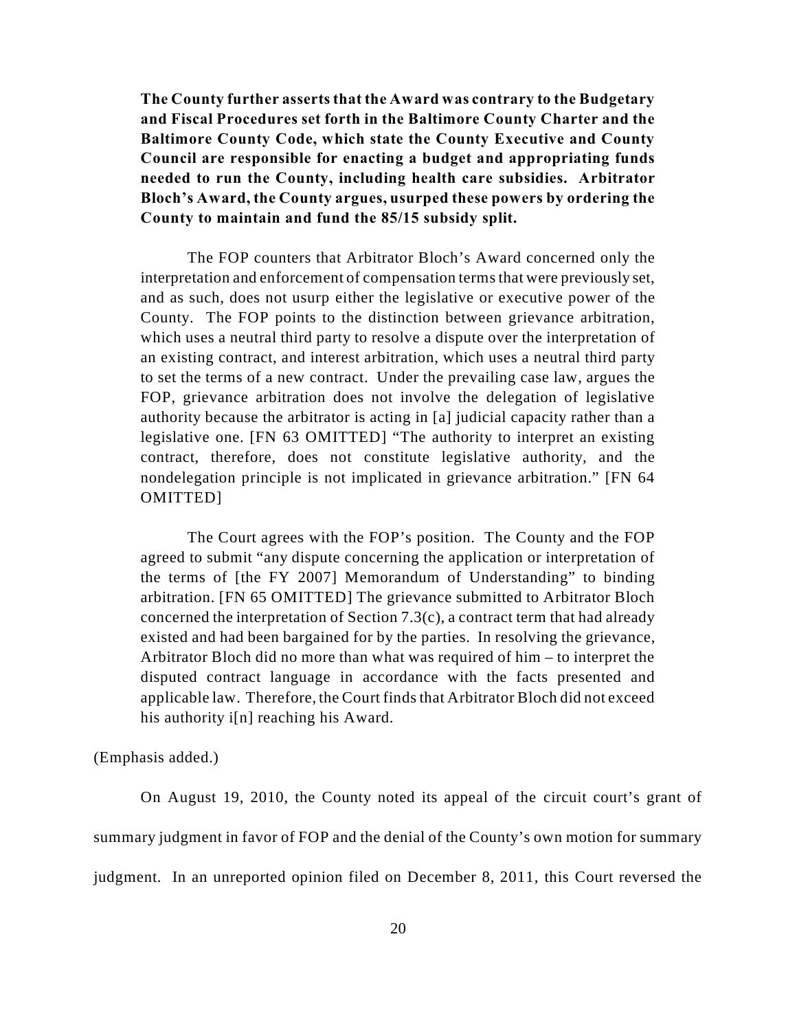> **The County further asserts that the Award was contrary to the Budgetary and Fiscal Procedures set forth in the Baltimore County Charter and the Baltimore County Code, which state the County Executive and County Council are responsible for enacting a budget and appropriating funds needed to run the County, including health care subsidies. Arbitrator Bloch's Award, the County argues, usurped these powers by ordering the County to maintain and fund the 85/15 subsidy split.**
>
> The FOP counters that Arbitrator Bloch's Award concerned only the interpretation and enforcement of compensation terms that were previously set, and as such, does not usurp either the legislative or executive power of the County. The FOP points to the distinction between grievance arbitration, which uses a neutral third party to resolve a dispute over the interpretation of an existing contract, and interest arbitration, which uses a neutral third party to set the terms of a new contract. Under the prevailing case law, argues the FOP, grievance arbitration does not involve the delegation of legislative authority because the arbitrator is acting in [a] judicial capacity rather than a legislative one. [FN 63 OMITTED] "The authority to interpret an existing contract, therefore, does not constitute legislative authority, and the nondelegation principle is not implicated in grievance arbitration." [FN 64 OMITTED]
>
> The Court agrees with the FOP's position. The County and the FOP agreed to submit "any dispute concerning the application or interpretation of the terms of [the FY 2007] Memorandum of Understanding" to binding arbitration. [FN 65 OMITTED] The grievance submitted to Arbitrator Bloch concerned the interpretation of Section 7.3(c), a contract term that had already existed and had been bargained for by the parties. In resolving the grievance, Arbitrator Bloch did no more than what was required of him – to interpret the disputed contract language in accordance with the facts presented and applicable law. Therefore, the Court finds that Arbitrator Bloch did not exceed his authority i[n] reaching his Award.

(Emphasis added.)

On August 19, 2010, the County noted its appeal of the circuit court's grant of summary judgment in favor of FOP and the denial of the County's own motion for summary judgment. In an unreported opinion filed on December 8, 2011, this Court reversed the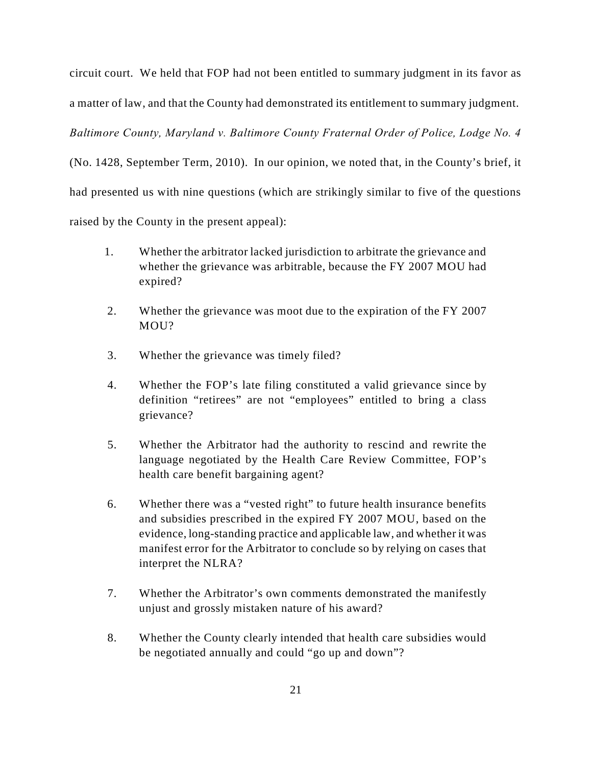circuit court. We held that FOP had not been entitled to summary judgment in its favor as a matter of law, and that the County had demonstrated its entitlement to summary judgment. *Baltimore County, Maryland v. Baltimore County Fraternal Order of Police, Lodge No. 4* (No. 1428, September Term, 2010). In our opinion, we noted that, in the County's brief, it had presented us with nine questions (which are strikingly similar to five of the questions raised by the County in the present appeal):

1. Whether the arbitrator lacked jurisdiction to arbitrate the grievance and whether the grievance was arbitrable, because the FY 2007 MOU had expired?

2. Whether the grievance was moot due to the expiration of the FY 2007 MOU?

3. Whether the grievance was timely filed?

4. Whether the FOP's late filing constituted a valid grievance since by definition "retirees" are not "employees" entitled to bring a class grievance?

5. Whether the Arbitrator had the authority to rescind and rewrite the language negotiated by the Health Care Review Committee, FOP's health care benefit bargaining agent?

6. Whether there was a "vested right" to future health insurance benefits and subsidies prescribed in the expired FY 2007 MOU, based on the evidence, long-standing practice and applicable law, and whether it was manifest error for the Arbitrator to conclude so by relying on cases that interpret the NLRA?

7. Whether the Arbitrator's own comments demonstrated the manifestly unjust and grossly mistaken nature of his award?

8. Whether the County clearly intended that health care subsidies would be negotiated annually and could "go up and down"?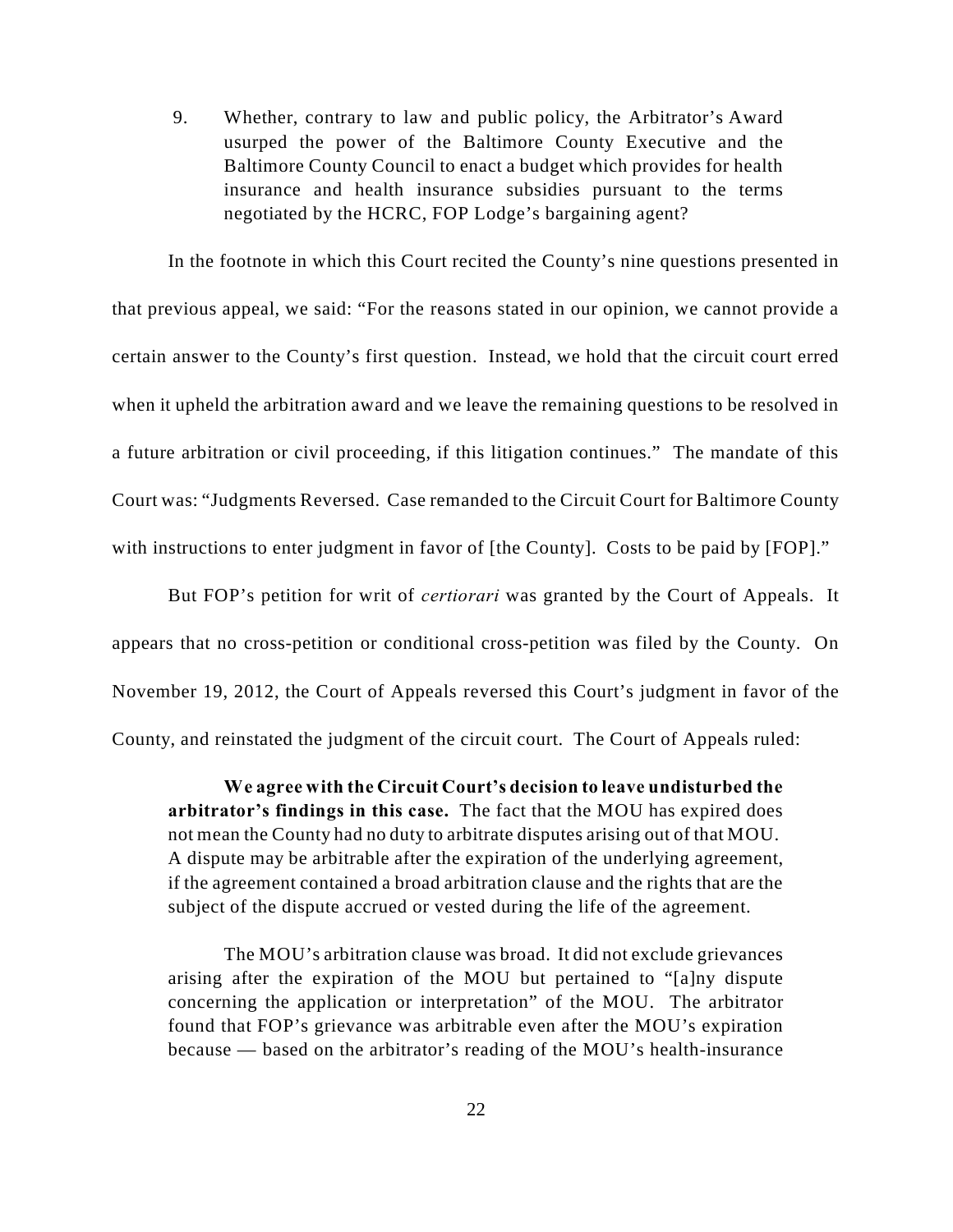9. Whether, contrary to law and public policy, the Arbitrator's Award usurped the power of the Baltimore County Executive and the Baltimore County Council to enact a budget which provides for health insurance and health insurance subsidies pursuant to the terms negotiated by the HCRC, FOP Lodge's bargaining agent?

In the footnote in which this Court recited the County's nine questions presented in that previous appeal, we said: "For the reasons stated in our opinion, we cannot provide a certain answer to the County's first question. Instead, we hold that the circuit court erred when it upheld the arbitration award and we leave the remaining questions to be resolved in a future arbitration or civil proceeding, if this litigation continues." The mandate of this Court was: "Judgments Reversed. Case remanded to the Circuit Court for Baltimore County with instructions to enter judgment in favor of [the County]. Costs to be paid by [FOP]."

But FOP's petition for writ of *certiorari* was granted by the Court of Appeals. It appears that no cross-petition or conditional cross-petition was filed by the County. On November 19, 2012, the Court of Appeals reversed this Court's judgment in favor of the County, and reinstated the judgment of the circuit court. The Court of Appeals ruled:

> **We agree with the Circuit Court's decision to leave undisturbed the arbitrator's findings in this case.** The fact that the MOU has expired does not mean the County had no duty to arbitrate disputes arising out of that MOU. A dispute may be arbitrable after the expiration of the underlying agreement, if the agreement contained a broad arbitration clause and the rights that are the subject of the dispute accrued or vested during the life of the agreement.
>
> The MOU's arbitration clause was broad. It did not exclude grievances arising after the expiration of the MOU but pertained to "[a]ny dispute concerning the application or interpretation" of the MOU. The arbitrator found that FOP's grievance was arbitrable even after the MOU's expiration because — based on the arbitrator's reading of the MOU's health-insurance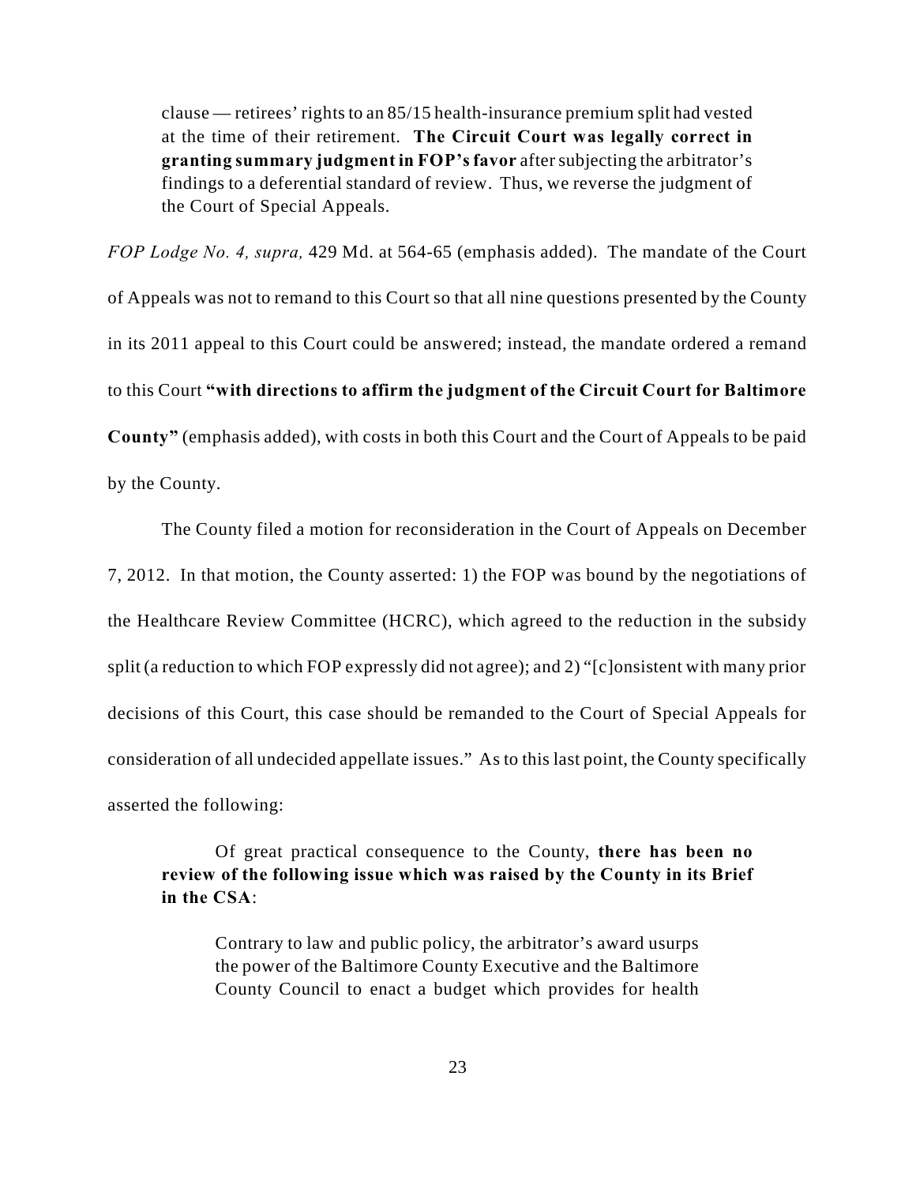> clause — retirees' rights to an 85/15 health-insurance premium split had vested at the time of their retirement. **The Circuit Court was legally correct in granting summary judgment in FOP's favor** after subjecting the arbitrator's findings to a deferential standard of review. Thus, we reverse the judgment of the Court of Special Appeals.

*FOP Lodge No. 4, supra,* 429 Md. at 564-65 (emphasis added). The mandate of the Court of Appeals was not to remand to this Court so that all nine questions presented by the County in its 2011 appeal to this Court could be answered; instead, the mandate ordered a remand to this Court **"with directions to affirm the judgment of the Circuit Court for Baltimore County"** (emphasis added), with costs in both this Court and the Court of Appeals to be paid by the County.

The County filed a motion for reconsideration in the Court of Appeals on December 7, 2012. In that motion, the County asserted: 1) the FOP was bound by the negotiations of the Healthcare Review Committee (HCRC), which agreed to the reduction in the subsidy split (a reduction to which FOP expressly did not agree); and 2) "[c]onsistent with many prior decisions of this Court, this case should be remanded to the Court of Special Appeals for consideration of all undecided appellate issues." As to this last point, the County specifically asserted the following:

> Of great practical consequence to the County, **there has been no review of the following issue which was raised by the County in its Brief in the CSA**:
>
> > Contrary to law and public policy, the arbitrator's award usurps the power of the Baltimore County Executive and the Baltimore County Council to enact a budget which provides for health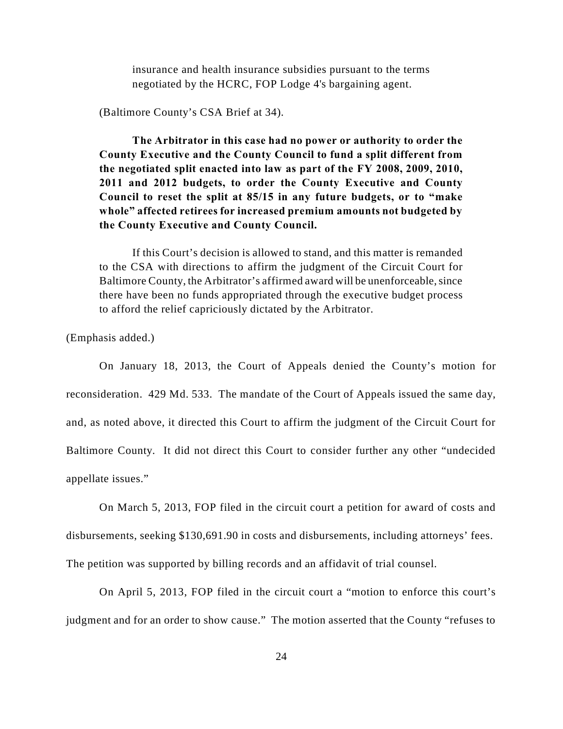> insurance and health insurance subsidies pursuant to the terms negotiated by the HCRC, FOP Lodge 4's bargaining agent.

(Baltimore County's CSA Brief at 34).

> **The Arbitrator in this case had no power or authority to order the County Executive and the County Council to fund a split different from the negotiated split enacted into law as part of the FY 2008, 2009, 2010, 2011 and 2012 budgets, to order the County Executive and County Council to reset the split at 85/15 in any future budgets, or to "make whole" affected retirees for increased premium amounts not budgeted by the County Executive and County Council.**
>
> If this Court's decision is allowed to stand, and this matter is remanded to the CSA with directions to affirm the judgment of the Circuit Court for Baltimore County, the Arbitrator's affirmed award will be unenforceable, since there have been no funds appropriated through the executive budget process to afford the relief capriciously dictated by the Arbitrator.

(Emphasis added.)

On January 18, 2013, the Court of Appeals denied the County's motion for reconsideration. 429 Md. 533. The mandate of the Court of Appeals issued the same day, and, as noted above, it directed this Court to affirm the judgment of the Circuit Court for Baltimore County. It did not direct this Court to consider further any other "undecided appellate issues."

On March 5, 2013, FOP filed in the circuit court a petition for award of costs and disbursements, seeking $130,691.90 in costs and disbursements, including attorneys' fees. The petition was supported by billing records and an affidavit of trial counsel.

On April 5, 2013, FOP filed in the circuit court a "motion to enforce this court's judgment and for an order to show cause." The motion asserted that the County "refuses to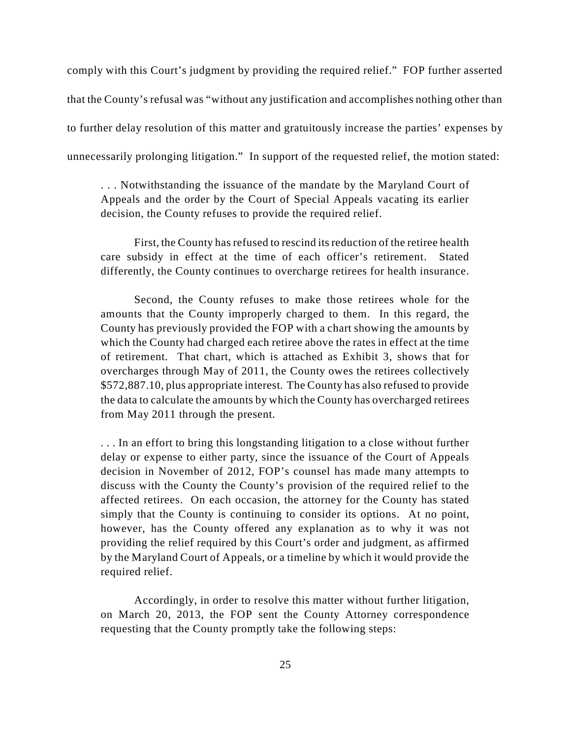comply with this Court's judgment by providing the required relief." FOP further asserted that the County's refusal was "without any justification and accomplishes nothing other than to further delay resolution of this matter and gratuitously increase the parties' expenses by unnecessarily prolonging litigation." In support of the requested relief, the motion stated:

> . . . Notwithstanding the issuance of the mandate by the Maryland Court of Appeals and the order by the Court of Special Appeals vacating its earlier decision, the County refuses to provide the required relief.
>
> First, the County has refused to rescind its reduction of the retiree health care subsidy in effect at the time of each officer's retirement. Stated differently, the County continues to overcharge retirees for health insurance.
>
> Second, the County refuses to make those retirees whole for the amounts that the County improperly charged to them. In this regard, the County has previously provided the FOP with a chart showing the amounts by which the County had charged each retiree above the rates in effect at the time of retirement. That chart, which is attached as Exhibit 3, shows that for overcharges through May of 2011, the County owes the retirees collectively $572,887.10, plus appropriate interest. The County has also refused to provide the data to calculate the amounts by which the County has overcharged retirees from May 2011 through the present.
>
> . . . In an effort to bring this longstanding litigation to a close without further delay or expense to either party, since the issuance of the Court of Appeals decision in November of 2012, FOP's counsel has made many attempts to discuss with the County the County's provision of the required relief to the affected retirees. On each occasion, the attorney for the County has stated simply that the County is continuing to consider its options. At no point, however, has the County offered any explanation as to why it was not providing the relief required by this Court's order and judgment, as affirmed by the Maryland Court of Appeals, or a timeline by which it would provide the required relief.
>
> Accordingly, in order to resolve this matter without further litigation, on March 20, 2013, the FOP sent the County Attorney correspondence requesting that the County promptly take the following steps: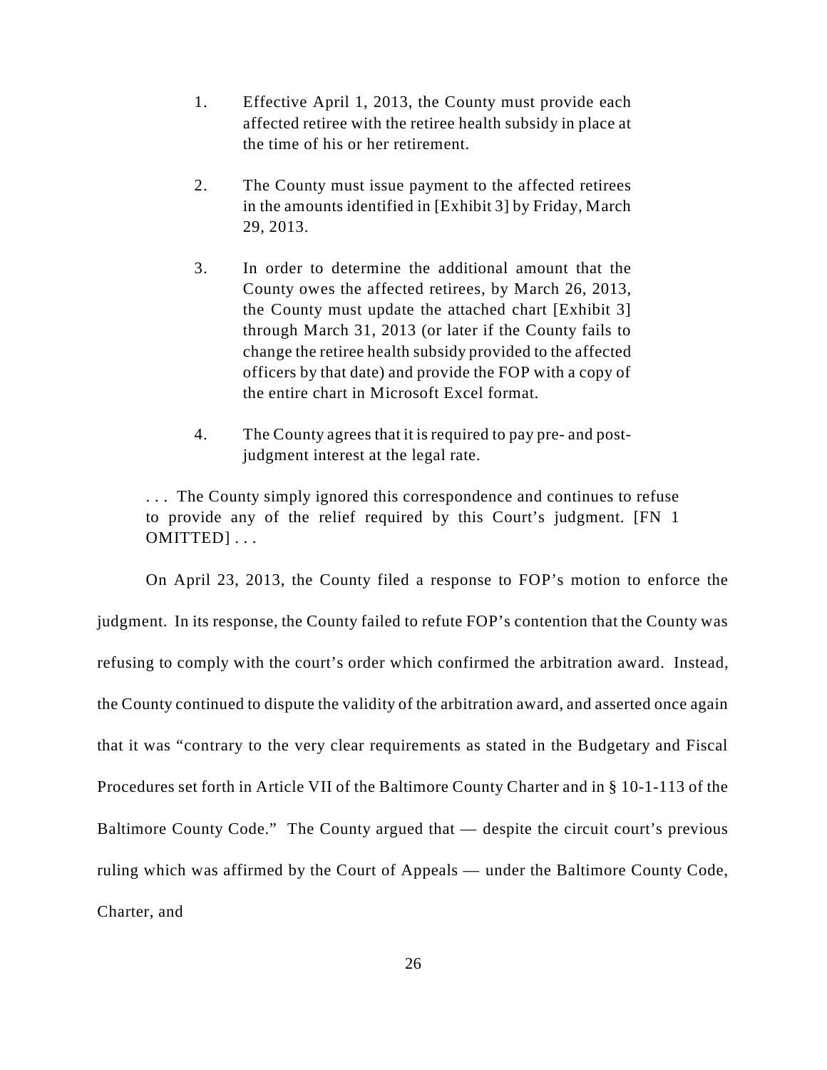> 1. Effective April 1, 2013, the County must provide each affected retiree with the retiree health subsidy in place at the time of his or her retirement.
>
> 2. The County must issue payment to the affected retirees in the amounts identified in [Exhibit 3] by Friday, March 29, 2013.
>
> 3. In order to determine the additional amount that the County owes the affected retirees, by March 26, 2013, the County must update the attached chart [Exhibit 3] through March 31, 2013 (or later if the County fails to change the retiree health subsidy provided to the affected officers by that date) and provide the FOP with a copy of the entire chart in Microsoft Excel format.
>
> 4. The County agrees that it is required to pay pre- and post-judgment interest at the legal rate.
>
> . . . The County simply ignored this correspondence and continues to refuse to provide any of the relief required by this Court's judgment. [FN 1 OMITTED] . . .

On April 23, 2013, the County filed a response to FOP's motion to enforce the judgment. In its response, the County failed to refute FOP's contention that the County was refusing to comply with the court's order which confirmed the arbitration award. Instead, the County continued to dispute the validity of the arbitration award, and asserted once again that it was "contrary to the very clear requirements as stated in the Budgetary and Fiscal Procedures set forth in Article VII of the Baltimore County Charter and in § 10-1-113 of the Baltimore County Code." The County argued that — despite the circuit court's previous ruling which was affirmed by the Court of Appeals — under the Baltimore County Code, Charter, and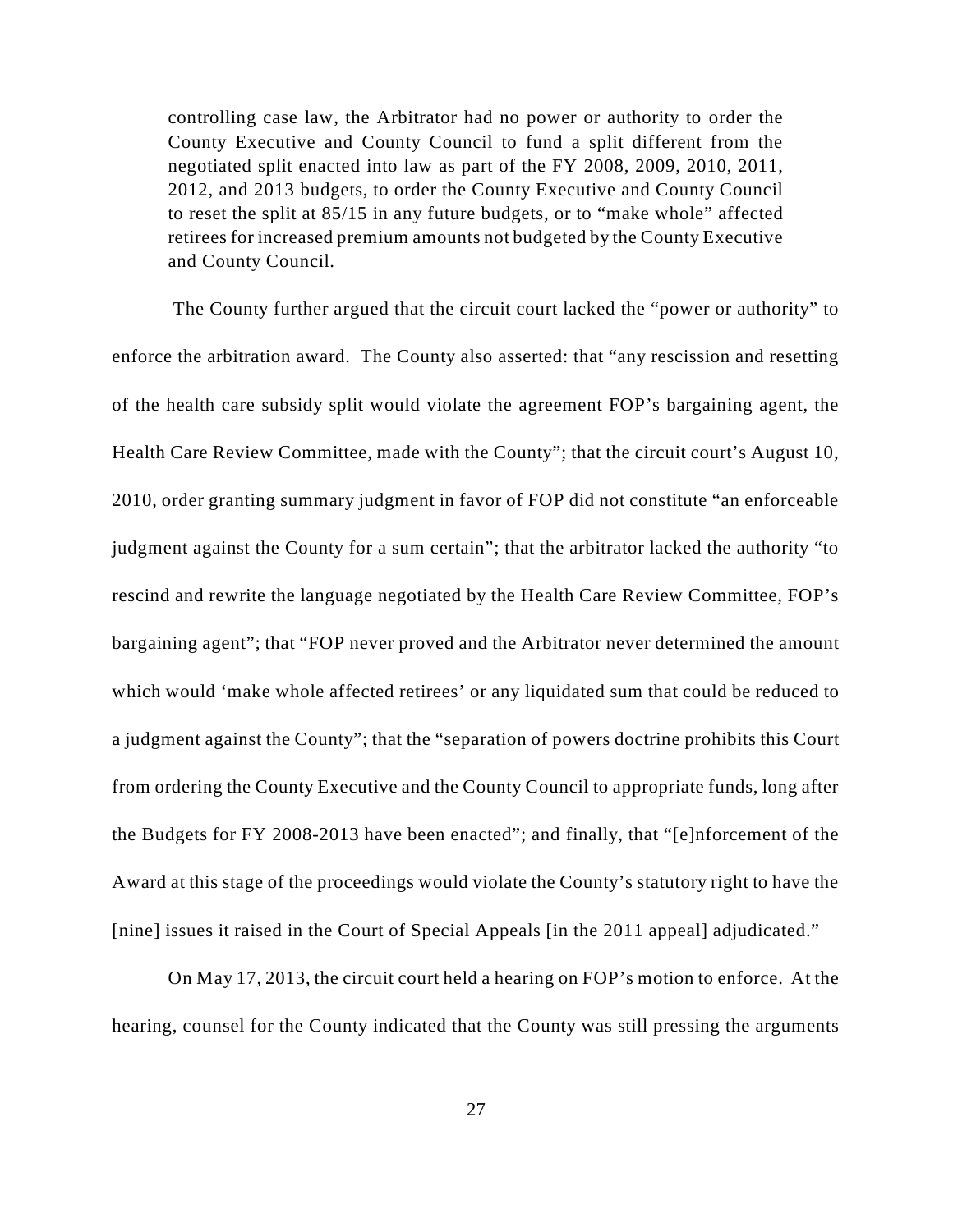> controlling case law, the Arbitrator had no power or authority to order the County Executive and County Council to fund a split different from the negotiated split enacted into law as part of the FY 2008, 2009, 2010, 2011, 2012, and 2013 budgets, to order the County Executive and County Council to reset the split at 85/15 in any future budgets, or to "make whole" affected retirees for increased premium amounts not budgeted by the County Executive and County Council.

The County further argued that the circuit court lacked the "power or authority" to enforce the arbitration award. The County also asserted: that "any rescission and resetting of the health care subsidy split would violate the agreement FOP's bargaining agent, the Health Care Review Committee, made with the County"; that the circuit court's August 10, 2010, order granting summary judgment in favor of FOP did not constitute "an enforceable judgment against the County for a sum certain"; that the arbitrator lacked the authority "to rescind and rewrite the language negotiated by the Health Care Review Committee, FOP's bargaining agent"; that "FOP never proved and the Arbitrator never determined the amount which would 'make whole affected retirees' or any liquidated sum that could be reduced to a judgment against the County"; that the "separation of powers doctrine prohibits this Court from ordering the County Executive and the County Council to appropriate funds, long after the Budgets for FY 2008-2013 have been enacted"; and finally, that "[e]nforcement of the Award at this stage of the proceedings would violate the County's statutory right to have the [nine] issues it raised in the Court of Special Appeals [in the 2011 appeal] adjudicated."

On May 17, 2013, the circuit court held a hearing on FOP's motion to enforce. At the hearing, counsel for the County indicated that the County was still pressing the arguments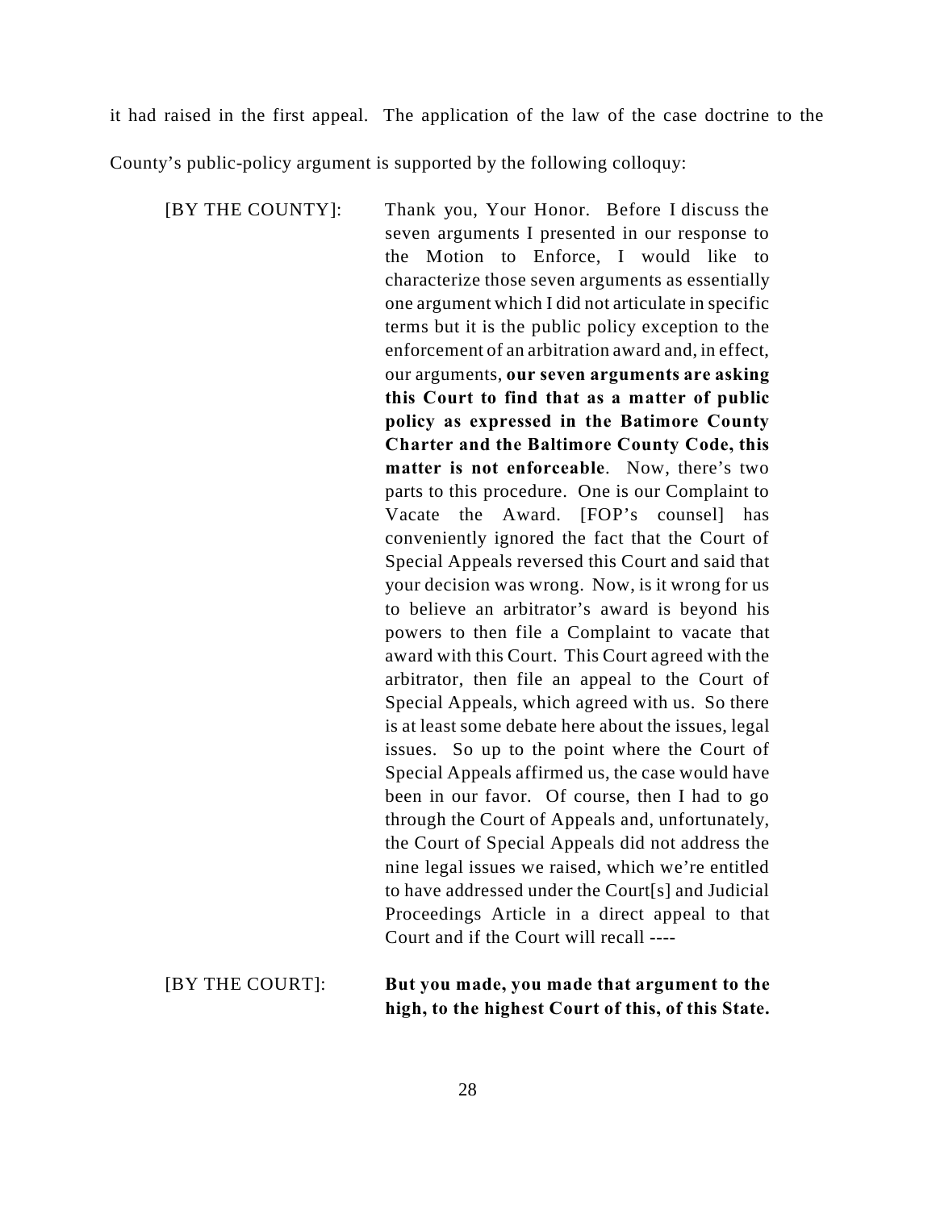it had raised in the first appeal. The application of the law of the case doctrine to the County's public-policy argument is supported by the following colloquy:

> [BY THE COUNTY]: Thank you, Your Honor. Before I discuss the seven arguments I presented in our response to the Motion to Enforce, I would like to characterize those seven arguments as essentially one argument which I did not articulate in specific terms but it is the public policy exception to the enforcement of an arbitration award and, in effect, our arguments, **our seven arguments are asking this Court to find that as a matter of public policy as expressed in the Batimore County Charter and the Baltimore County Code, this matter is not enforceable**. Now, there's two parts to this procedure. One is our Complaint to Vacate the Award. [FOP's counsel] has conveniently ignored the fact that the Court of Special Appeals reversed this Court and said that your decision was wrong. Now, is it wrong for us to believe an arbitrator's award is beyond his powers to then file a Complaint to vacate that award with this Court. This Court agreed with the arbitrator, then file an appeal to the Court of Special Appeals, which agreed with us. So there is at least some debate here about the issues, legal issues. So up to the point where the Court of Special Appeals affirmed us, the case would have been in our favor. Of course, then I had to go through the Court of Appeals and, unfortunately, the Court of Special Appeals did not address the nine legal issues we raised, which we're entitled to have addressed under the Court[s] and Judicial Proceedings Article in a direct appeal to that Court and if the Court will recall ----
>
> [BY THE COURT]: **But you made, you made that argument to the high, to the highest Court of this, of this State.**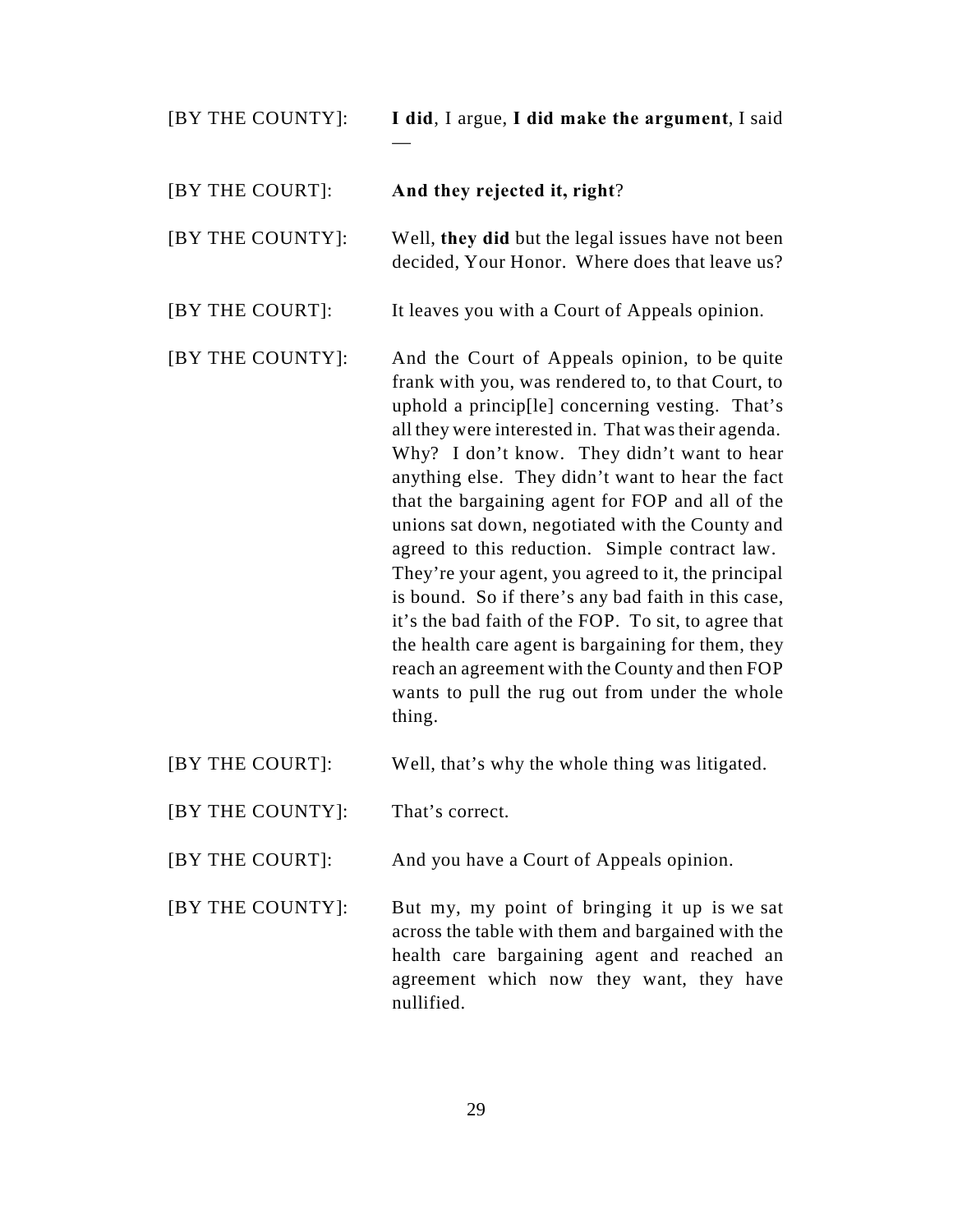[BY THE COUNTY]: **I did**, I argue, **I did make the argument**, I said —

[BY THE COURT]: **And they rejected it, right**?

[BY THE COUNTY]: Well, **they did** but the legal issues have not been decided, Your Honor. Where does that leave us?

[BY THE COURT]: It leaves you with a Court of Appeals opinion.

[BY THE COUNTY]: And the Court of Appeals opinion, to be quite frank with you, was rendered to, to that Court, to uphold a princip[le] concerning vesting. That's all they were interested in. That was their agenda. Why? I don't know. They didn't want to hear anything else. They didn't want to hear the fact that the bargaining agent for FOP and all of the unions sat down, negotiated with the County and agreed to this reduction. Simple contract law. They're your agent, you agreed to it, the principal is bound. So if there's any bad faith in this case, it's the bad faith of the FOP. To sit, to agree that the health care agent is bargaining for them, they reach an agreement with the County and then FOP wants to pull the rug out from under the whole thing.

[BY THE COURT]: Well, that's why the whole thing was litigated.

[BY THE COUNTY]: That's correct.

[BY THE COURT]: And you have a Court of Appeals opinion.

[BY THE COUNTY]: But my, my point of bringing it up is we sat across the table with them and bargained with the health care bargaining agent and reached an agreement which now they want, they have nullified.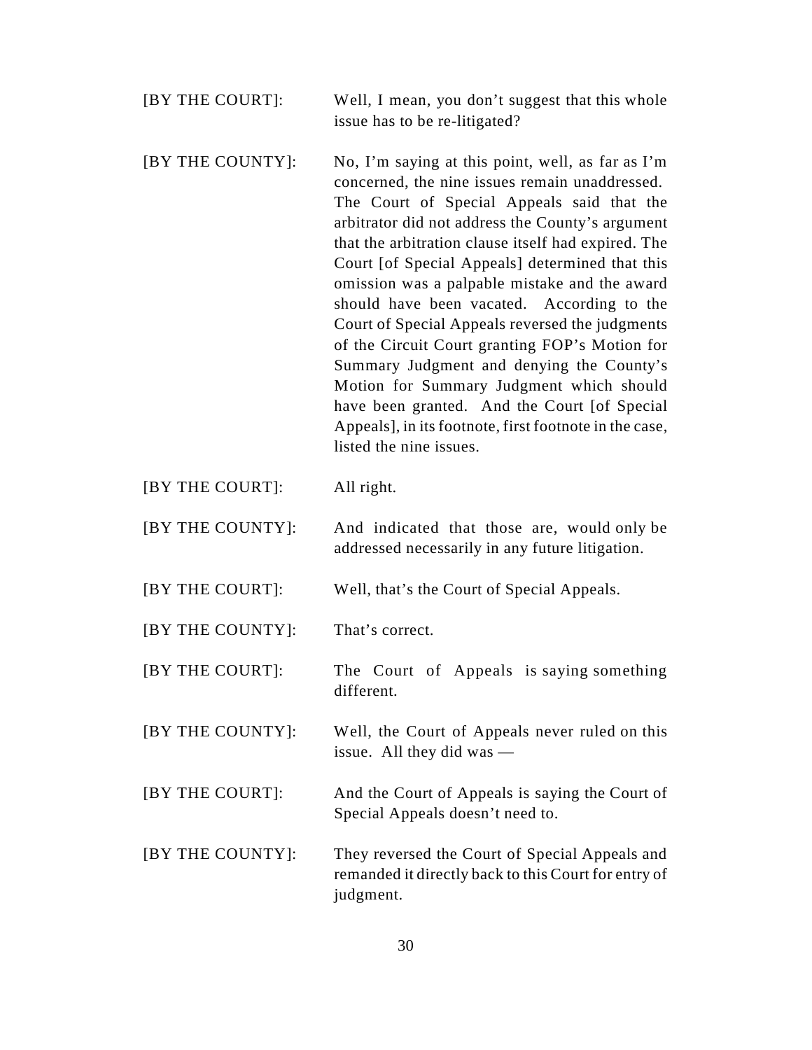[BY THE COURT]: Well, I mean, you don't suggest that this whole issue has to be re-litigated?

[BY THE COUNTY]: No, I'm saying at this point, well, as far as I'm concerned, the nine issues remain unaddressed. The Court of Special Appeals said that the arbitrator did not address the County's argument that the arbitration clause itself had expired. The Court [of Special Appeals] determined that this omission was a palpable mistake and the award should have been vacated. According to the Court of Special Appeals reversed the judgments of the Circuit Court granting FOP's Motion for Summary Judgment and denying the County's Motion for Summary Judgment which should have been granted. And the Court [of Special Appeals], in its footnote, first footnote in the case, listed the nine issues.

[BY THE COURT]: All right.

[BY THE COUNTY]: And indicated that those are, would only be addressed necessarily in any future litigation.

[BY THE COURT]: Well, that's the Court of Special Appeals.

[BY THE COUNTY]: That's correct.

[BY THE COURT]: The Court of Appeals is saying something different.

[BY THE COUNTY]: Well, the Court of Appeals never ruled on this issue. All they did was —

[BY THE COURT]: And the Court of Appeals is saying the Court of Special Appeals doesn't need to.

[BY THE COUNTY]: They reversed the Court of Special Appeals and remanded it directly back to this Court for entry of judgment.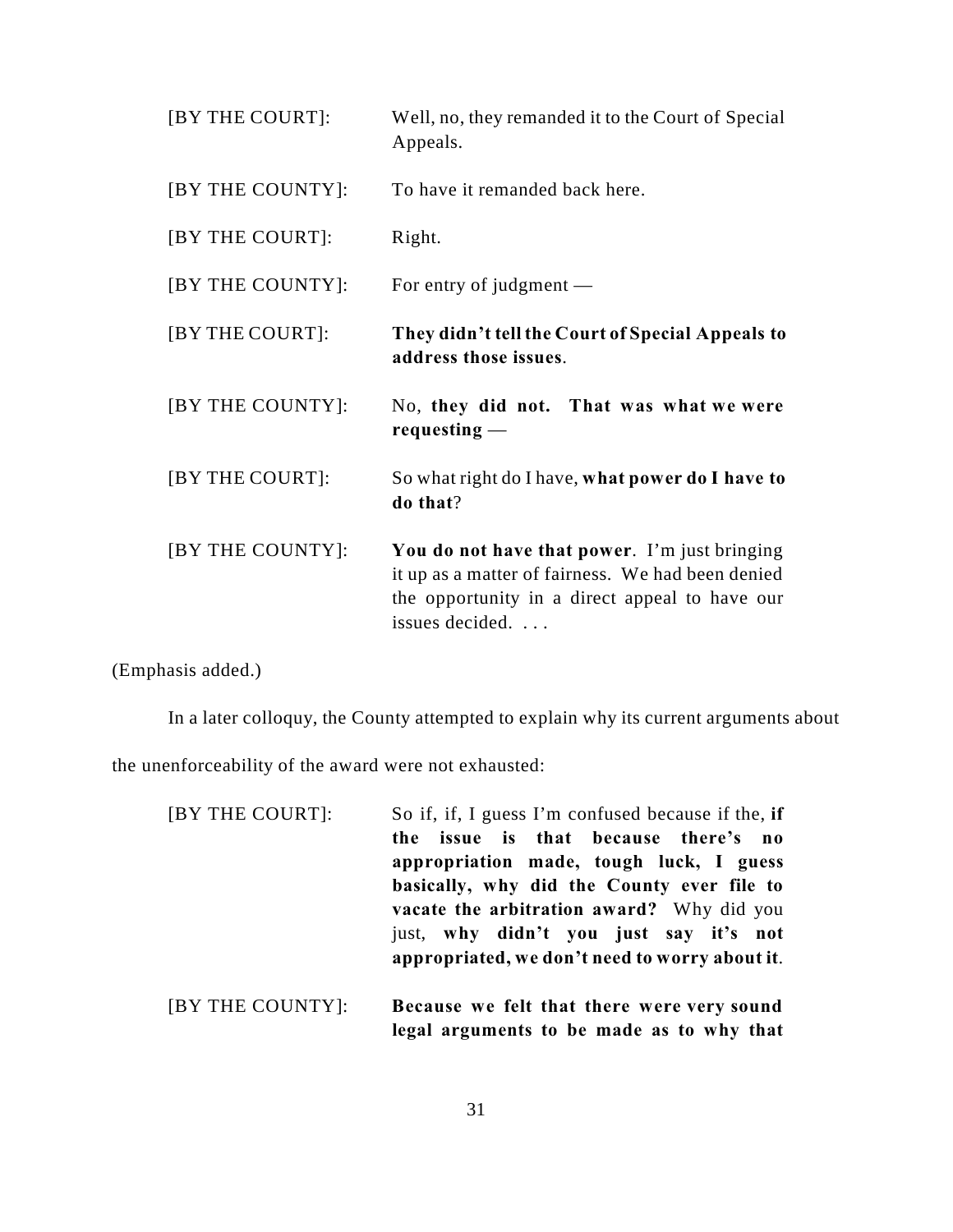| | |
|---|---|
| [BY THE COURT]: | Well, no, they remanded it to the Court of Special Appeals. |
| [BY THE COUNTY]: | To have it remanded back here. |
| [BY THE COURT]: | Right. |
| [BY THE COUNTY]: | For entry of judgment — |
| [BY THE COURT]: | **They didn't tell the Court of Special Appeals to address those issues**. |
| [BY THE COUNTY]: | No, **they did not. That was what we were requesting** — |
| [BY THE COURT]: | So what right do I have, **what power do I have to do that**? |
| [BY THE COUNTY]: | **You do not have that power**. I'm just bringing it up as a matter of fairness. We had been denied the opportunity in a direct appeal to have our issues decided. . . . |

(Emphasis added.)

In a later colloquy, the County attempted to explain why its current arguments about the unenforceability of the award were not exhausted:

| | |
|---|---|
| [BY THE COURT]: | So if, if, I guess I'm confused because if the, **if the issue is that because there's no appropriation made, tough luck, I guess basically, why did the County ever file to vacate the arbitration award?** Why did you just, **why didn't you just say it's not appropriated, we don't need to worry about it**. |
| [BY THE COUNTY]: | **Because we felt that there were very sound legal arguments to be made as to why that** |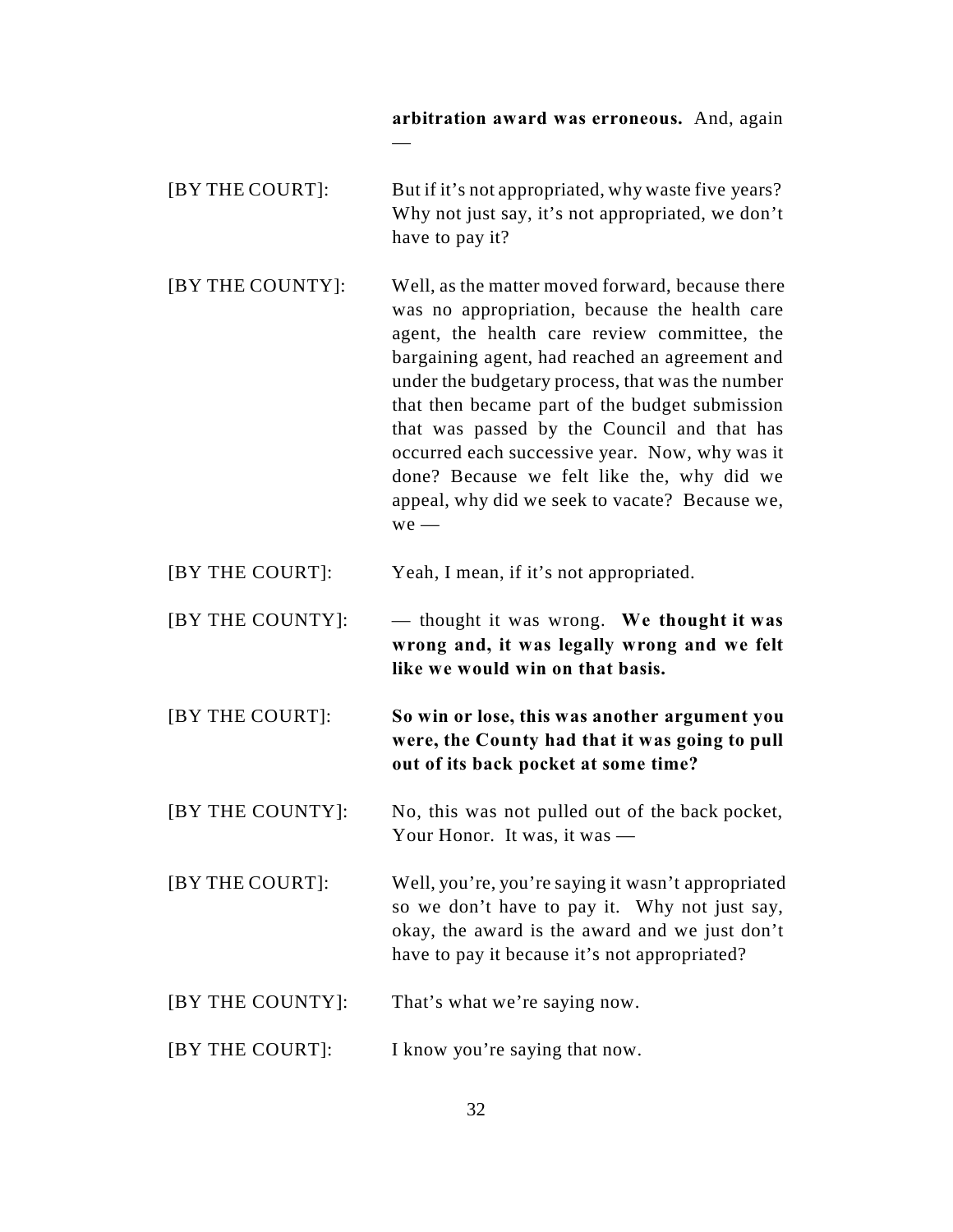**arbitration award was erroneous.** And, again —

[BY THE COURT]: But if it's not appropriated, why waste five years? Why not just say, it's not appropriated, we don't have to pay it?

[BY THE COUNTY]: Well, as the matter moved forward, because there was no appropriation, because the health care agent, the health care review committee, the bargaining agent, had reached an agreement and under the budgetary process, that was the number that then became part of the budget submission that was passed by the Council and that has occurred each successive year. Now, why was it done? Because we felt like the, why did we appeal, why did we seek to vacate? Because we, we —

[BY THE COURT]: Yeah, I mean, if it's not appropriated.

[BY THE COUNTY]: — thought it was wrong. **We thought it was wrong and, it was legally wrong and we felt like we would win on that basis.**

[BY THE COURT]: **So win or lose, this was another argument you were, the County had that it was going to pull out of its back pocket at some time?**

[BY THE COUNTY]: No, this was not pulled out of the back pocket, Your Honor. It was, it was —

[BY THE COURT]: Well, you're, you're saying it wasn't appropriated so we don't have to pay it. Why not just say, okay, the award is the award and we just don't have to pay it because it's not appropriated?

[BY THE COUNTY]: That's what we're saying now.

[BY THE COURT]: I know you're saying that now.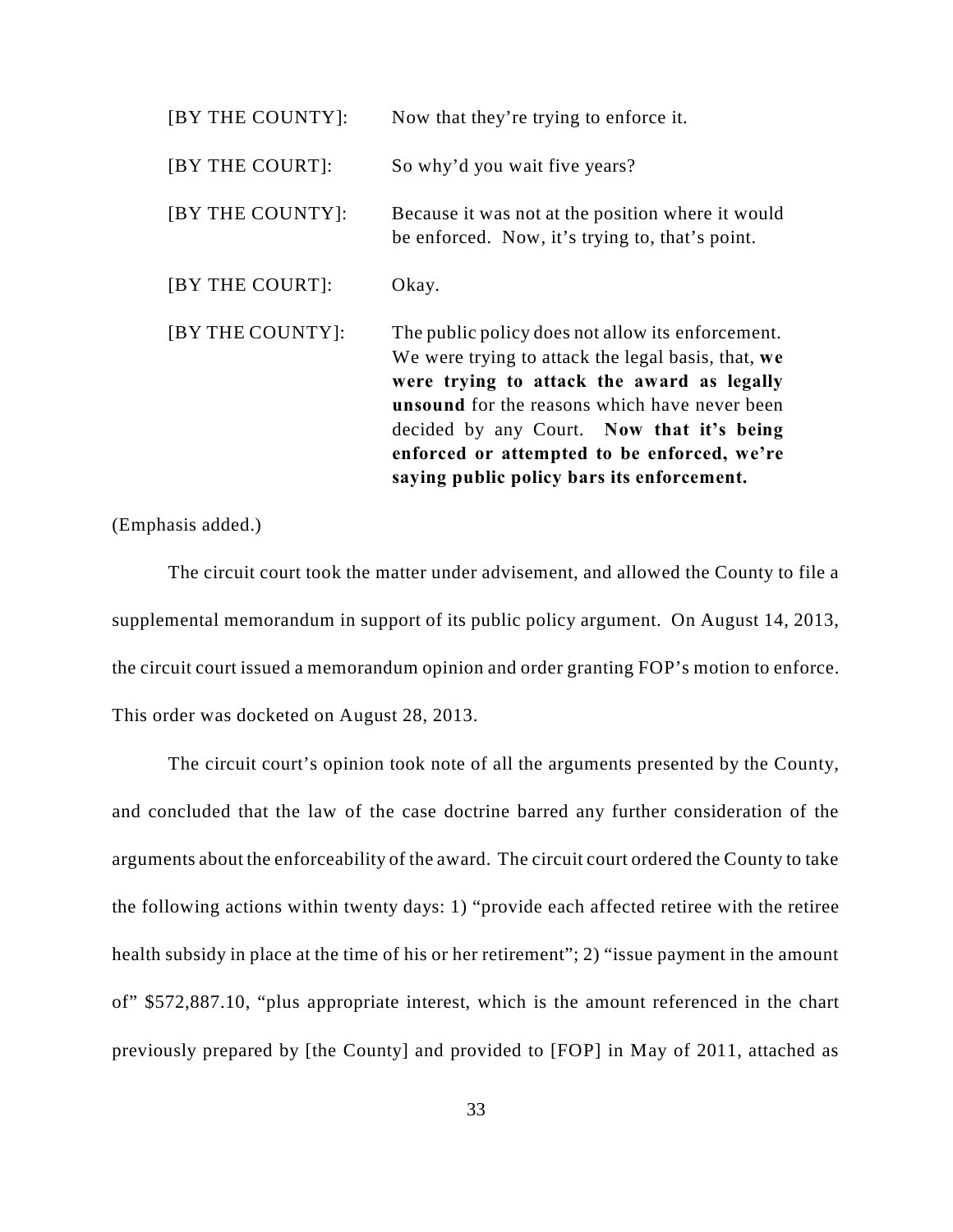| | |
|---|---|
| [BY THE COUNTY]: | Now that they're trying to enforce it. |
| [BY THE COURT]: | So why'd you wait five years? |
| [BY THE COUNTY]: | Because it was not at the position where it would be enforced. Now, it's trying to, that's point. |
| [BY THE COURT]: | Okay. |
| [BY THE COUNTY]: | The public policy does not allow its enforcement. We were trying to attack the legal basis, that, **we were trying to attack the award as legally unsound** for the reasons which have never been decided by any Court. **Now that it's being enforced or attempted to be enforced, we're saying public policy bars its enforcement.** |

(Emphasis added.)

The circuit court took the matter under advisement, and allowed the County to file a supplemental memorandum in support of its public policy argument. On August 14, 2013, the circuit court issued a memorandum opinion and order granting FOP's motion to enforce. This order was docketed on August 28, 2013.

The circuit court's opinion took note of all the arguments presented by the County, and concluded that the law of the case doctrine barred any further consideration of the arguments about the enforceability of the award. The circuit court ordered the County to take the following actions within twenty days: 1) "provide each affected retiree with the retiree health subsidy in place at the time of his or her retirement"; 2) "issue payment in the amount of" $572,887.10, "plus appropriate interest, which is the amount referenced in the chart previously prepared by [the County] and provided to [FOP] in May of 2011, attached as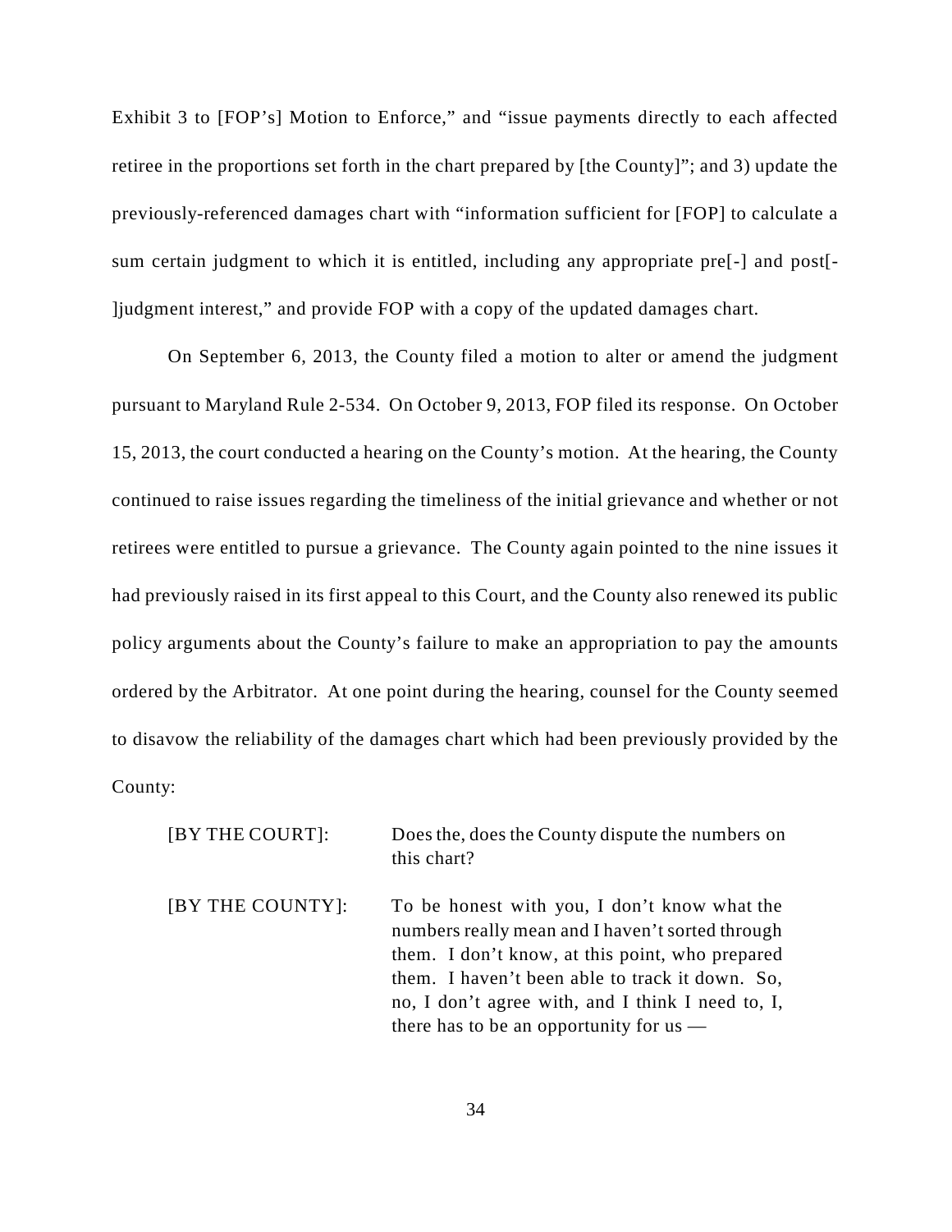Exhibit 3 to [FOP's] Motion to Enforce," and "issue payments directly to each affected retiree in the proportions set forth in the chart prepared by [the County]"; and 3) update the previously-referenced damages chart with "information sufficient for [FOP] to calculate a sum certain judgment to which it is entitled, including any appropriate pre[-] and post[-]judgment interest," and provide FOP with a copy of the updated damages chart.

On September 6, 2013, the County filed a motion to alter or amend the judgment pursuant to Maryland Rule 2-534. On October 9, 2013, FOP filed its response. On October 15, 2013, the court conducted a hearing on the County's motion. At the hearing, the County continued to raise issues regarding the timeliness of the initial grievance and whether or not retirees were entitled to pursue a grievance. The County again pointed to the nine issues it had previously raised in its first appeal to this Court, and the County also renewed its public policy arguments about the County's failure to make an appropriation to pay the amounts ordered by the Arbitrator. At one point during the hearing, counsel for the County seemed to disavow the reliability of the damages chart which had been previously provided by the County:

> [BY THE COURT]: Does the, does the County dispute the numbers on this chart?
>
> [BY THE COUNTY]: To be honest with you, I don't know what the numbers really mean and I haven't sorted through them. I don't know, at this point, who prepared them. I haven't been able to track it down. So, no, I don't agree with, and I think I need to, I, there has to be an opportunity for us —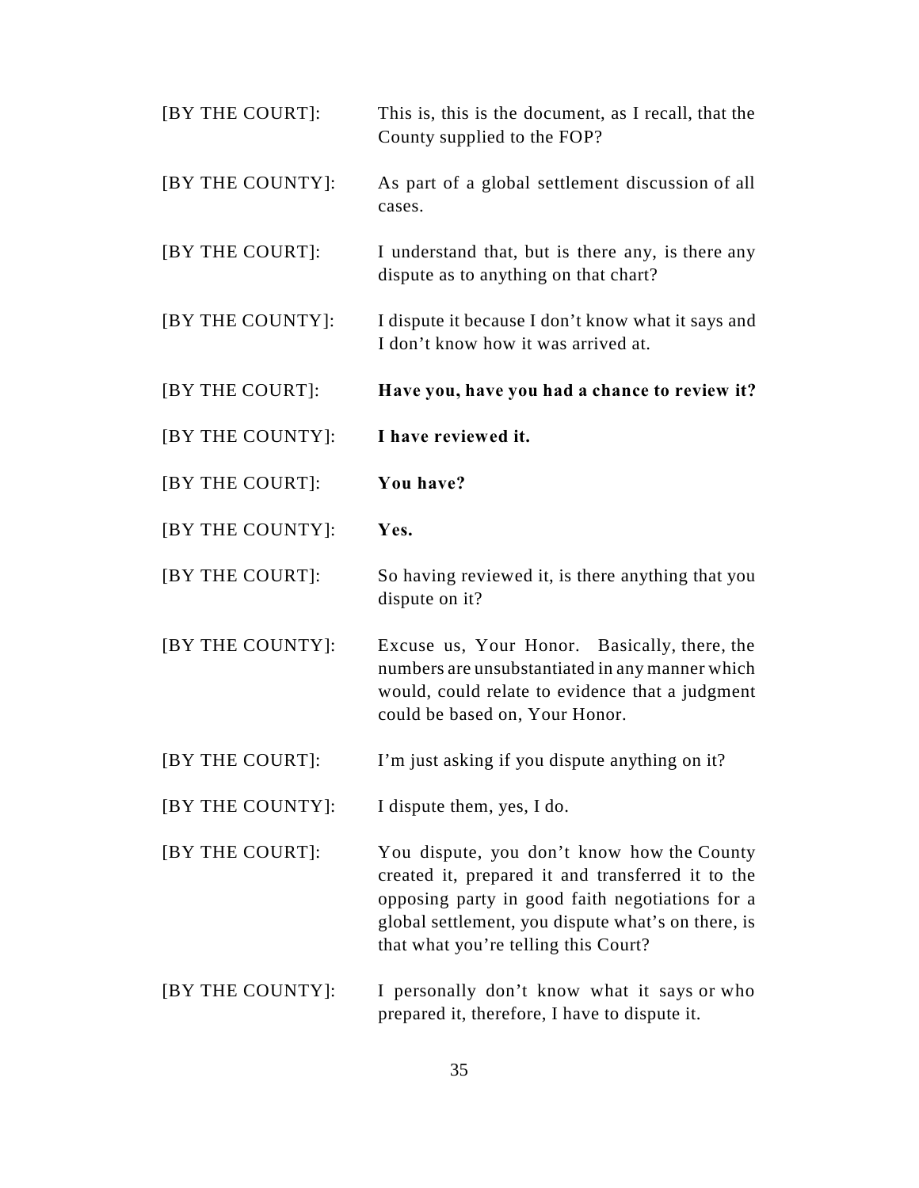[BY THE COURT]: This is, this is the document, as I recall, that the County supplied to the FOP?

[BY THE COUNTY]: As part of a global settlement discussion of all cases.

[BY THE COURT]: I understand that, but is there any, is there any dispute as to anything on that chart?

[BY THE COUNTY]: I dispute it because I don't know what it says and I don't know how it was arrived at.

[BY THE COURT]: **Have you, have you had a chance to review it?**

[BY THE COUNTY]: **I have reviewed it.**

[BY THE COURT]: **You have?**

[BY THE COUNTY]: **Yes.**

[BY THE COURT]: So having reviewed it, is there anything that you dispute on it?

[BY THE COUNTY]: Excuse us, Your Honor. Basically, there, the numbers are unsubstantiated in any manner which would, could relate to evidence that a judgment could be based on, Your Honor.

[BY THE COURT]: I'm just asking if you dispute anything on it?

[BY THE COUNTY]: I dispute them, yes, I do.

[BY THE COURT]: You dispute, you don't know how the County created it, prepared it and transferred it to the opposing party in good faith negotiations for a global settlement, you dispute what's on there, is that what you're telling this Court?

[BY THE COUNTY]: I personally don't know what it says or who prepared it, therefore, I have to dispute it.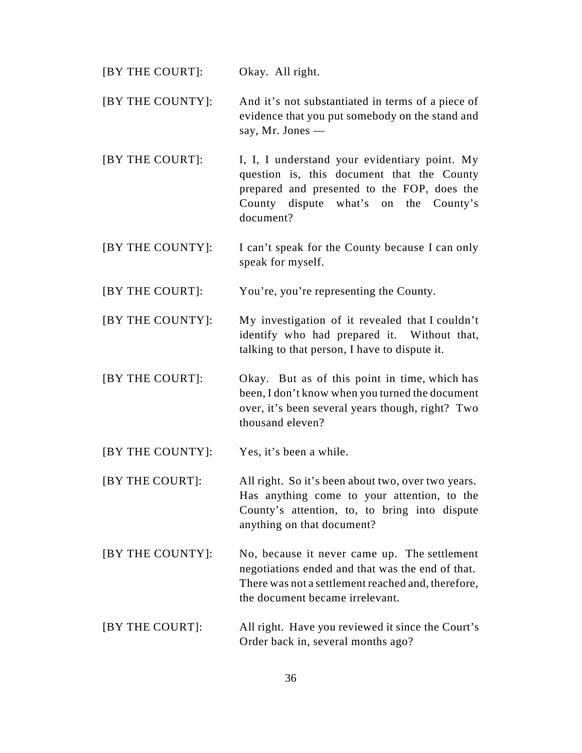[BY THE COURT]: Okay. All right.

[BY THE COUNTY]: And it's not substantiated in terms of a piece of evidence that you put somebody on the stand and say, Mr. Jones —

[BY THE COURT]: I, I, I understand your evidentiary point. My question is, this document that the County prepared and presented to the FOP, does the County dispute what's on the County's document?

[BY THE COUNTY]: I can't speak for the County because I can only speak for myself.

[BY THE COURT]: You're, you're representing the County.

[BY THE COUNTY]: My investigation of it revealed that I couldn't identify who had prepared it. Without that, talking to that person, I have to dispute it.

[BY THE COURT]: Okay. But as of this point in time, which has been, I don't know when you turned the document over, it's been several years though, right? Two thousand eleven?

[BY THE COUNTY]: Yes, it's been a while.

[BY THE COURT]: All right. So it's been about two, over two years. Has anything come to your attention, to the County's attention, to, to bring into dispute anything on that document?

[BY THE COUNTY]: No, because it never came up. The settlement negotiations ended and that was the end of that. There was not a settlement reached and, therefore, the document became irrelevant.

[BY THE COURT]: All right. Have you reviewed it since the Court's Order back in, several months ago?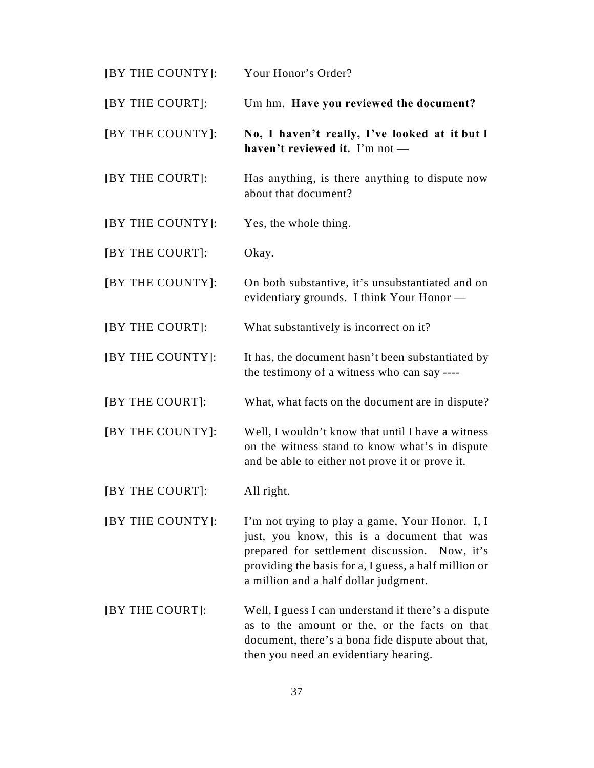[BY THE COUNTY]: Your Honor's Order?

[BY THE COURT]: Um hm. **Have you reviewed the document?**

[BY THE COUNTY]: **No, I haven't really, I've looked at it but I haven't reviewed it.** I'm not —

[BY THE COURT]: Has anything, is there anything to dispute now about that document?

[BY THE COUNTY]: Yes, the whole thing.

[BY THE COURT]: Okay.

[BY THE COUNTY]: On both substantive, it's unsubstantiated and on evidentiary grounds. I think Your Honor —

[BY THE COURT]: What substantively is incorrect on it?

[BY THE COUNTY]: It has, the document hasn't been substantiated by the testimony of a witness who can say ----

[BY THE COURT]: What, what facts on the document are in dispute?

[BY THE COUNTY]: Well, I wouldn't know that until I have a witness on the witness stand to know what's in dispute and be able to either not prove it or prove it.

[BY THE COURT]: All right.

[BY THE COUNTY]: I'm not trying to play a game, Your Honor. I, I just, you know, this is a document that was prepared for settlement discussion. Now, it's providing the basis for a, I guess, a half million or a million and a half dollar judgment.

[BY THE COURT]: Well, I guess I can understand if there's a dispute as to the amount or the, or the facts on that document, there's a bona fide dispute about that, then you need an evidentiary hearing.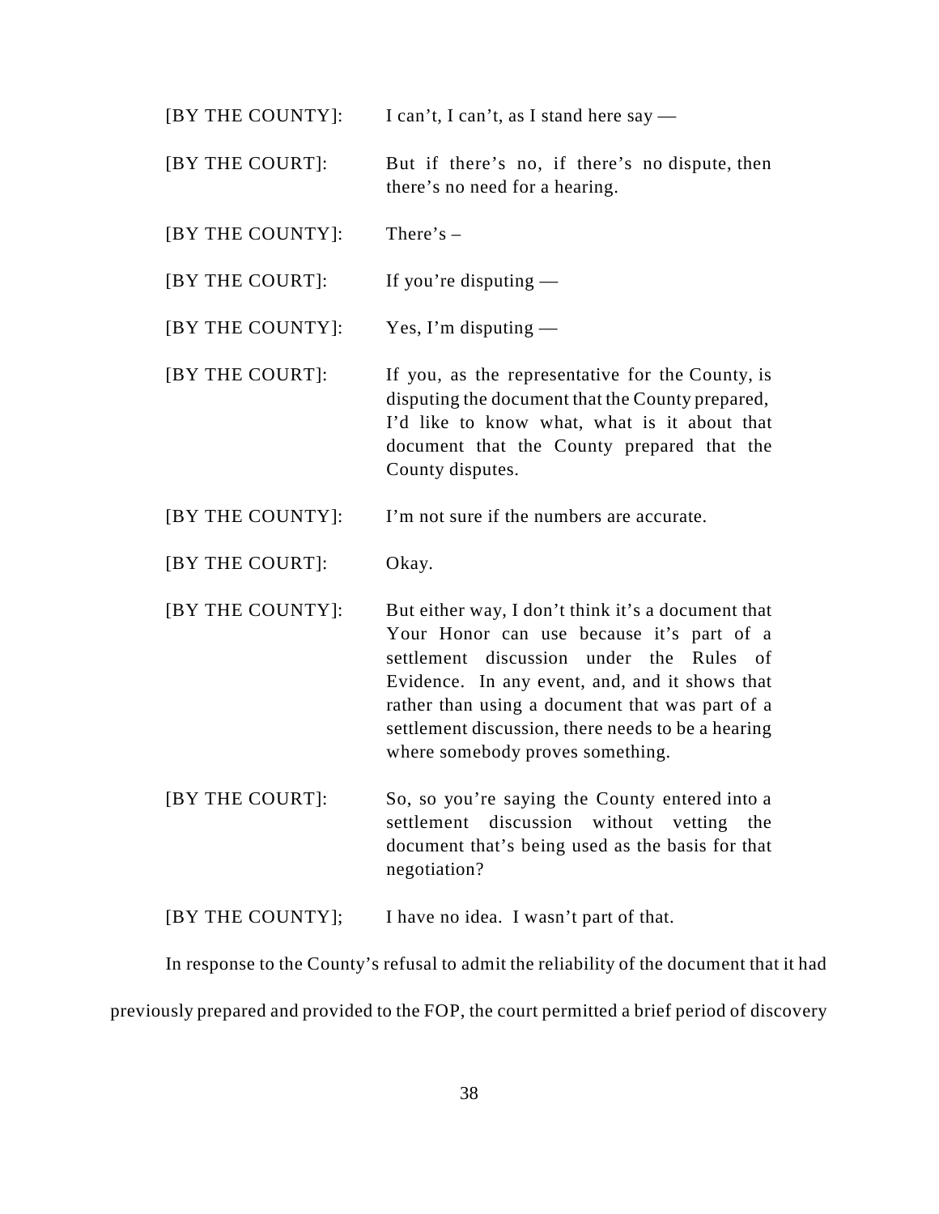[BY THE COUNTY]: I can't, I can't, as I stand here say —

[BY THE COURT]: But if there's no, if there's no dispute, then there's no need for a hearing.

[BY THE COUNTY]: There's –

[BY THE COURT]: If you're disputing —

[BY THE COUNTY]: Yes, I'm disputing —

[BY THE COURT]: If you, as the representative for the County, is disputing the document that the County prepared, I'd like to know what, what is it about that document that the County prepared that the County disputes.

[BY THE COUNTY]: I'm not sure if the numbers are accurate.

[BY THE COURT]: Okay.

[BY THE COUNTY]: But either way, I don't think it's a document that Your Honor can use because it's part of a settlement discussion under the Rules of Evidence. In any event, and, and it shows that rather than using a document that was part of a settlement discussion, there needs to be a hearing where somebody proves something.

[BY THE COURT]: So, so you're saying the County entered into a settlement discussion without vetting the document that's being used as the basis for that negotiation?

[BY THE COUNTY]; I have no idea. I wasn't part of that.

In response to the County's refusal to admit the reliability of the document that it had previously prepared and provided to the FOP, the court permitted a brief period of discovery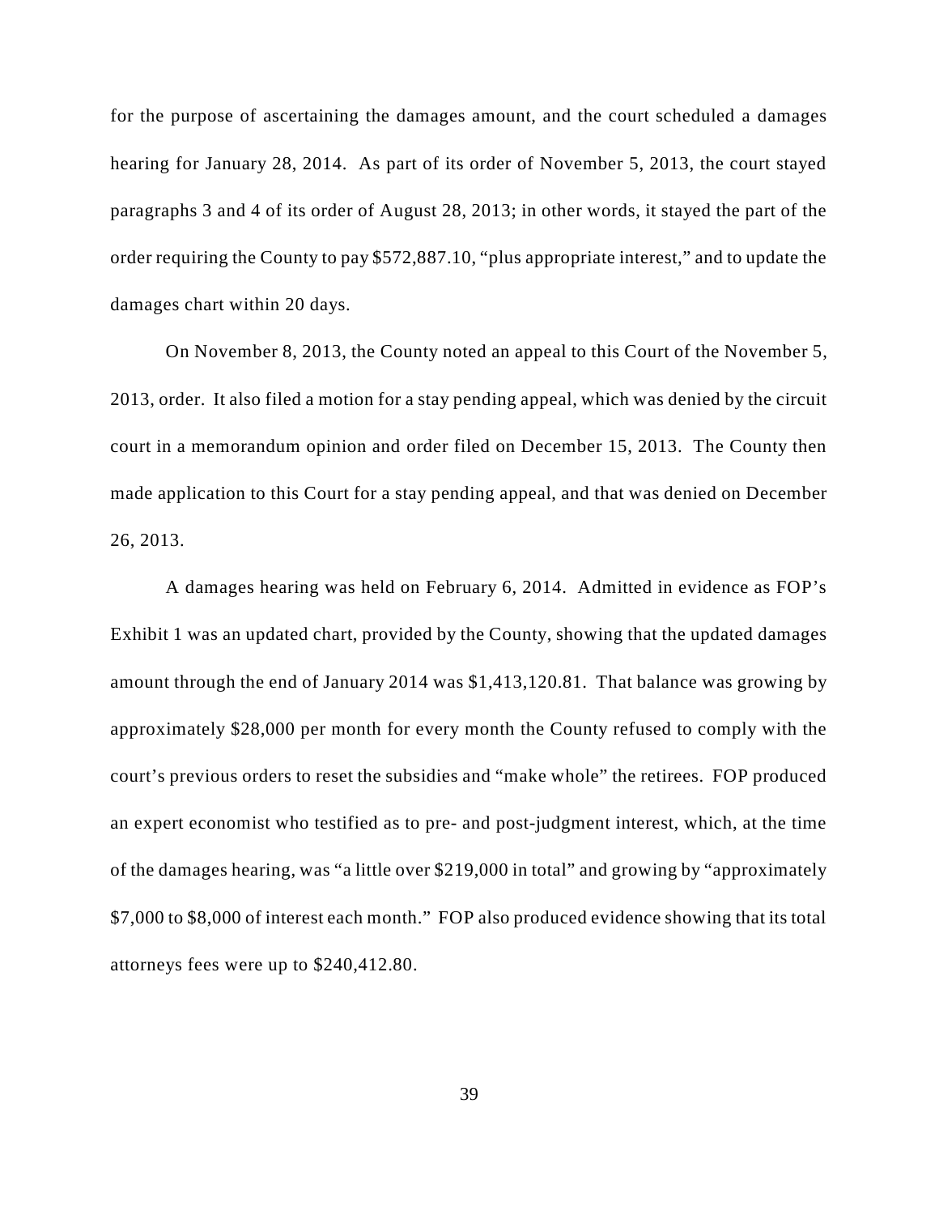for the purpose of ascertaining the damages amount, and the court scheduled a damages hearing for January 28, 2014. As part of its order of November 5, 2013, the court stayed paragraphs 3 and 4 of its order of August 28, 2013; in other words, it stayed the part of the order requiring the County to pay $572,887.10, "plus appropriate interest," and to update the damages chart within 20 days.

On November 8, 2013, the County noted an appeal to this Court of the November 5, 2013, order. It also filed a motion for a stay pending appeal, which was denied by the circuit court in a memorandum opinion and order filed on December 15, 2013. The County then made application to this Court for a stay pending appeal, and that was denied on December 26, 2013.

A damages hearing was held on February 6, 2014. Admitted in evidence as FOP's Exhibit 1 was an updated chart, provided by the County, showing that the updated damages amount through the end of January 2014 was $1,413,120.81. That balance was growing by approximately $28,000 per month for every month the County refused to comply with the court's previous orders to reset the subsidies and "make whole" the retirees. FOP produced an expert economist who testified as to pre- and post-judgment interest, which, at the time of the damages hearing, was "a little over $219,000 in total" and growing by "approximately $7,000 to $8,000 of interest each month." FOP also produced evidence showing that its total attorneys fees were up to $240,412.80.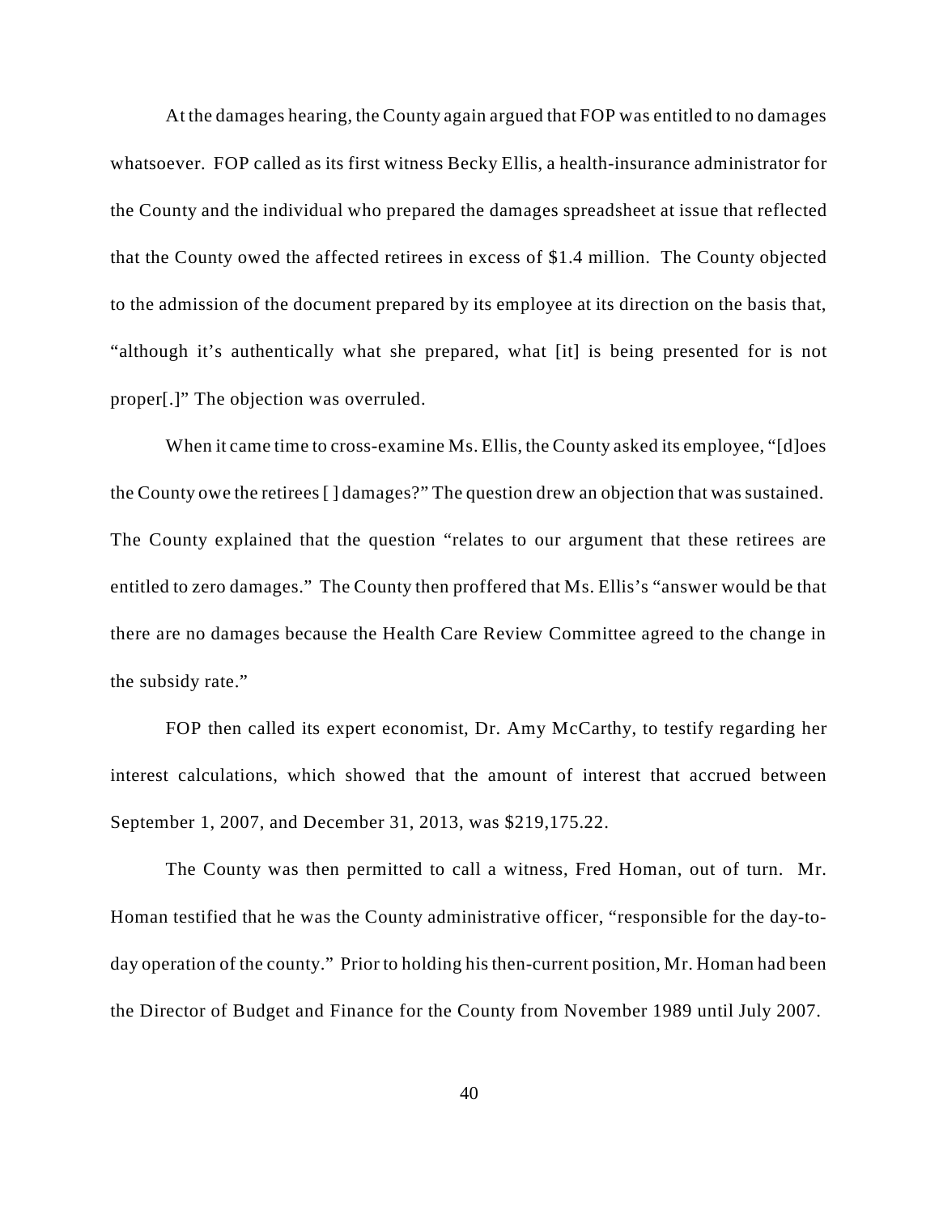At the damages hearing, the County again argued that FOP was entitled to no damages whatsoever. FOP called as its first witness Becky Ellis, a health-insurance administrator for the County and the individual who prepared the damages spreadsheet at issue that reflected that the County owed the affected retirees in excess of $1.4 million. The County objected to the admission of the document prepared by its employee at its direction on the basis that, "although it's authentically what she prepared, what [it] is being presented for is not proper[.]" The objection was overruled.

When it came time to cross-examine Ms. Ellis, the County asked its employee, "[d]oes the County owe the retirees [ ] damages?" The question drew an objection that was sustained. The County explained that the question "relates to our argument that these retirees are entitled to zero damages." The County then proffered that Ms. Ellis's "answer would be that there are no damages because the Health Care Review Committee agreed to the change in the subsidy rate."

FOP then called its expert economist, Dr. Amy McCarthy, to testify regarding her interest calculations, which showed that the amount of interest that accrued between September 1, 2007, and December 31, 2013, was $219,175.22.

The County was then permitted to call a witness, Fred Homan, out of turn. Mr. Homan testified that he was the County administrative officer, "responsible for the day-to-day operation of the county." Prior to holding his then-current position, Mr. Homan had been the Director of Budget and Finance for the County from November 1989 until July 2007.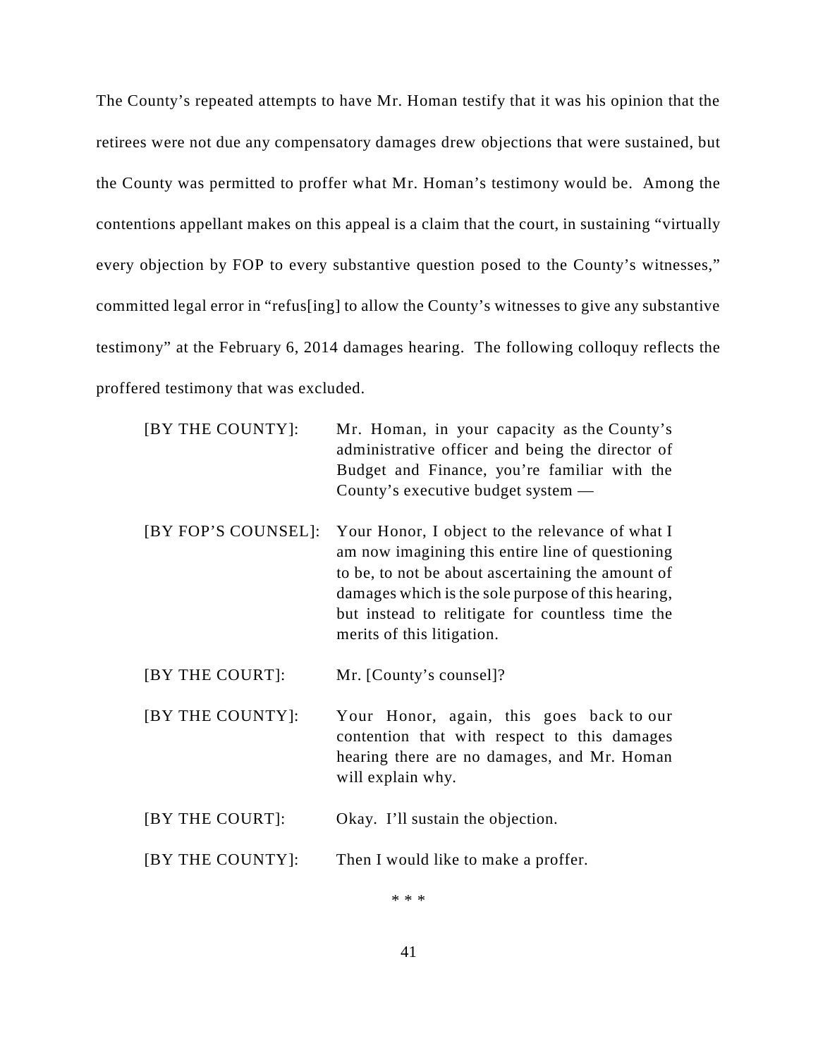The County's repeated attempts to have Mr. Homan testify that it was his opinion that the retirees were not due any compensatory damages drew objections that were sustained, but the County was permitted to proffer what Mr. Homan's testimony would be. Among the contentions appellant makes on this appeal is a claim that the court, in sustaining "virtually every objection by FOP to every substantive question posed to the County's witnesses," committed legal error in "refus[ing] to allow the County's witnesses to give any substantive testimony" at the February 6, 2014 damages hearing. The following colloquy reflects the proffered testimony that was excluded.

> [BY THE COUNTY]: Mr. Homan, in your capacity as the County's administrative officer and being the director of Budget and Finance, you're familiar with the County's executive budget system —
>
> [BY FOP'S COUNSEL]: Your Honor, I object to the relevance of what I am now imagining this entire line of questioning to be, to not be about ascertaining the amount of damages which is the sole purpose of this hearing, but instead to relitigate for countless time the merits of this litigation.
>
> [BY THE COURT]: Mr. [County's counsel]?
>
> [BY THE COUNTY]: Your Honor, again, this goes back to our contention that with respect to this damages hearing there are no damages, and Mr. Homan will explain why.
>
> [BY THE COURT]: Okay. I'll sustain the objection.
>
> [BY THE COUNTY]: Then I would like to make a proffer.

\* \* \*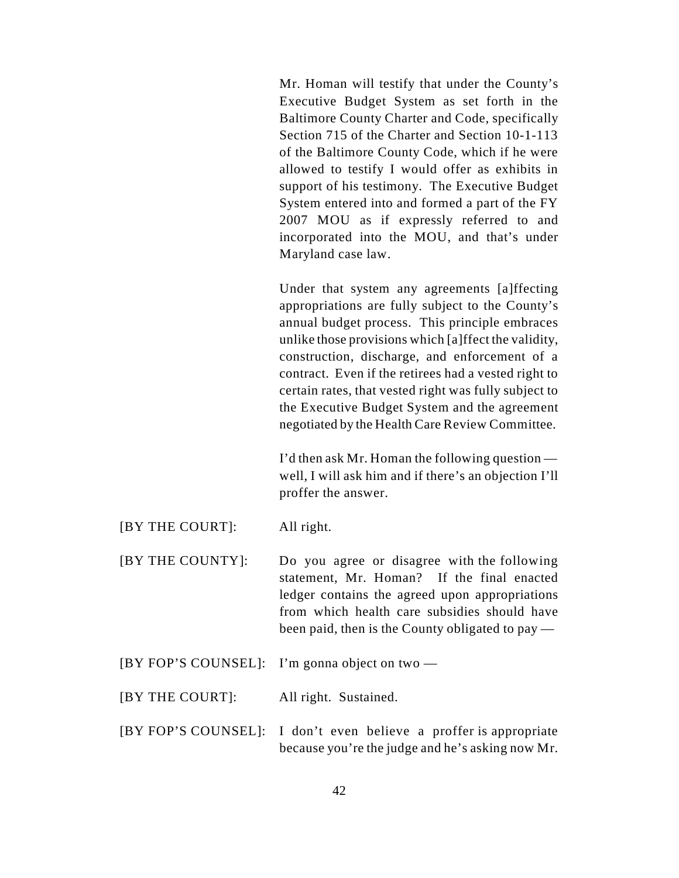Mr. Homan will testify that under the County's Executive Budget System as set forth in the Baltimore County Charter and Code, specifically Section 715 of the Charter and Section 10-1-113 of the Baltimore County Code, which if he were allowed to testify I would offer as exhibits in support of his testimony. The Executive Budget System entered into and formed a part of the FY 2007 MOU as if expressly referred to and incorporated into the MOU, and that's under Maryland case law.

Under that system any agreements [a]ffecting appropriations are fully subject to the County's annual budget process. This principle embraces unlike those provisions which [a]ffect the validity, construction, discharge, and enforcement of a contract. Even if the retirees had a vested right to certain rates, that vested right was fully subject to the Executive Budget System and the agreement negotiated by the Health Care Review Committee.

I'd then ask Mr. Homan the following question — well, I will ask him and if there's an objection I'll proffer the answer.

[BY THE COURT]: All right.

[BY THE COUNTY]: Do you agree or disagree with the following statement, Mr. Homan? If the final enacted ledger contains the agreed upon appropriations from which health care subsidies should have been paid, then is the County obligated to pay —

[BY FOP'S COUNSEL]: I'm gonna object on two —

[BY THE COURT]: All right. Sustained.

[BY FOP'S COUNSEL]: I don't even believe a proffer is appropriate because you're the judge and he's asking now Mr.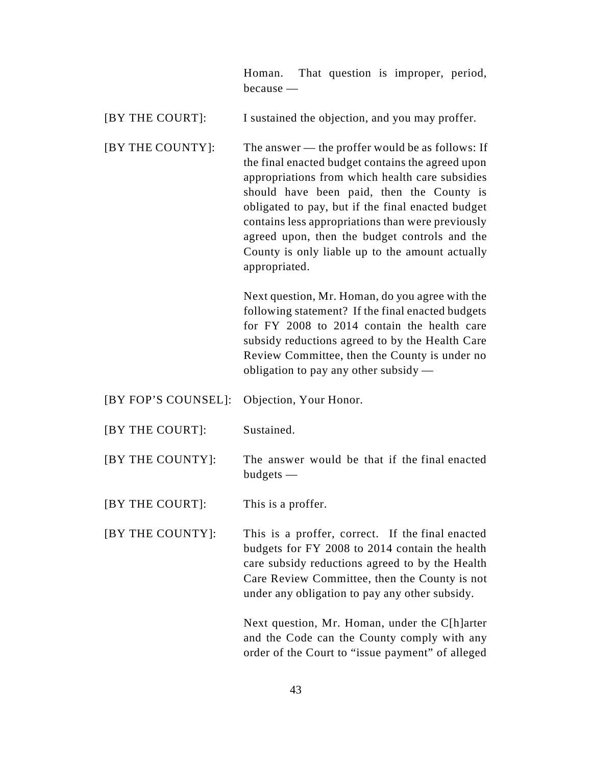Homan. That question is improper, period, because —

[BY THE COURT]: I sustained the objection, and you may proffer.

[BY THE COUNTY]: The answer — the proffer would be as follows: If the final enacted budget contains the agreed upon appropriations from which health care subsidies should have been paid, then the County is obligated to pay, but if the final enacted budget contains less appropriations than were previously agreed upon, then the budget controls and the County is only liable up to the amount actually appropriated.

Next question, Mr. Homan, do you agree with the following statement? If the final enacted budgets for FY 2008 to 2014 contain the health care subsidy reductions agreed to by the Health Care Review Committee, then the County is under no obligation to pay any other subsidy —

[BY FOP'S COUNSEL]: Objection, Your Honor.

[BY THE COURT]: Sustained.

[BY THE COUNTY]: The answer would be that if the final enacted budgets —

[BY THE COURT]: This is a proffer.

[BY THE COUNTY]: This is a proffer, correct. If the final enacted budgets for FY 2008 to 2014 contain the health care subsidy reductions agreed to by the Health Care Review Committee, then the County is not under any obligation to pay any other subsidy.

Next question, Mr. Homan, under the C[h]arter and the Code can the County comply with any order of the Court to "issue payment" of alleged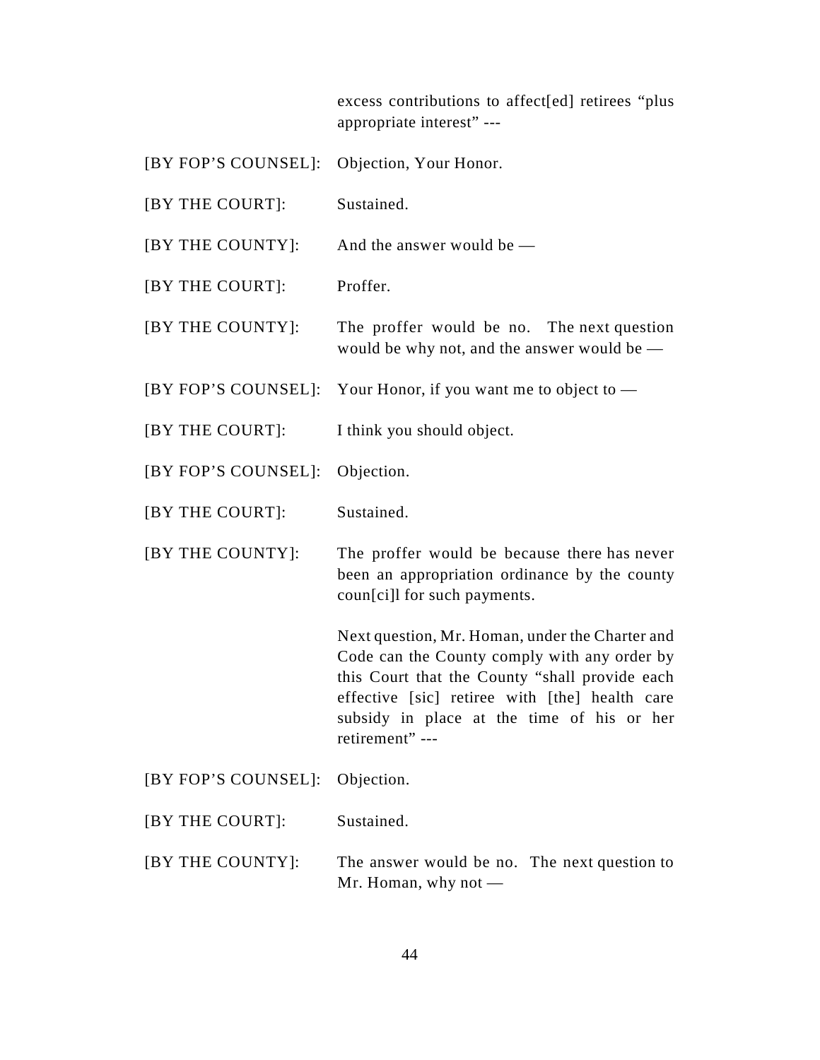excess contributions to affect[ed] retirees "plus appropriate interest" ---

[BY FOP'S COUNSEL]: Objection, Your Honor.

[BY THE COURT]: Sustained.

[BY THE COUNTY]: And the answer would be —

[BY THE COURT]: Proffer.

[BY THE COUNTY]: The proffer would be no. The next question would be why not, and the answer would be —

[BY FOP'S COUNSEL]: Your Honor, if you want me to object to —

[BY THE COURT]: I think you should object.

[BY FOP'S COUNSEL]: Objection.

[BY THE COURT]: Sustained.

[BY THE COUNTY]: The proffer would be because there has never been an appropriation ordinance by the county coun[ci]l for such payments.

Next question, Mr. Homan, under the Charter and Code can the County comply with any order by this Court that the County "shall provide each effective [sic] retiree with [the] health care subsidy in place at the time of his or her retirement" ---

[BY FOP'S COUNSEL]: Objection.

[BY THE COURT]: Sustained.

[BY THE COUNTY]: The answer would be no. The next question to Mr. Homan, why not —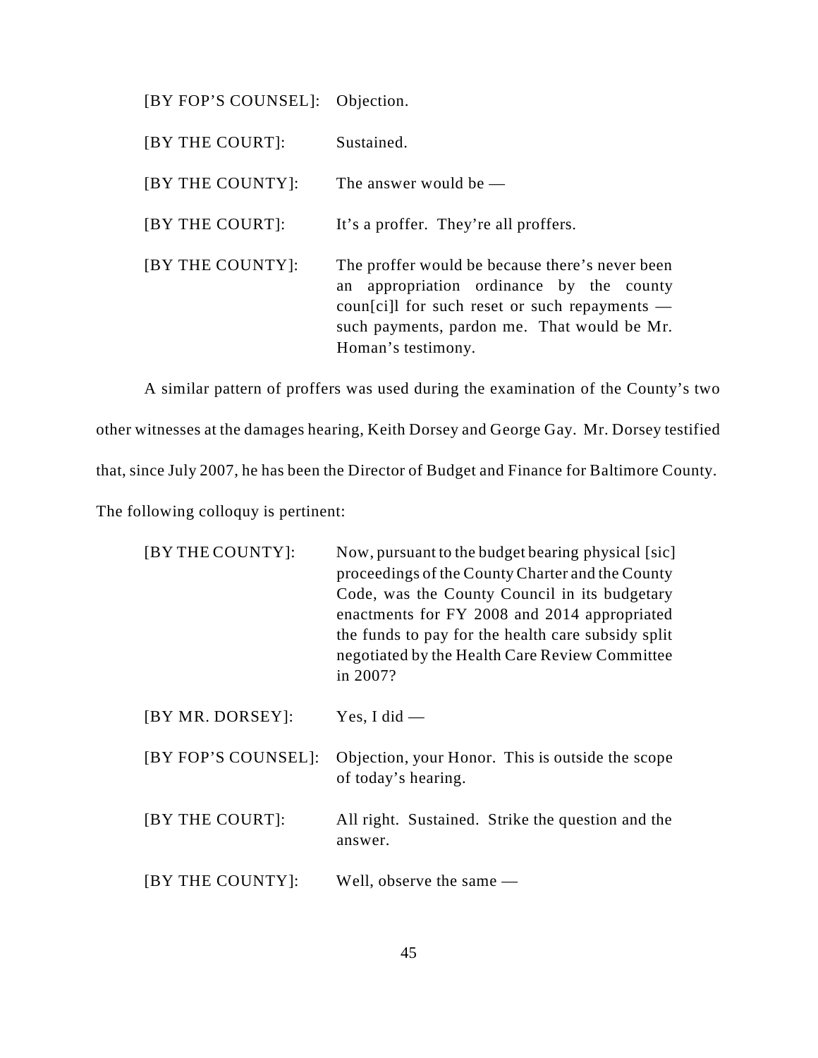| | |
|---|---|
| [BY FOP'S COUNSEL]: | Objection. |
| [BY THE COURT]: | Sustained. |
| [BY THE COUNTY]: | The answer would be — |
| [BY THE COURT]: | It's a proffer. They're all proffers. |
| [BY THE COUNTY]: | The proffer would be because there's never been an appropriation ordinance by the county coun[ci]l for such reset or such repayments — such payments, pardon me. That would be Mr. Homan's testimony. |

A similar pattern of proffers was used during the examination of the County's two other witnesses at the damages hearing, Keith Dorsey and George Gay. Mr. Dorsey testified that, since July 2007, he has been the Director of Budget and Finance for Baltimore County. The following colloquy is pertinent:

| | |
|---|---|
| [BY THE COUNTY]: | Now, pursuant to the budget bearing physical [sic] proceedings of the County Charter and the County Code, was the County Council in its budgetary enactments for FY 2008 and 2014 appropriated the funds to pay for the health care subsidy split negotiated by the Health Care Review Committee in 2007? |
| [BY MR. DORSEY]: | Yes, I did — |
| [BY FOP'S COUNSEL]: | Objection, your Honor. This is outside the scope of today's hearing. |
| [BY THE COURT]: | All right. Sustained. Strike the question and the answer. |
| [BY THE COUNTY]: | Well, observe the same — |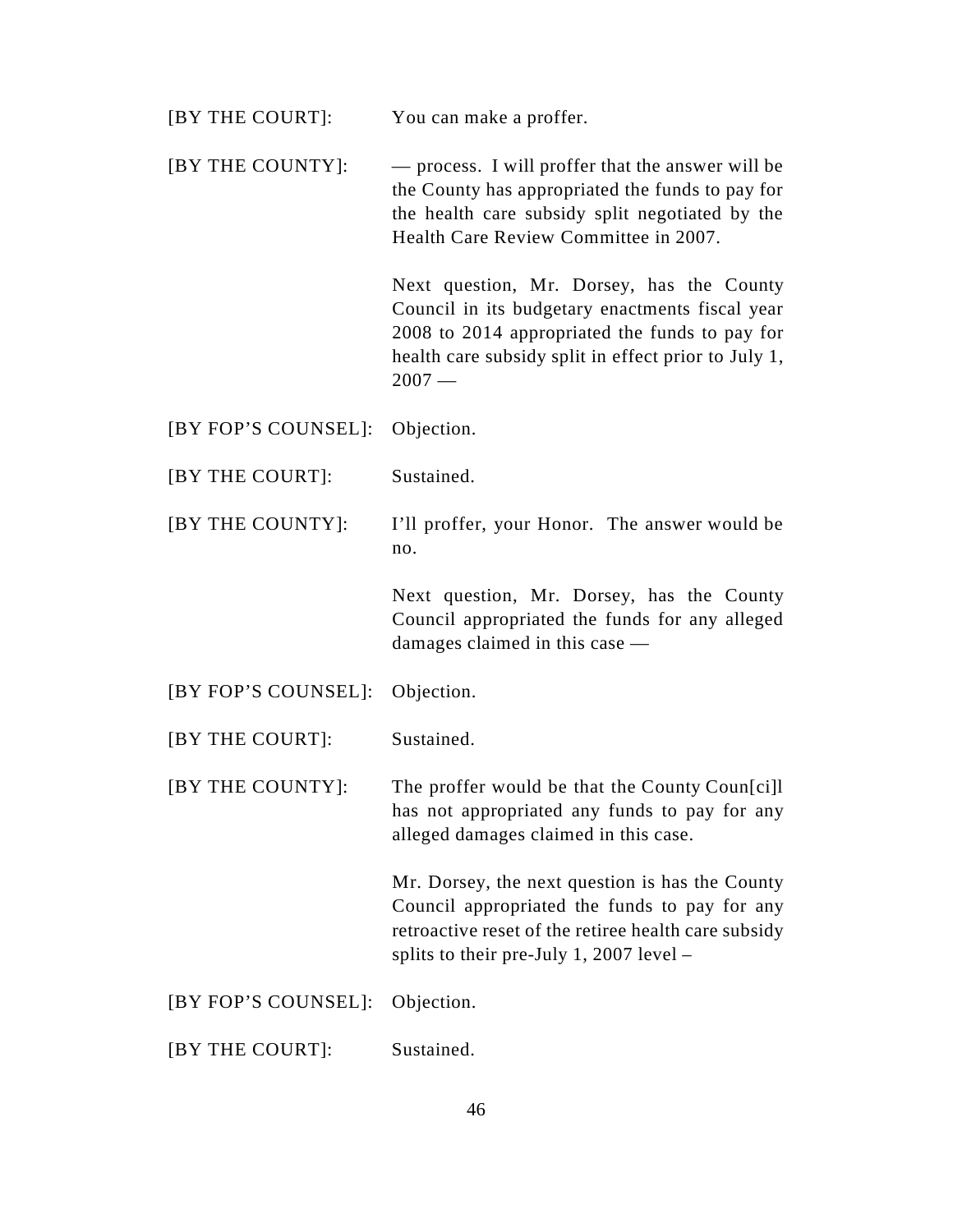[BY THE COURT]: You can make a proffer.

[BY THE COUNTY]: — process. I will proffer that the answer will be the County has appropriated the funds to pay for the health care subsidy split negotiated by the Health Care Review Committee in 2007.

Next question, Mr. Dorsey, has the County Council in its budgetary enactments fiscal year 2008 to 2014 appropriated the funds to pay for health care subsidy split in effect prior to July 1, 2007 —

[BY FOP'S COUNSEL]: Objection.

[BY THE COURT]: Sustained.

[BY THE COUNTY]: I'll proffer, your Honor. The answer would be no.

Next question, Mr. Dorsey, has the County Council appropriated the funds for any alleged damages claimed in this case —

[BY FOP'S COUNSEL]: Objection.

[BY THE COURT]: Sustained.

[BY THE COUNTY]: The proffer would be that the County Coun[ci]l has not appropriated any funds to pay for any alleged damages claimed in this case.

Mr. Dorsey, the next question is has the County Council appropriated the funds to pay for any retroactive reset of the retiree health care subsidy splits to their pre-July 1, 2007 level –

[BY FOP'S COUNSEL]: Objection.

[BY THE COURT]: Sustained.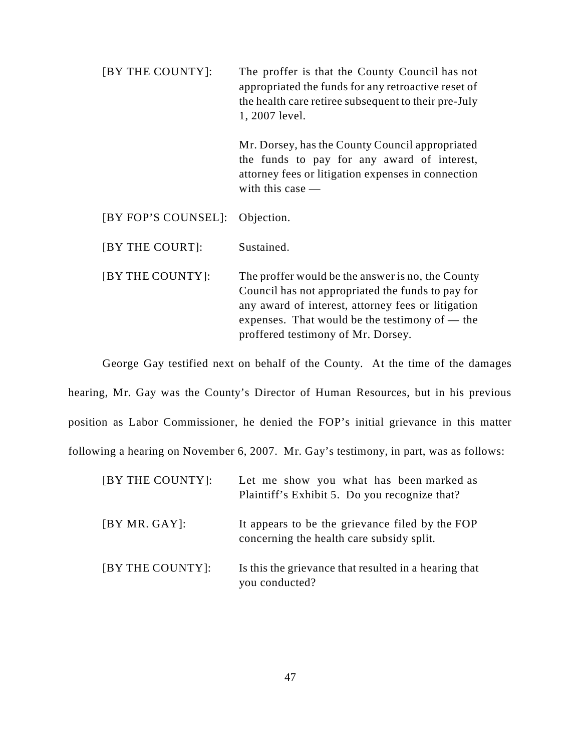[BY THE COUNTY]: The proffer is that the County Council has not appropriated the funds for any retroactive reset of the health care retiree subsequent to their pre-July 1, 2007 level.

Mr. Dorsey, has the County Council appropriated the funds to pay for any award of interest, attorney fees or litigation expenses in connection with this case —

[BY FOP'S COUNSEL]: Objection.

[BY THE COURT]: Sustained.

[BY THE COUNTY]: The proffer would be the answer is no, the County Council has not appropriated the funds to pay for any award of interest, attorney fees or litigation expenses. That would be the testimony of — the proffered testimony of Mr. Dorsey.

George Gay testified next on behalf of the County. At the time of the damages hearing, Mr. Gay was the County's Director of Human Resources, but in his previous position as Labor Commissioner, he denied the FOP's initial grievance in this matter following a hearing on November 6, 2007. Mr. Gay's testimony, in part, was as follows:

[BY THE COUNTY]: Let me show you what has been marked as Plaintiff's Exhibit 5. Do you recognize that?

[BY MR. GAY]: It appears to be the grievance filed by the FOP concerning the health care subsidy split.

[BY THE COUNTY]: Is this the grievance that resulted in a hearing that you conducted?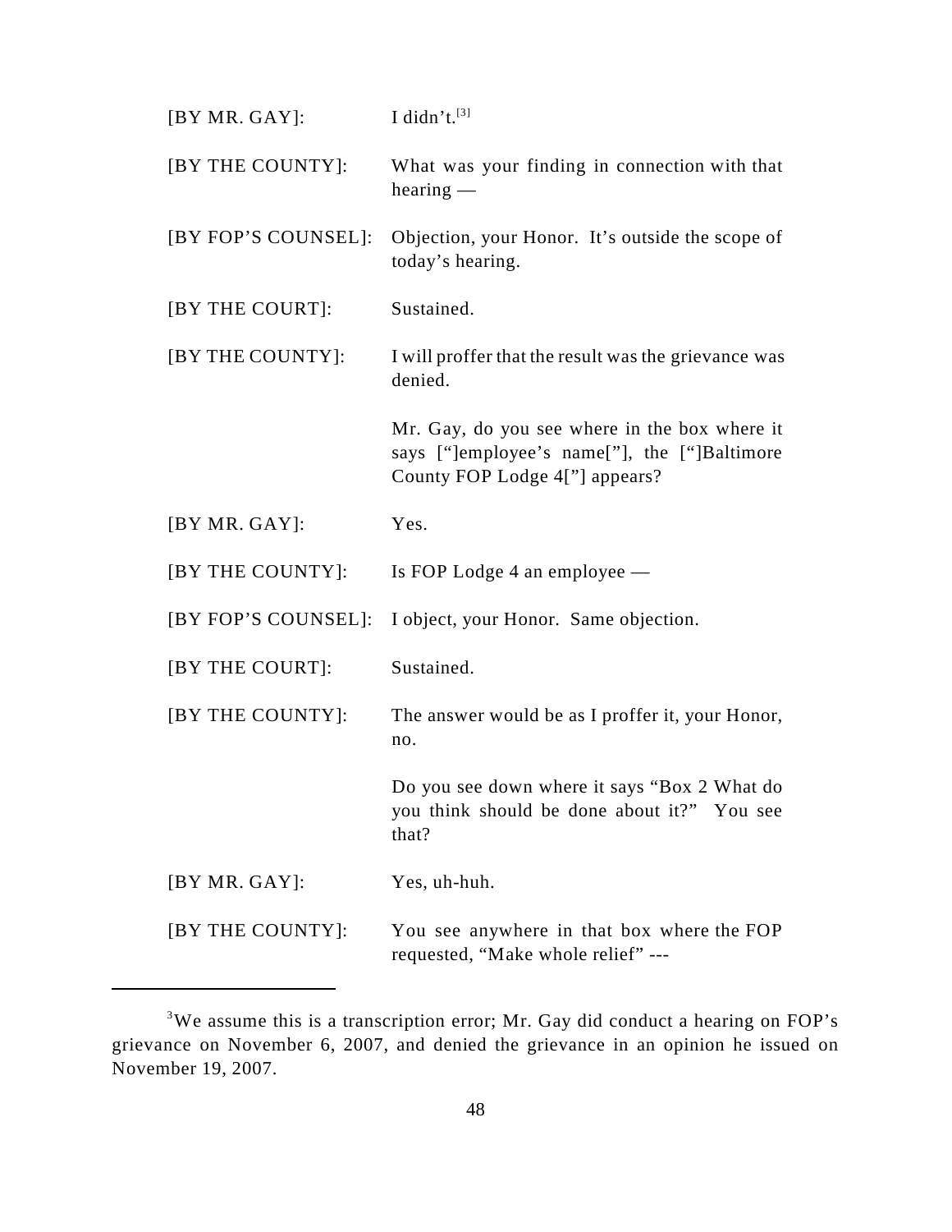[BY MR. GAY]: I didn't.[3]

[BY THE COUNTY]: What was your finding in connection with that hearing —

[BY FOP'S COUNSEL]: Objection, your Honor. It's outside the scope of today's hearing.

[BY THE COURT]: Sustained.

[BY THE COUNTY]: I will proffer that the result was the grievance was denied.

Mr. Gay, do you see where in the box where it says ["]employee's name["], the ["]Baltimore County FOP Lodge 4["] appears?

[BY MR. GAY]: Yes.

[BY THE COUNTY]: Is FOP Lodge 4 an employee —

[BY FOP'S COUNSEL]: I object, your Honor. Same objection.

[BY THE COURT]: Sustained.

[BY THE COUNTY]: The answer would be as I proffer it, your Honor, no.

Do you see down where it says "Box 2 What do you think should be done about it?" You see that?

[BY MR. GAY]: Yes, uh-huh.

[BY THE COUNTY]: You see anywhere in that box where the FOP requested, "Make whole relief" ---

---

[3]We assume this is a transcription error; Mr. Gay did conduct a hearing on FOP's grievance on November 6, 2007, and denied the grievance in an opinion he issued on November 19, 2007.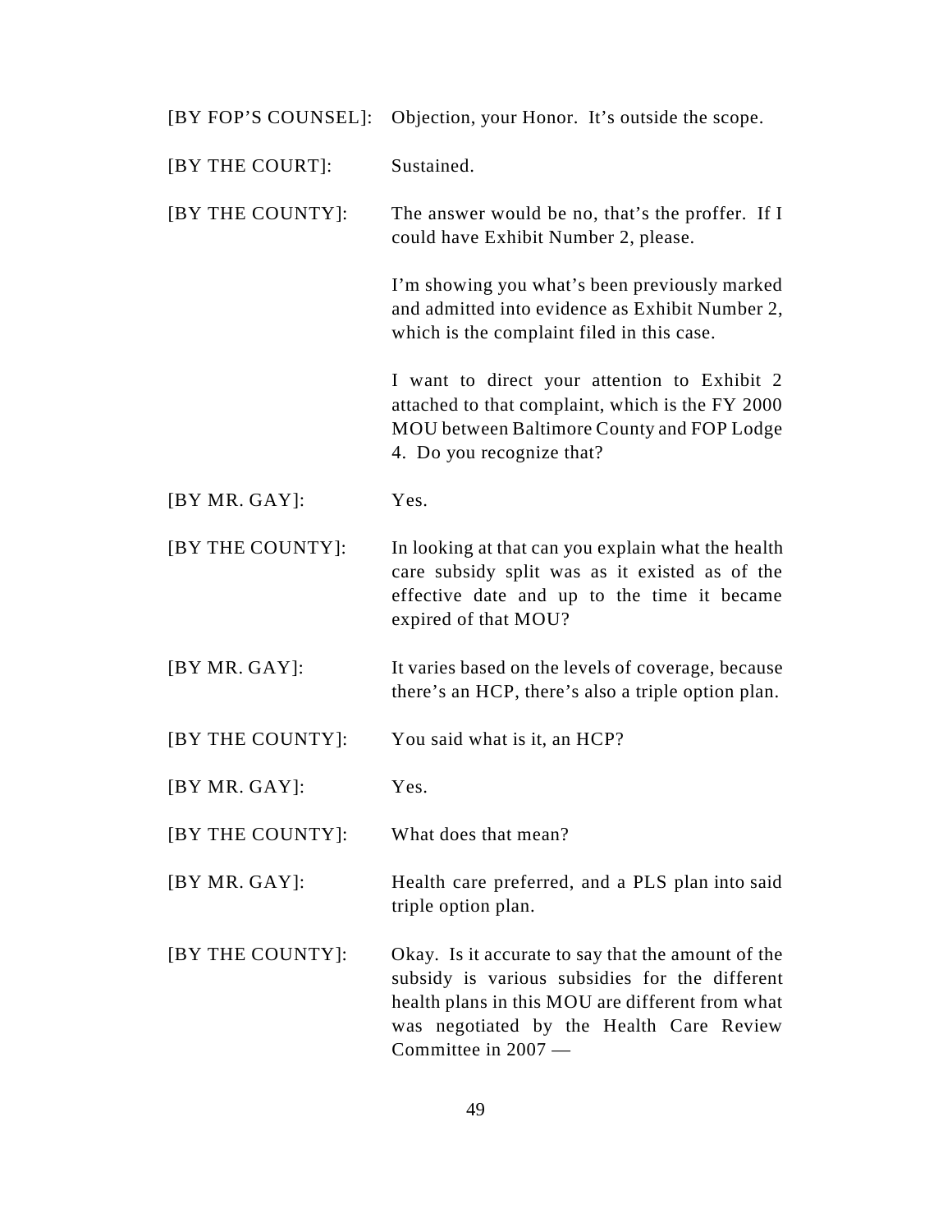[BY FOP'S COUNSEL]: Objection, your Honor. It's outside the scope.

[BY THE COURT]: Sustained.

[BY THE COUNTY]: The answer would be no, that's the proffer. If I could have Exhibit Number 2, please.

I'm showing you what's been previously marked and admitted into evidence as Exhibit Number 2, which is the complaint filed in this case.

I want to direct your attention to Exhibit 2 attached to that complaint, which is the FY 2000 MOU between Baltimore County and FOP Lodge 4. Do you recognize that?

[BY MR. GAY]: Yes.

[BY THE COUNTY]: In looking at that can you explain what the health care subsidy split was as it existed as of the effective date and up to the time it became expired of that MOU?

[BY MR. GAY]: It varies based on the levels of coverage, because there's an HCP, there's also a triple option plan.

[BY THE COUNTY]: You said what is it, an HCP?

[BY MR. GAY]: Yes.

[BY THE COUNTY]: What does that mean?

[BY MR. GAY]: Health care preferred, and a PLS plan into said triple option plan.

[BY THE COUNTY]: Okay. Is it accurate to say that the amount of the subsidy is various subsidies for the different health plans in this MOU are different from what was negotiated by the Health Care Review Committee in 2007 —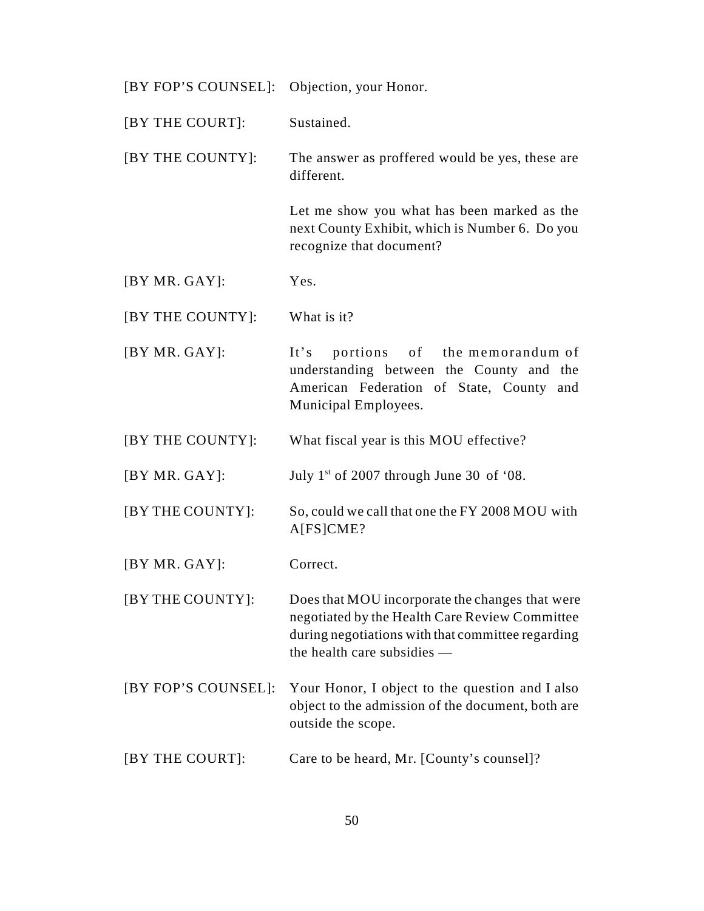[BY FOP'S COUNSEL]: Objection, your Honor.

[BY THE COURT]: Sustained.

[BY THE COUNTY]: The answer as proffered would be yes, these are different.

Let me show you what has been marked as the next County Exhibit, which is Number 6. Do you recognize that document?

[BY MR. GAY]: Yes.

[BY THE COUNTY]: What is it?

[BY MR. GAY]: It's portions of the memorandum of understanding between the County and the American Federation of State, County and Municipal Employees.

[BY THE COUNTY]: What fiscal year is this MOU effective?

[BY MR. GAY]: July 1st of 2007 through June 30 of '08.

[BY THE COUNTY]: So, could we call that one the FY 2008 MOU with A[FS]CME?

[BY MR. GAY]: Correct.

[BY THE COUNTY]: Does that MOU incorporate the changes that were negotiated by the Health Care Review Committee during negotiations with that committee regarding the health care subsidies —

[BY FOP'S COUNSEL]: Your Honor, I object to the question and I also object to the admission of the document, both are outside the scope.

[BY THE COURT]: Care to be heard, Mr. [County's counsel]?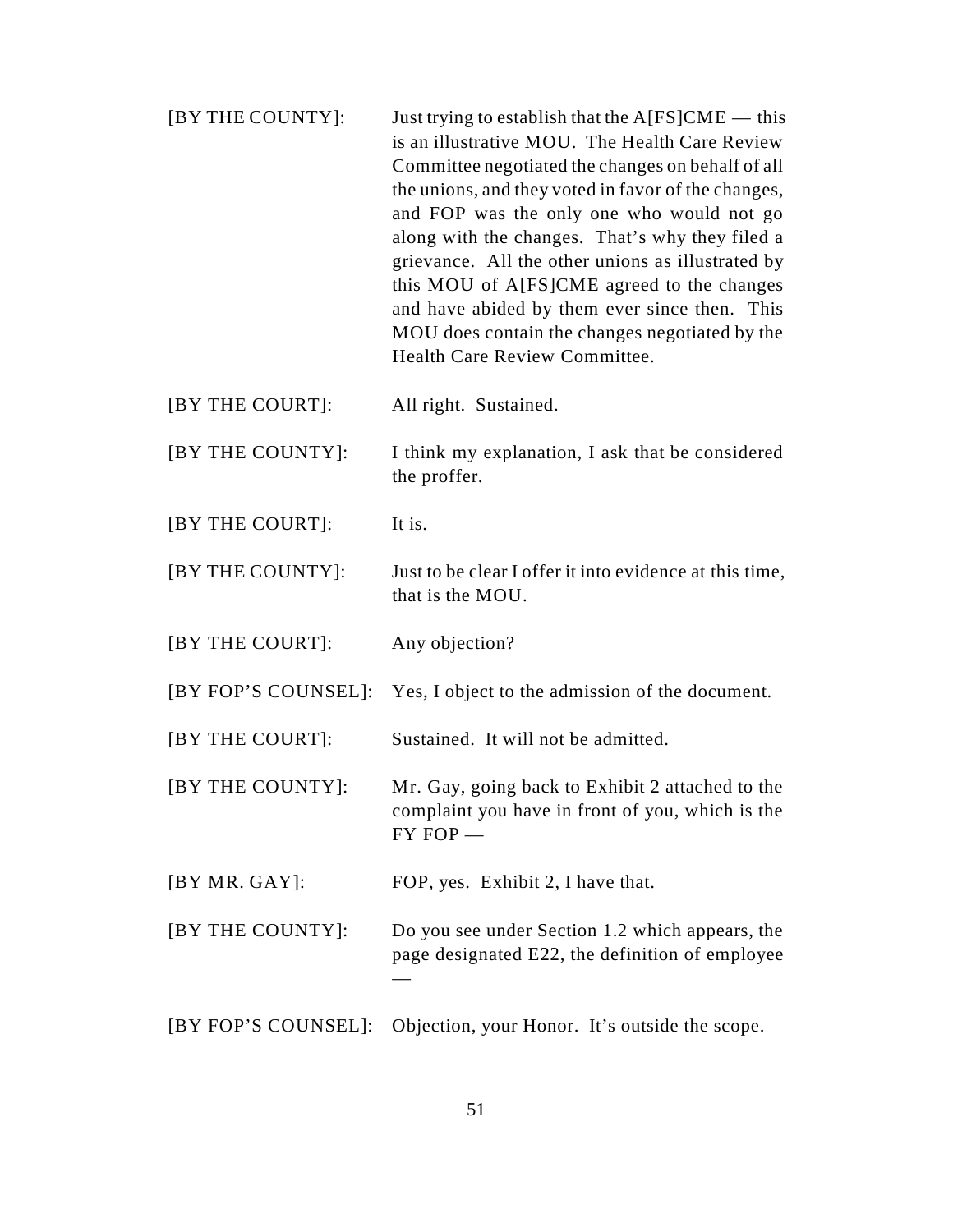[BY THE COUNTY]: Just trying to establish that the A[FS]CME — this is an illustrative MOU. The Health Care Review Committee negotiated the changes on behalf of all the unions, and they voted in favor of the changes, and FOP was the only one who would not go along with the changes. That's why they filed a grievance. All the other unions as illustrated by this MOU of A[FS]CME agreed to the changes and have abided by them ever since then. This MOU does contain the changes negotiated by the Health Care Review Committee.

[BY THE COURT]: All right. Sustained.

[BY THE COUNTY]: I think my explanation, I ask that be considered the proffer.

[BY THE COURT]: It is.

[BY THE COUNTY]: Just to be clear I offer it into evidence at this time, that is the MOU.

[BY THE COURT]: Any objection?

[BY FOP'S COUNSEL]: Yes, I object to the admission of the document.

[BY THE COURT]: Sustained. It will not be admitted.

[BY THE COUNTY]: Mr. Gay, going back to Exhibit 2 attached to the complaint you have in front of you, which is the FY FOP —

[BY MR. GAY]: FOP, yes. Exhibit 2, I have that.

[BY THE COUNTY]: Do you see under Section 1.2 which appears, the page designated E22, the definition of employee —

[BY FOP'S COUNSEL]: Objection, your Honor. It's outside the scope.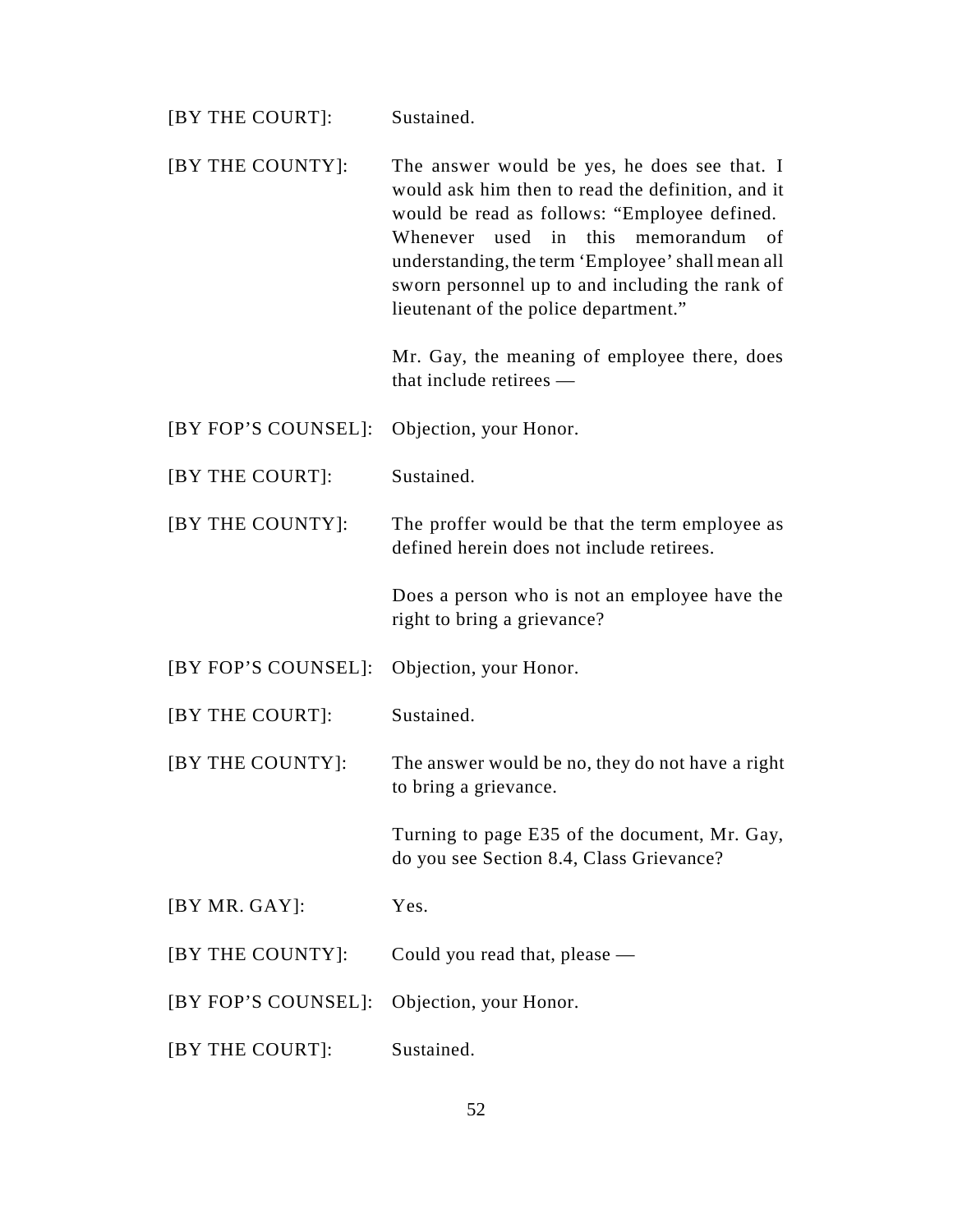[BY THE COURT]: Sustained.

[BY THE COUNTY]: The answer would be yes, he does see that. I would ask him then to read the definition, and it would be read as follows: "Employee defined. Whenever used in this memorandum of understanding, the term 'Employee' shall mean all sworn personnel up to and including the rank of lieutenant of the police department."

Mr. Gay, the meaning of employee there, does that include retirees —

[BY FOP'S COUNSEL]: Objection, your Honor.

[BY THE COURT]: Sustained.

[BY THE COUNTY]: The proffer would be that the term employee as defined herein does not include retirees.

Does a person who is not an employee have the right to bring a grievance?

[BY FOP'S COUNSEL]: Objection, your Honor.

[BY THE COURT]: Sustained.

[BY THE COUNTY]: The answer would be no, they do not have a right to bring a grievance.

Turning to page E35 of the document, Mr. Gay, do you see Section 8.4, Class Grievance?

[BY MR. GAY]: Yes.

[BY THE COUNTY]: Could you read that, please —

[BY FOP'S COUNSEL]: Objection, your Honor.

[BY THE COURT]: Sustained.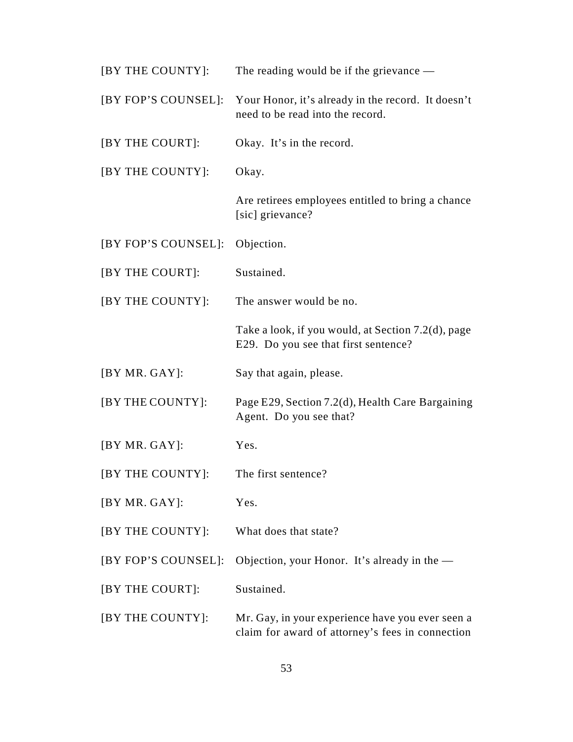| | |
|---|---|
| [BY THE COUNTY]: | The reading would be if the grievance — |
| [BY FOP'S COUNSEL]: | Your Honor, it's already in the record. It doesn't need to be read into the record. |
| [BY THE COURT]: | Okay. It's in the record. |
| [BY THE COUNTY]: | Okay. |
| | Are retirees employees entitled to bring a chance [sic] grievance? |
| [BY FOP'S COUNSEL]: | Objection. |
| [BY THE COURT]: | Sustained. |
| [BY THE COUNTY]: | The answer would be no. |
| | Take a look, if you would, at Section 7.2(d), page E29. Do you see that first sentence? |
| [BY MR. GAY]: | Say that again, please. |
| [BY THE COUNTY]: | Page E29, Section 7.2(d), Health Care Bargaining Agent. Do you see that? |
| [BY MR. GAY]: | Yes. |
| [BY THE COUNTY]: | The first sentence? |
| [BY MR. GAY]: | Yes. |
| [BY THE COUNTY]: | What does that state? |
| [BY FOP'S COUNSEL]: | Objection, your Honor. It's already in the — |
| [BY THE COURT]: | Sustained. |
| [BY THE COUNTY]: | Mr. Gay, in your experience have you ever seen a claim for award of attorney's fees in connection |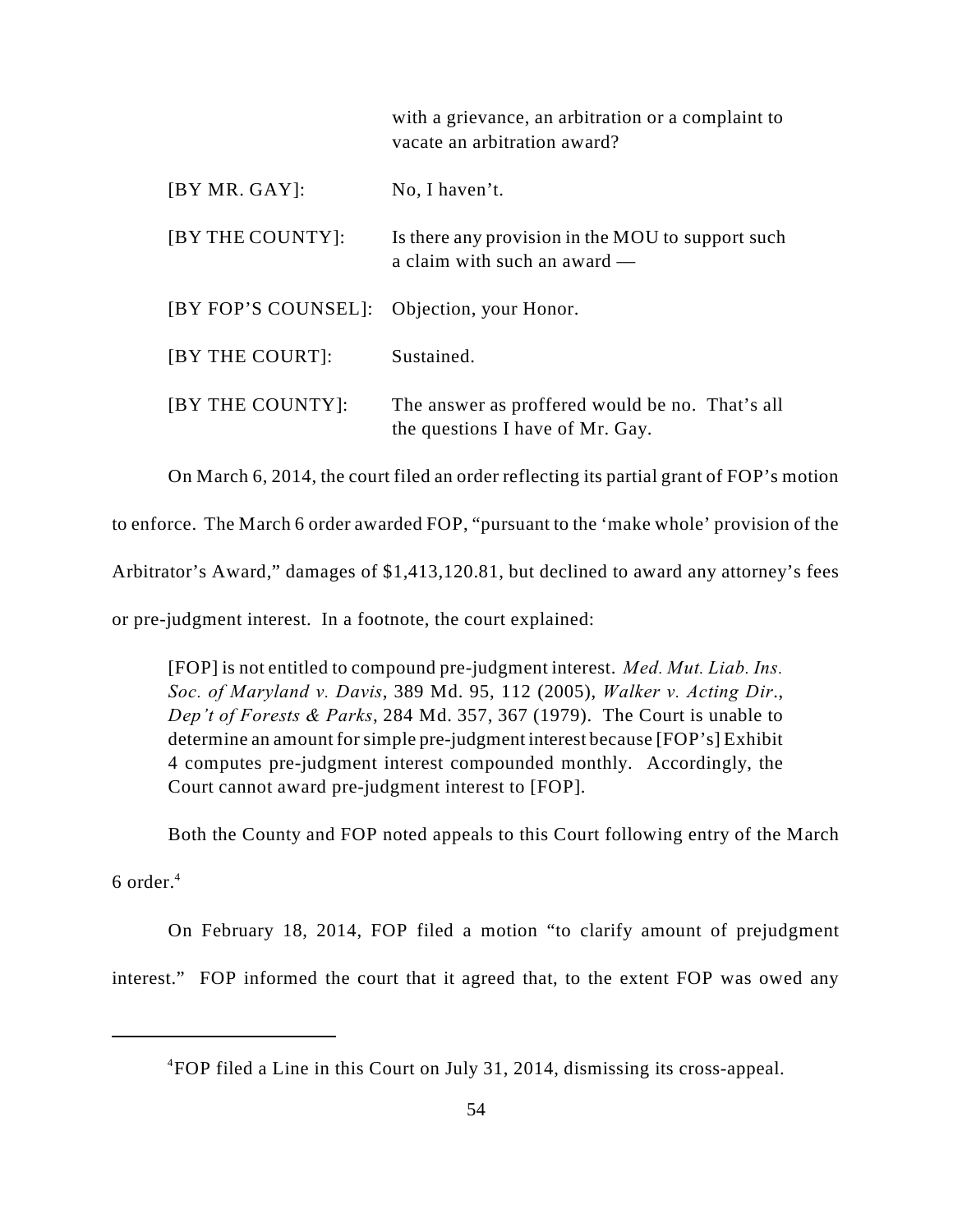with a grievance, an arbitration or a complaint to vacate an arbitration award?

| | |
|---|---|
| [BY MR. GAY]: | No, I haven't. |
| [BY THE COUNTY]: | Is there any provision in the MOU to support such a claim with such an award — |
| [BY FOP'S COUNSEL]: | Objection, your Honor. |
| [BY THE COURT]: | Sustained. |
| [BY THE COUNTY]: | The answer as proffered would be no. That's all the questions I have of Mr. Gay. |

On March 6, 2014, the court filed an order reflecting its partial grant of FOP's motion to enforce. The March 6 order awarded FOP, "pursuant to the 'make whole' provision of the Arbitrator's Award," damages of $1,413,120.81, but declined to award any attorney's fees or pre-judgment interest. In a footnote, the court explained:

> [FOP] is not entitled to compound pre-judgment interest. *Med. Mut. Liab. Ins. Soc. of Maryland v. Davis*, 389 Md. 95, 112 (2005), *Walker v. Acting Dir., Dep't of Forests & Parks*, 284 Md. 357, 367 (1979). The Court is unable to determine an amount for simple pre-judgment interest because [FOP's] Exhibit 4 computes pre-judgment interest compounded monthly. Accordingly, the Court cannot award pre-judgment interest to [FOP].

Both the County and FOP noted appeals to this Court following entry of the March 6 order.[4]

On February 18, 2014, FOP filed a motion "to clarify amount of prejudgment interest." FOP informed the court that it agreed that, to the extent FOP was owed any

---

[4]FOP filed a Line in this Court on July 31, 2014, dismissing its cross-appeal.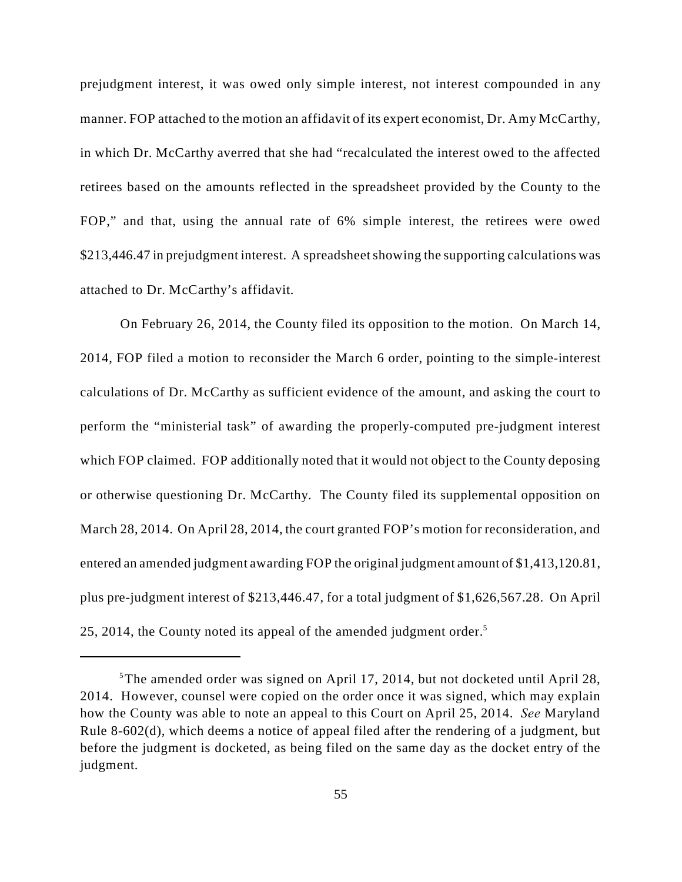prejudgment interest, it was owed only simple interest, not interest compounded in any manner. FOP attached to the motion an affidavit of its expert economist, Dr. Amy McCarthy, in which Dr. McCarthy averred that she had "recalculated the interest owed to the affected retirees based on the amounts reflected in the spreadsheet provided by the County to the FOP," and that, using the annual rate of 6% simple interest, the retirees were owed $213,446.47 in prejudgment interest. A spreadsheet showing the supporting calculations was attached to Dr. McCarthy's affidavit.

On February 26, 2014, the County filed its opposition to the motion. On March 14, 2014, FOP filed a motion to reconsider the March 6 order, pointing to the simple-interest calculations of Dr. McCarthy as sufficient evidence of the amount, and asking the court to perform the "ministerial task" of awarding the properly-computed pre-judgment interest which FOP claimed. FOP additionally noted that it would not object to the County deposing or otherwise questioning Dr. McCarthy. The County filed its supplemental opposition on March 28, 2014. On April 28, 2014, the court granted FOP's motion for reconsideration, and entered an amended judgment awarding FOP the original judgment amount of $1,413,120.81, plus pre-judgment interest of $213,446.47, for a total judgment of $1,626,567.28. On April 25, 2014, the County noted its appeal of the amended judgment order.[5]

---

[5] The amended order was signed on April 17, 2014, but not docketed until April 28, 2014. However, counsel were copied on the order once it was signed, which may explain how the County was able to note an appeal to this Court on April 25, 2014. *See* Maryland Rule 8-602(d), which deems a notice of appeal filed after the rendering of a judgment, but before the judgment is docketed, as being filed on the same day as the docket entry of the judgment.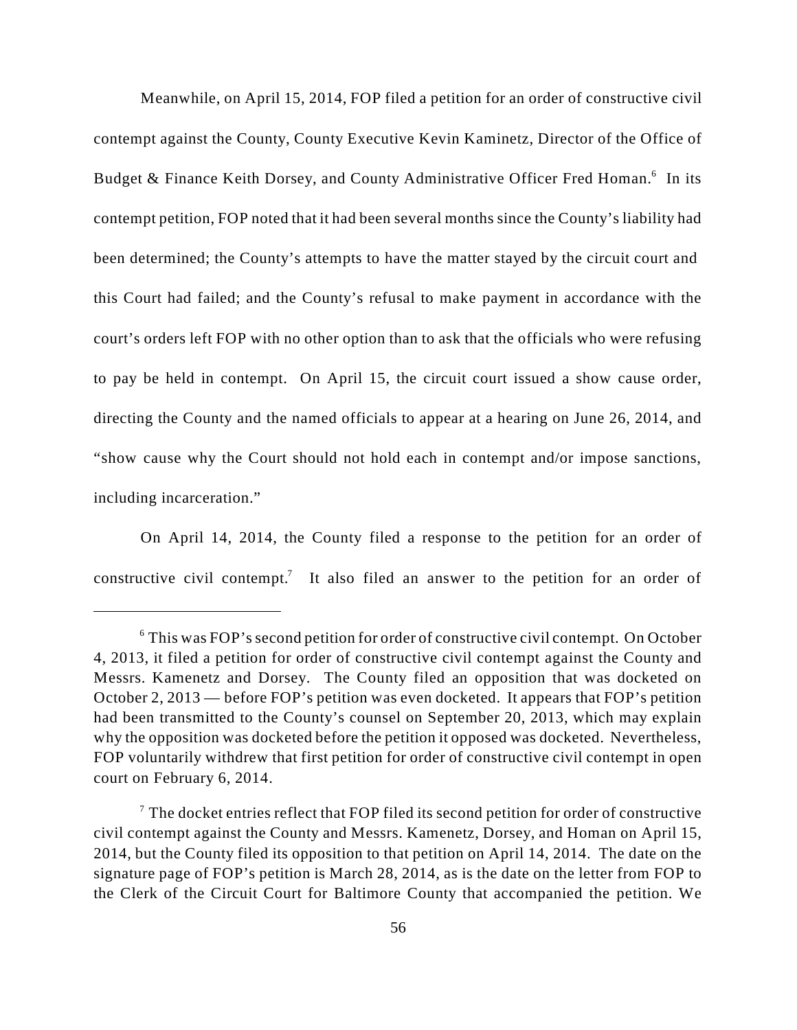Meanwhile, on April 15, 2014, FOP filed a petition for an order of constructive civil contempt against the County, County Executive Kevin Kaminetz, Director of the Office of Budget & Finance Keith Dorsey, and County Administrative Officer Fred Homan.[6] In its contempt petition, FOP noted that it had been several months since the County's liability had been determined; the County's attempts to have the matter stayed by the circuit court and this Court had failed; and the County's refusal to make payment in accordance with the court's orders left FOP with no other option than to ask that the officials who were refusing to pay be held in contempt. On April 15, the circuit court issued a show cause order, directing the County and the named officials to appear at a hearing on June 26, 2014, and "show cause why the Court should not hold each in contempt and/or impose sanctions, including incarceration."

On April 14, 2014, the County filed a response to the petition for an order of constructive civil contempt.[7] It also filed an answer to the petition for an order of

---

[6] This was FOP's second petition for order of constructive civil contempt. On October 4, 2013, it filed a petition for order of constructive civil contempt against the County and Messrs. Kamenetz and Dorsey. The County filed an opposition that was docketed on October 2, 2013 — before FOP's petition was even docketed. It appears that FOP's petition had been transmitted to the County's counsel on September 20, 2013, which may explain why the opposition was docketed before the petition it opposed was docketed. Nevertheless, FOP voluntarily withdrew that first petition for order of constructive civil contempt in open court on February 6, 2014.

[7] The docket entries reflect that FOP filed its second petition for order of constructive civil contempt against the County and Messrs. Kamenetz, Dorsey, and Homan on April 15, 2014, but the County filed its opposition to that petition on April 14, 2014. The date on the signature page of FOP's petition is March 28, 2014, as is the date on the letter from FOP to the Clerk of the Circuit Court for Baltimore County that accompanied the petition. We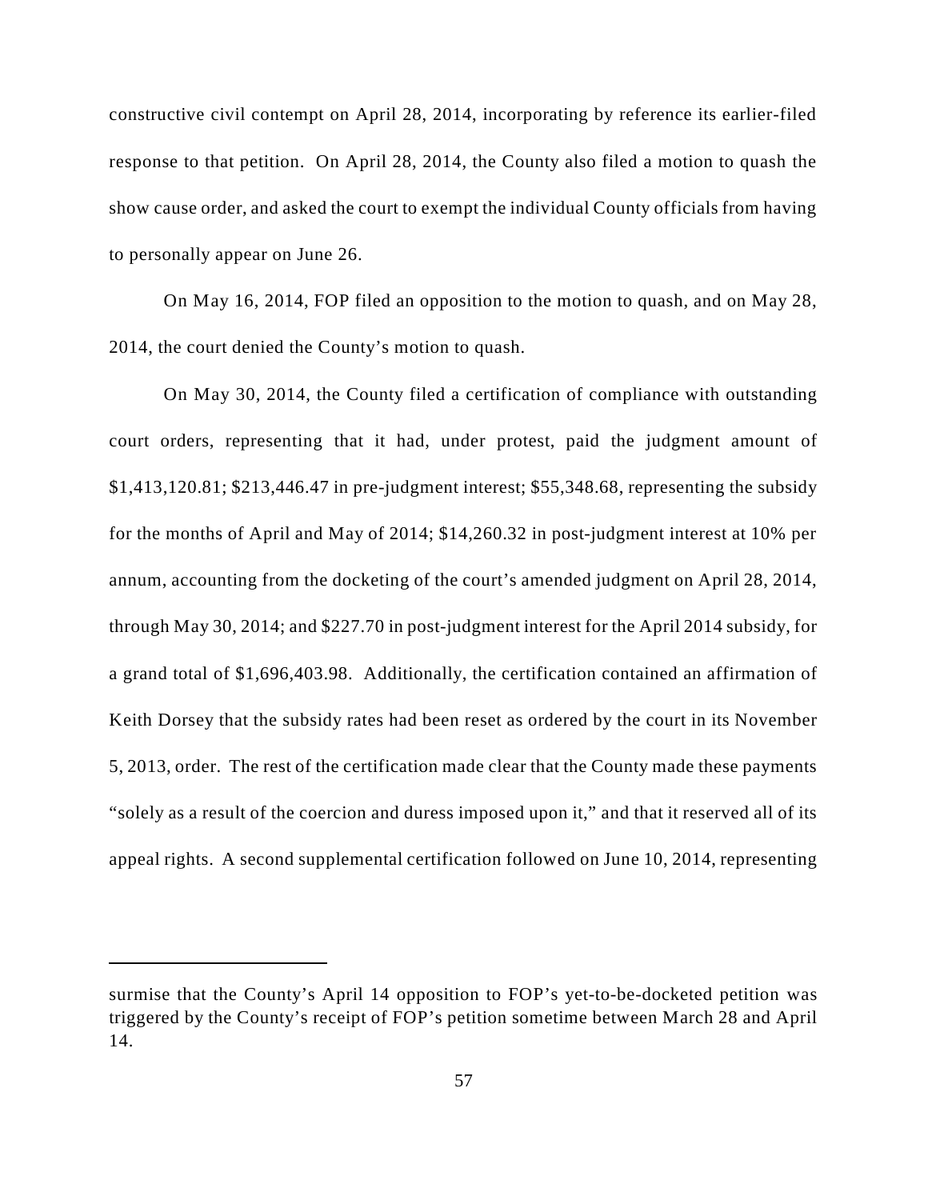constructive civil contempt on April 28, 2014, incorporating by reference its earlier-filed response to that petition. On April 28, 2014, the County also filed a motion to quash the show cause order, and asked the court to exempt the individual County officials from having to personally appear on June 26.

On May 16, 2014, FOP filed an opposition to the motion to quash, and on May 28, 2014, the court denied the County's motion to quash.

On May 30, 2014, the County filed a certification of compliance with outstanding court orders, representing that it had, under protest, paid the judgment amount of $1,413,120.81; $213,446.47 in pre-judgment interest; $55,348.68, representing the subsidy for the months of April and May of 2014; $14,260.32 in post-judgment interest at 10% per annum, accounting from the docketing of the court's amended judgment on April 28, 2014, through May 30, 2014; and $227.70 in post-judgment interest for the April 2014 subsidy, for a grand total of $1,696,403.98. Additionally, the certification contained an affirmation of Keith Dorsey that the subsidy rates had been reset as ordered by the court in its November 5, 2013, order. The rest of the certification made clear that the County made these payments "solely as a result of the coercion and duress imposed upon it," and that it reserved all of its appeal rights. A second supplemental certification followed on June 10, 2014, representing

---

surmise that the County's April 14 opposition to FOP's yet-to-be-docketed petition was triggered by the County's receipt of FOP's petition sometime between March 28 and April 14.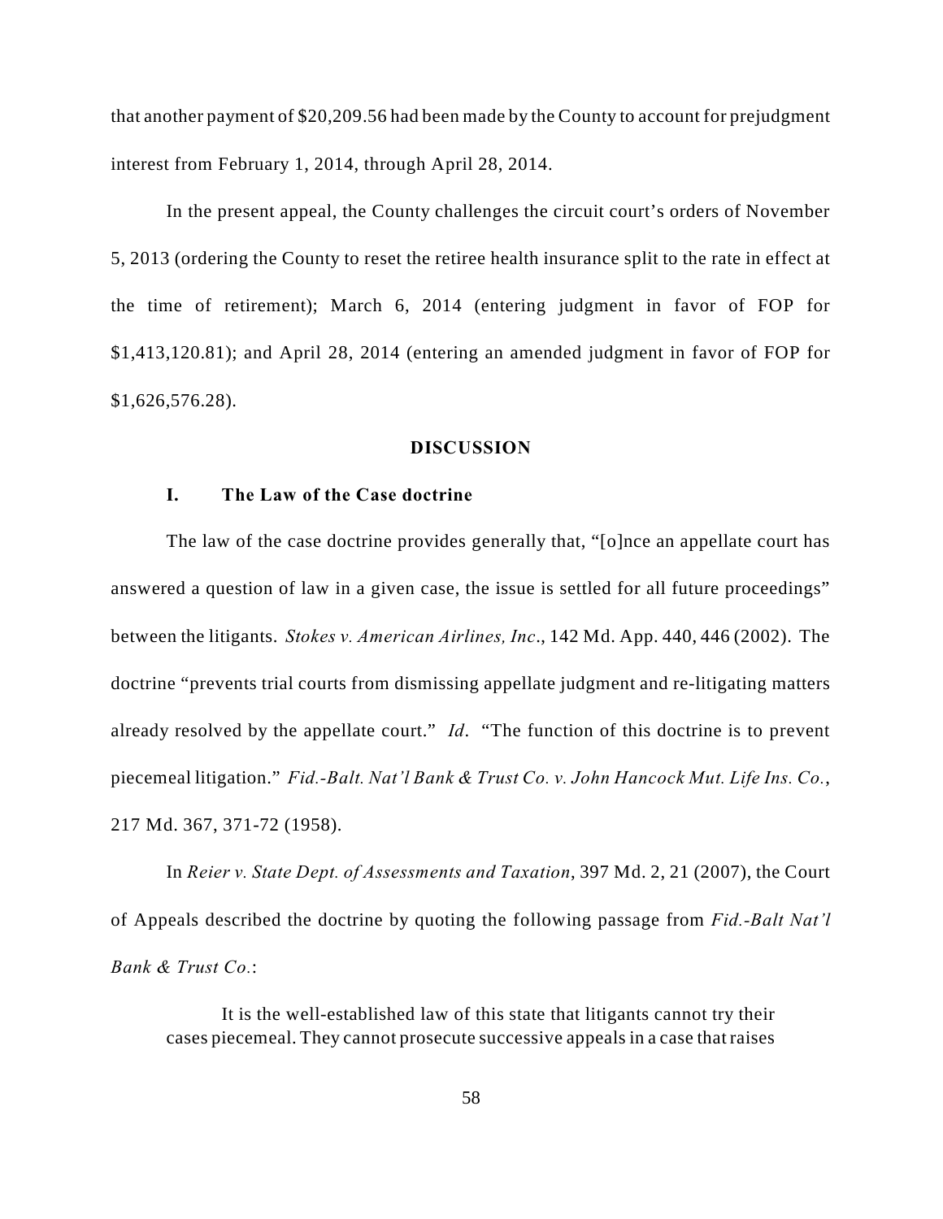that another payment of $20,209.56 had been made by the County to account for prejudgment interest from February 1, 2014, through April 28, 2014.

In the present appeal, the County challenges the circuit court's orders of November 5, 2013 (ordering the County to reset the retiree health insurance split to the rate in effect at the time of retirement); March 6, 2014 (entering judgment in favor of FOP for $1,413,120.81); and April 28, 2014 (entering an amended judgment in favor of FOP for $1,626,576.28).

## DISCUSSION

### I. The Law of the Case doctrine

The law of the case doctrine provides generally that, "[o]nce an appellate court has answered a question of law in a given case, the issue is settled for all future proceedings" between the litigants. *Stokes v. American Airlines, Inc.*, 142 Md. App. 440, 446 (2002). The doctrine "prevents trial courts from dismissing appellate judgment and re-litigating matters already resolved by the appellate court." *Id*. "The function of this doctrine is to prevent piecemeal litigation." *Fid.-Balt. Nat'l Bank & Trust Co. v. John Hancock Mut. Life Ins. Co.*, 217 Md. 367, 371-72 (1958).

In *Reier v. State Dept. of Assessments and Taxation*, 397 Md. 2, 21 (2007), the Court of Appeals described the doctrine by quoting the following passage from *Fid.-Balt Nat'l Bank & Trust Co.*:

> It is the well-established law of this state that litigants cannot try their cases piecemeal. They cannot prosecute successive appeals in a case that raises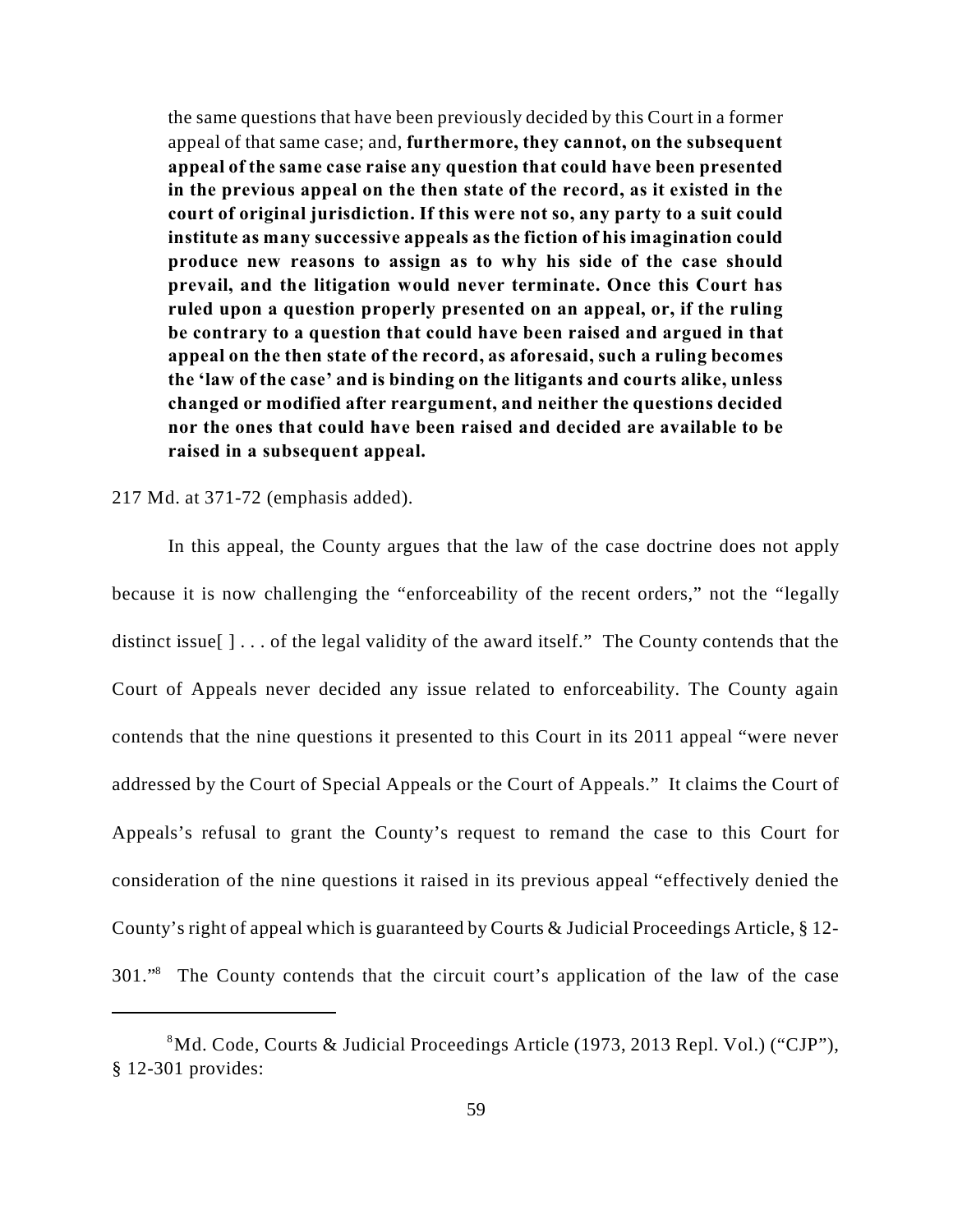> the same questions that have been previously decided by this Court in a former appeal of that same case; and, **furthermore, they cannot, on the subsequent appeal of the same case raise any question that could have been presented in the previous appeal on the then state of the record, as it existed in the court of original jurisdiction. If this were not so, any party to a suit could institute as many successive appeals as the fiction of his imagination could produce new reasons to assign as to why his side of the case should prevail, and the litigation would never terminate. Once this Court has ruled upon a question properly presented on an appeal, or, if the ruling be contrary to a question that could have been raised and argued in that appeal on the then state of the record, as aforesaid, such a ruling becomes the 'law of the case' and is binding on the litigants and courts alike, unless changed or modified after reargument, and neither the questions decided nor the ones that could have been raised and decided are available to be raised in a subsequent appeal.**

217 Md. at 371-72 (emphasis added).

In this appeal, the County argues that the law of the case doctrine does not apply because it is now challenging the "enforceability of the recent orders," not the "legally distinct issue[ ] . . . of the legal validity of the award itself." The County contends that the Court of Appeals never decided any issue related to enforceability. The County again contends that the nine questions it presented to this Court in its 2011 appeal "were never addressed by the Court of Special Appeals or the Court of Appeals." It claims the Court of Appeals's refusal to grant the County's request to remand the case to this Court for consideration of the nine questions it raised in its previous appeal "effectively denied the County's right of appeal which is guaranteed by Courts & Judicial Proceedings Article, § 12-301."[8] The County contends that the circuit court's application of the law of the case

---

[8] Md. Code, Courts & Judicial Proceedings Article (1973, 2013 Repl. Vol.) ("CJP"), § 12-301 provides: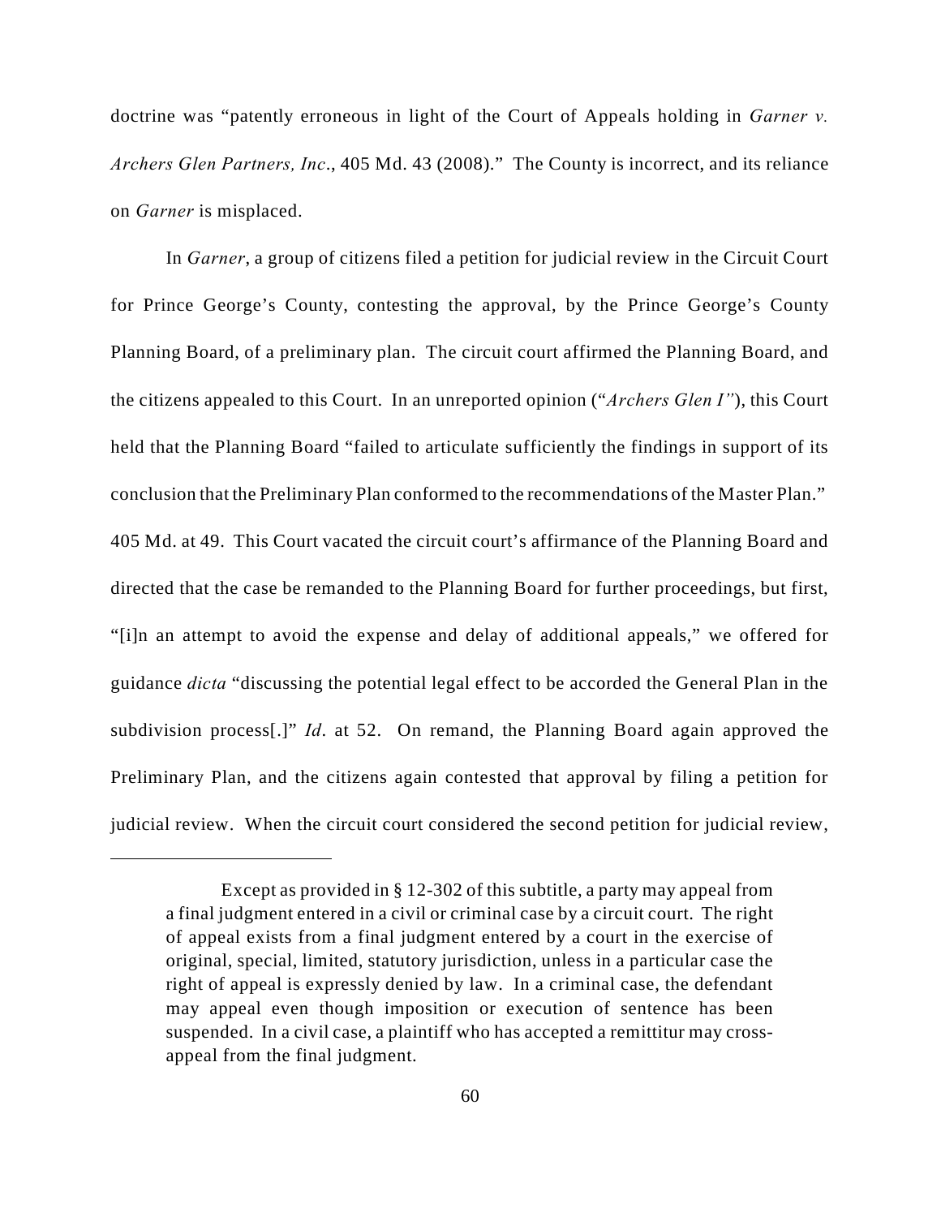doctrine was "patently erroneous in light of the Court of Appeals holding in *Garner v. Archers Glen Partners, Inc*., 405 Md. 43 (2008)." The County is incorrect, and its reliance on *Garner* is misplaced.

In *Garner*, a group of citizens filed a petition for judicial review in the Circuit Court for Prince George's County, contesting the approval, by the Prince George's County Planning Board, of a preliminary plan. The circuit court affirmed the Planning Board, and the citizens appealed to this Court. In an unreported opinion ("*Archers Glen I"*), this Court held that the Planning Board "failed to articulate sufficiently the findings in support of its conclusion that the Preliminary Plan conformed to the recommendations of the Master Plan." 405 Md. at 49. This Court vacated the circuit court's affirmance of the Planning Board and directed that the case be remanded to the Planning Board for further proceedings, but first, "[i]n an attempt to avoid the expense and delay of additional appeals," we offered for guidance *dicta* "discussing the potential legal effect to be accorded the General Plan in the subdivision process[.]" *Id*. at 52. On remand, the Planning Board again approved the Preliminary Plan, and the citizens again contested that approval by filing a petition for judicial review. When the circuit court considered the second petition for judicial review,

---

> Except as provided in § 12-302 of this subtitle, a party may appeal from a final judgment entered in a civil or criminal case by a circuit court. The right of appeal exists from a final judgment entered by a court in the exercise of original, special, limited, statutory jurisdiction, unless in a particular case the right of appeal is expressly denied by law. In a criminal case, the defendant may appeal even though imposition or execution of sentence has been suspended. In a civil case, a plaintiff who has accepted a remittitur may cross-appeal from the final judgment.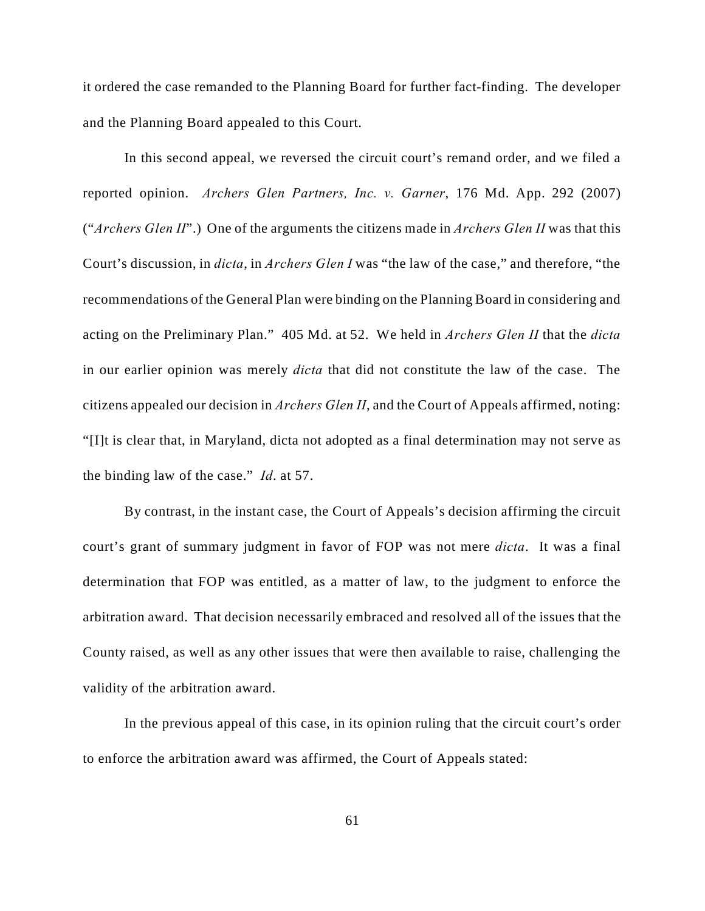it ordered the case remanded to the Planning Board for further fact-finding. The developer and the Planning Board appealed to this Court.

In this second appeal, we reversed the circuit court's remand order, and we filed a reported opinion. *Archers Glen Partners, Inc. v. Garner*, 176 Md. App. 292 (2007) ("*Archers Glen II*".) One of the arguments the citizens made in *Archers Glen II* was that this Court's discussion, in *dicta*, in *Archers Glen I* was "the law of the case," and therefore, "the recommendations of the General Plan were binding on the Planning Board in considering and acting on the Preliminary Plan." 405 Md. at 52. We held in *Archers Glen II* that the *dicta* in our earlier opinion was merely *dicta* that did not constitute the law of the case. The citizens appealed our decision in *Archers Glen II*, and the Court of Appeals affirmed, noting: "[I]t is clear that, in Maryland, dicta not adopted as a final determination may not serve as the binding law of the case." *Id*. at 57.

By contrast, in the instant case, the Court of Appeals's decision affirming the circuit court's grant of summary judgment in favor of FOP was not mere *dicta*. It was a final determination that FOP was entitled, as a matter of law, to the judgment to enforce the arbitration award. That decision necessarily embraced and resolved all of the issues that the County raised, as well as any other issues that were then available to raise, challenging the validity of the arbitration award.

In the previous appeal of this case, in its opinion ruling that the circuit court's order to enforce the arbitration award was affirmed, the Court of Appeals stated: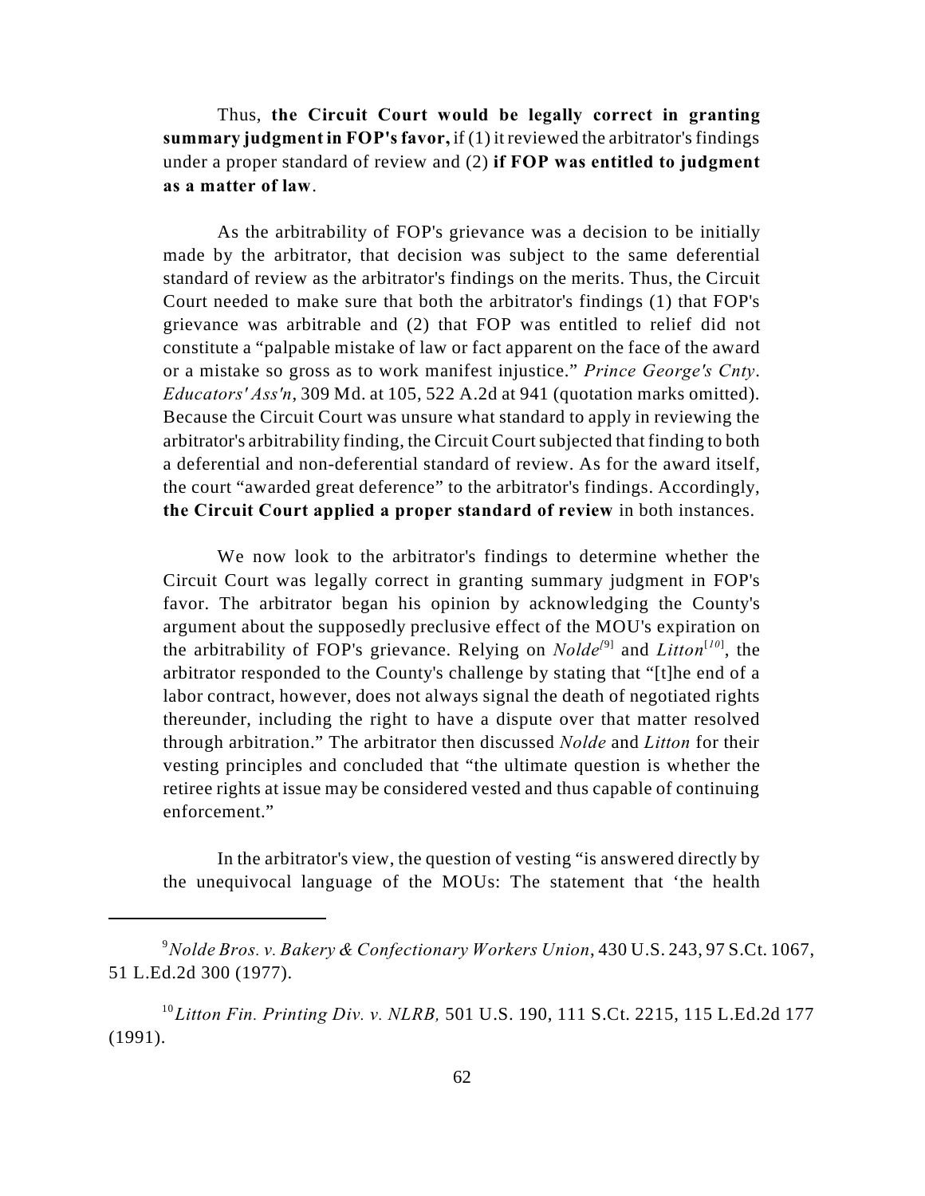Thus, **the Circuit Court would be legally correct in granting summary judgment in FOP's favor,** if (1) it reviewed the arbitrator's findings under a proper standard of review and (2) **if FOP was entitled to judgment as a matter of law**.

As the arbitrability of FOP's grievance was a decision to be initially made by the arbitrator, that decision was subject to the same deferential standard of review as the arbitrator's findings on the merits. Thus, the Circuit Court needed to make sure that both the arbitrator's findings (1) that FOP's grievance was arbitrable and (2) that FOP was entitled to relief did not constitute a "palpable mistake of law or fact apparent on the face of the award or a mistake so gross as to work manifest injustice." *Prince George's Cnty. Educators' Ass'n*, 309 Md. at 105, 522 A.2d at 941 (quotation marks omitted). Because the Circuit Court was unsure what standard to apply in reviewing the arbitrator's arbitrability finding, the Circuit Court subjected that finding to both a deferential and non-deferential standard of review. As for the award itself, the court "awarded great deference" to the arbitrator's findings. Accordingly, **the Circuit Court applied a proper standard of review** in both instances.

We now look to the arbitrator's findings to determine whether the Circuit Court was legally correct in granting summary judgment in FOP's favor. The arbitrator began his opinion by acknowledging the County's argument about the supposedly preclusive effect of the MOU's expiration on the arbitrability of FOP's grievance. Relying on *Nolde*[9] and *Litton*[10], the arbitrator responded to the County's challenge by stating that "[t]he end of a labor contract, however, does not always signal the death of negotiated rights thereunder, including the right to have a dispute over that matter resolved through arbitration." The arbitrator then discussed *Nolde* and *Litton* for their vesting principles and concluded that "the ultimate question is whether the retiree rights at issue may be considered vested and thus capable of continuing enforcement."

In the arbitrator's view, the question of vesting "is answered directly by the unequivocal language of the MOUs: The statement that 'the health

---

[9] *Nolde Bros. v. Bakery & Confectionary Workers Union*, 430 U.S. 243, 97 S.Ct. 1067, 51 L.Ed.2d 300 (1977).

[10] *Litton Fin. Printing Div. v. NLRB,* 501 U.S. 190, 111 S.Ct. 2215, 115 L.Ed.2d 177 (1991).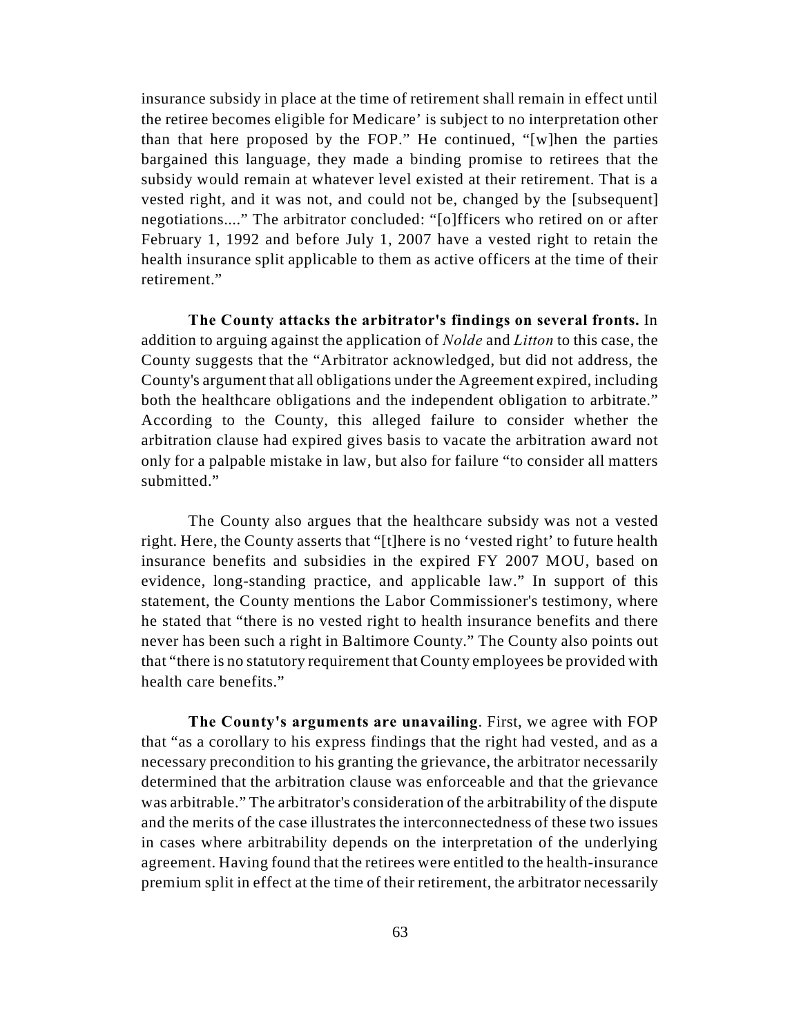insurance subsidy in place at the time of retirement shall remain in effect until the retiree becomes eligible for Medicare' is subject to no interpretation other than that here proposed by the FOP." He continued, "[w]hen the parties bargained this language, they made a binding promise to retirees that the subsidy would remain at whatever level existed at their retirement. That is a vested right, and it was not, and could not be, changed by the [subsequent] negotiations...." The arbitrator concluded: "[o]fficers who retired on or after February 1, 1992 and before July 1, 2007 have a vested right to retain the health insurance split applicable to them as active officers at the time of their retirement."

**The County attacks the arbitrator's findings on several fronts.** In addition to arguing against the application of *Nolde* and *Litton* to this case, the County suggests that the "Arbitrator acknowledged, but did not address, the County's argument that all obligations under the Agreement expired, including both the healthcare obligations and the independent obligation to arbitrate." According to the County, this alleged failure to consider whether the arbitration clause had expired gives basis to vacate the arbitration award not only for a palpable mistake in law, but also for failure "to consider all matters submitted."

The County also argues that the healthcare subsidy was not a vested right. Here, the County asserts that "[t]here is no 'vested right' to future health insurance benefits and subsidies in the expired FY 2007 MOU, based on evidence, long-standing practice, and applicable law." In support of this statement, the County mentions the Labor Commissioner's testimony, where he stated that "there is no vested right to health insurance benefits and there never has been such a right in Baltimore County." The County also points out that "there is no statutory requirement that County employees be provided with health care benefits."

**The County's arguments are unavailing**. First, we agree with FOP that "as a corollary to his express findings that the right had vested, and as a necessary precondition to his granting the grievance, the arbitrator necessarily determined that the arbitration clause was enforceable and that the grievance was arbitrable." The arbitrator's consideration of the arbitrability of the dispute and the merits of the case illustrates the interconnectedness of these two issues in cases where arbitrability depends on the interpretation of the underlying agreement. Having found that the retirees were entitled to the health-insurance premium split in effect at the time of their retirement, the arbitrator necessarily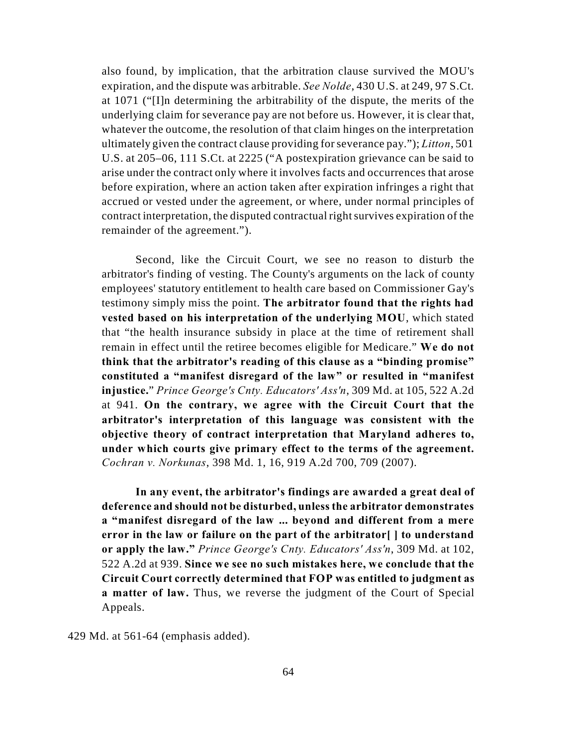also found, by implication, that the arbitration clause survived the MOU's expiration, and the dispute was arbitrable. *See Nolde*, 430 U.S. at 249, 97 S.Ct. at 1071 ("[I]n determining the arbitrability of the dispute, the merits of the underlying claim for severance pay are not before us. However, it is clear that, whatever the outcome, the resolution of that claim hinges on the interpretation ultimately given the contract clause providing for severance pay."); *Litton*, 501 U.S. at 205–06, 111 S.Ct. at 2225 ("A postexpiration grievance can be said to arise under the contract only where it involves facts and occurrences that arose before expiration, where an action taken after expiration infringes a right that accrued or vested under the agreement, or where, under normal principles of contract interpretation, the disputed contractual right survives expiration of the remainder of the agreement.").

Second, like the Circuit Court, we see no reason to disturb the arbitrator's finding of vesting. The County's arguments on the lack of county employees' statutory entitlement to health care based on Commissioner Gay's testimony simply miss the point. **The arbitrator found that the rights had vested based on his interpretation of the underlying MOU**, which stated that "the health insurance subsidy in place at the time of retirement shall remain in effect until the retiree becomes eligible for Medicare." **We do not think that the arbitrator's reading of this clause as a "binding promise" constituted a "manifest disregard of the law" or resulted in "manifest injustice."** *Prince George's Cnty. Educators' Ass'n*, 309 Md. at 105, 522 A.2d at 941. **On the contrary, we agree with the Circuit Court that the arbitrator's interpretation of this language was consistent with the objective theory of contract interpretation that Maryland adheres to, under which courts give primary effect to the terms of the agreement.** *Cochran v. Norkunas*, 398 Md. 1, 16, 919 A.2d 700, 709 (2007).

**In any event, the arbitrator's findings are awarded a great deal of deference and should not be disturbed, unless the arbitrator demonstrates a "manifest disregard of the law ... beyond and different from a mere error in the law or failure on the part of the arbitrator[ ] to understand or apply the law."** *Prince George's Cnty. Educators' Ass'n*, 309 Md. at 102, 522 A.2d at 939. **Since we see no such mistakes here, we conclude that the Circuit Court correctly determined that FOP was entitled to judgment as a matter of law.** Thus, we reverse the judgment of the Court of Special Appeals.

429 Md. at 561-64 (emphasis added).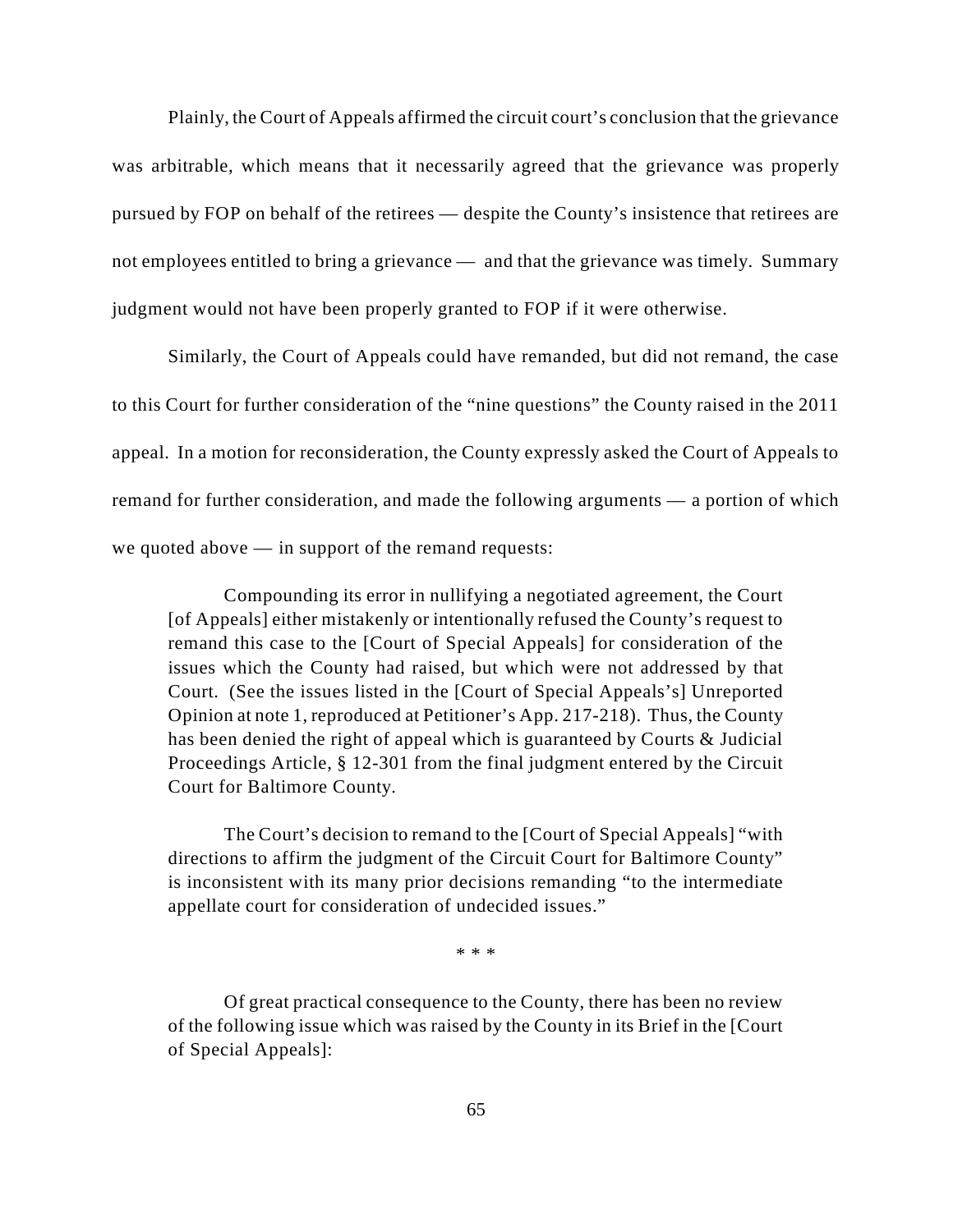Plainly, the Court of Appeals affirmed the circuit court's conclusion that the grievance was arbitrable, which means that it necessarily agreed that the grievance was properly pursued by FOP on behalf of the retirees — despite the County's insistence that retirees are not employees entitled to bring a grievance — and that the grievance was timely. Summary judgment would not have been properly granted to FOP if it were otherwise.

Similarly, the Court of Appeals could have remanded, but did not remand, the case to this Court for further consideration of the "nine questions" the County raised in the 2011 appeal. In a motion for reconsideration, the County expressly asked the Court of Appeals to remand for further consideration, and made the following arguments — a portion of which we quoted above — in support of the remand requests:

> Compounding its error in nullifying a negotiated agreement, the Court [of Appeals] either mistakenly or intentionally refused the County's request to remand this case to the [Court of Special Appeals] for consideration of the issues which the County had raised, but which were not addressed by that Court. (See the issues listed in the [Court of Special Appeals's] Unreported Opinion at note 1, reproduced at Petitioner's App. 217-218). Thus, the County has been denied the right of appeal which is guaranteed by Courts & Judicial Proceedings Article, § 12-301 from the final judgment entered by the Circuit Court for Baltimore County.
>
> The Court's decision to remand to the [Court of Special Appeals] "with directions to affirm the judgment of the Circuit Court for Baltimore County" is inconsistent with its many prior decisions remanding "to the intermediate appellate court for consideration of undecided issues."
>
> \* \* \*
>
> Of great practical consequence to the County, there has been no review of the following issue which was raised by the County in its Brief in the [Court of Special Appeals]: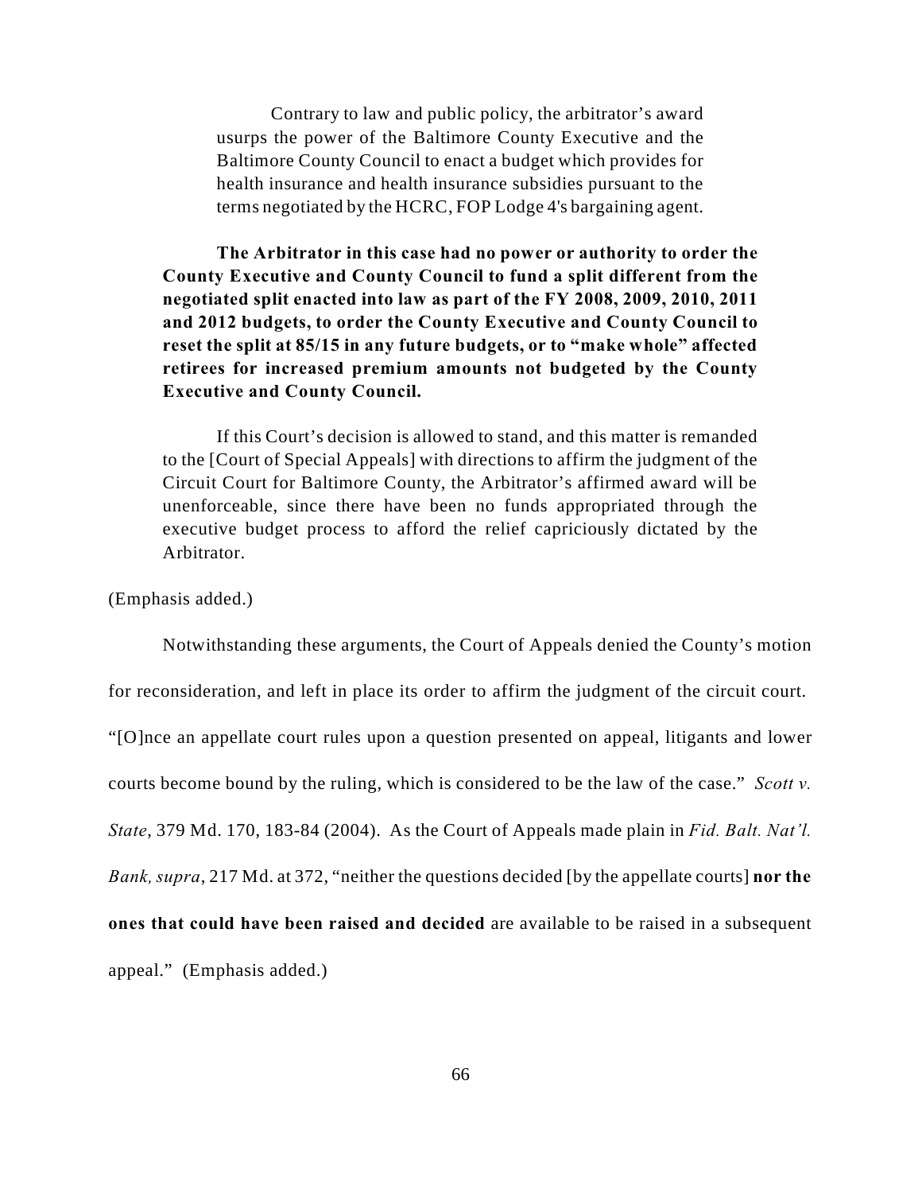> Contrary to law and public policy, the arbitrator's award usurps the power of the Baltimore County Executive and the Baltimore County Council to enact a budget which provides for health insurance and health insurance subsidies pursuant to the terms negotiated by the HCRC, FOP Lodge 4's bargaining agent.
>
> **The Arbitrator in this case had no power or authority to order the County Executive and County Council to fund a split different from the negotiated split enacted into law as part of the FY 2008, 2009, 2010, 2011 and 2012 budgets, to order the County Executive and County Council to reset the split at 85/15 in any future budgets, or to "make whole" affected retirees for increased premium amounts not budgeted by the County Executive and County Council.**
>
> If this Court's decision is allowed to stand, and this matter is remanded to the [Court of Special Appeals] with directions to affirm the judgment of the Circuit Court for Baltimore County, the Arbitrator's affirmed award will be unenforceable, since there have been no funds appropriated through the executive budget process to afford the relief capriciously dictated by the Arbitrator.

(Emphasis added.)

Notwithstanding these arguments, the Court of Appeals denied the County's motion for reconsideration, and left in place its order to affirm the judgment of the circuit court. "[O]nce an appellate court rules upon a question presented on appeal, litigants and lower courts become bound by the ruling, which is considered to be the law of the case." *Scott v. State*, 379 Md. 170, 183-84 (2004). As the Court of Appeals made plain in *Fid. Balt. Nat'l. Bank, supra*, 217 Md. at 372, "neither the questions decided [by the appellate courts] **nor the ones that could have been raised and decided** are available to be raised in a subsequent appeal." (Emphasis added.)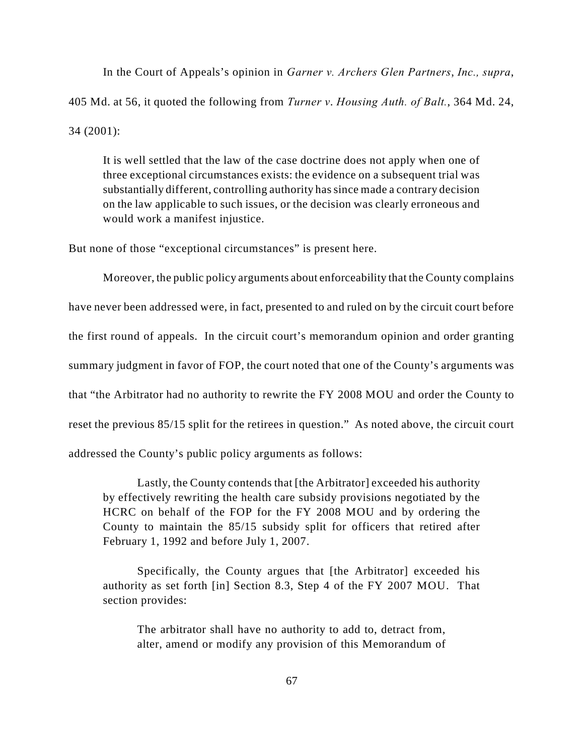In the Court of Appeals's opinion in *Garner v. Archers Glen Partners, Inc., supra*, 405 Md. at 56, it quoted the following from *Turner v. Housing Auth. of Balt.*, 364 Md. 24, 34 (2001):

> It is well settled that the law of the case doctrine does not apply when one of three exceptional circumstances exists: the evidence on a subsequent trial was substantially different, controlling authority has since made a contrary decision on the law applicable to such issues, or the decision was clearly erroneous and would work a manifest injustice.

But none of those "exceptional circumstances" is present here.

Moreover, the public policy arguments about enforceability that the County complains have never been addressed were, in fact, presented to and ruled on by the circuit court before the first round of appeals. In the circuit court's memorandum opinion and order granting summary judgment in favor of FOP, the court noted that one of the County's arguments was that "the Arbitrator had no authority to rewrite the FY 2008 MOU and order the County to reset the previous 85/15 split for the retirees in question." As noted above, the circuit court addressed the County's public policy arguments as follows:

> Lastly, the County contends that [the Arbitrator] exceeded his authority by effectively rewriting the health care subsidy provisions negotiated by the HCRC on behalf of the FOP for the FY 2008 MOU and by ordering the County to maintain the 85/15 subsidy split for officers that retired after February 1, 1992 and before July 1, 2007.
>
> Specifically, the County argues that [the Arbitrator] exceeded his authority as set forth [in] Section 8.3, Step 4 of the FY 2007 MOU. That section provides:
>
> > The arbitrator shall have no authority to add to, detract from, alter, amend or modify any provision of this Memorandum of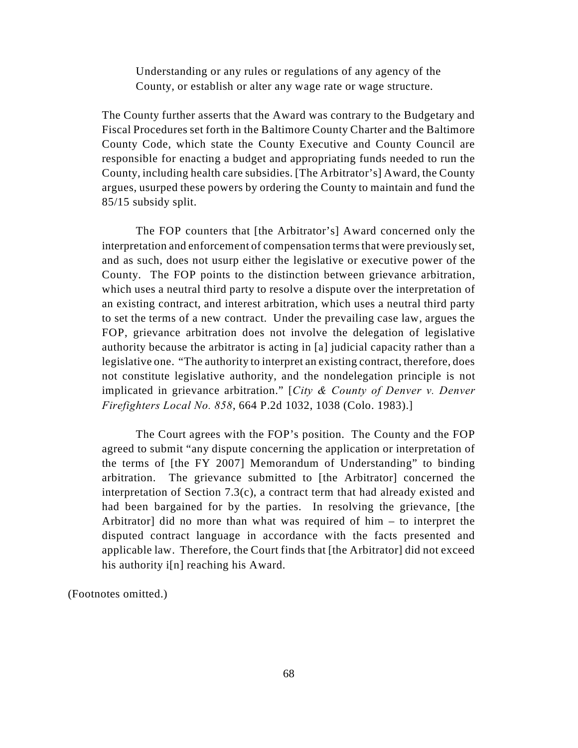> Understanding or any rules or regulations of any agency of the County, or establish or alter any wage rate or wage structure.
>
> The County further asserts that the Award was contrary to the Budgetary and Fiscal Procedures set forth in the Baltimore County Charter and the Baltimore County Code, which state the County Executive and County Council are responsible for enacting a budget and appropriating funds needed to run the County, including health care subsidies. [The Arbitrator's] Award, the County argues, usurped these powers by ordering the County to maintain and fund the 85/15 subsidy split.
>
> The FOP counters that [the Arbitrator's] Award concerned only the interpretation and enforcement of compensation terms that were previously set, and as such, does not usurp either the legislative or executive power of the County. The FOP points to the distinction between grievance arbitration, which uses a neutral third party to resolve a dispute over the interpretation of an existing contract, and interest arbitration, which uses a neutral third party to set the terms of a new contract. Under the prevailing case law, argues the FOP, grievance arbitration does not involve the delegation of legislative authority because the arbitrator is acting in [a] judicial capacity rather than a legislative one. "The authority to interpret an existing contract, therefore, does not constitute legislative authority, and the nondelegation principle is not implicated in grievance arbitration." [*City & County of Denver v. Denver Firefighters Local No. 858*, 664 P.2d 1032, 1038 (Colo. 1983).]
>
> The Court agrees with the FOP's position. The County and the FOP agreed to submit "any dispute concerning the application or interpretation of the terms of [the FY 2007] Memorandum of Understanding" to binding arbitration. The grievance submitted to [the Arbitrator] concerned the interpretation of Section 7.3(c), a contract term that had already existed and had been bargained for by the parties. In resolving the grievance, [the Arbitrator] did no more than what was required of him – to interpret the disputed contract language in accordance with the facts presented and applicable law. Therefore, the Court finds that [the Arbitrator] did not exceed his authority i[n] reaching his Award.

(Footnotes omitted.)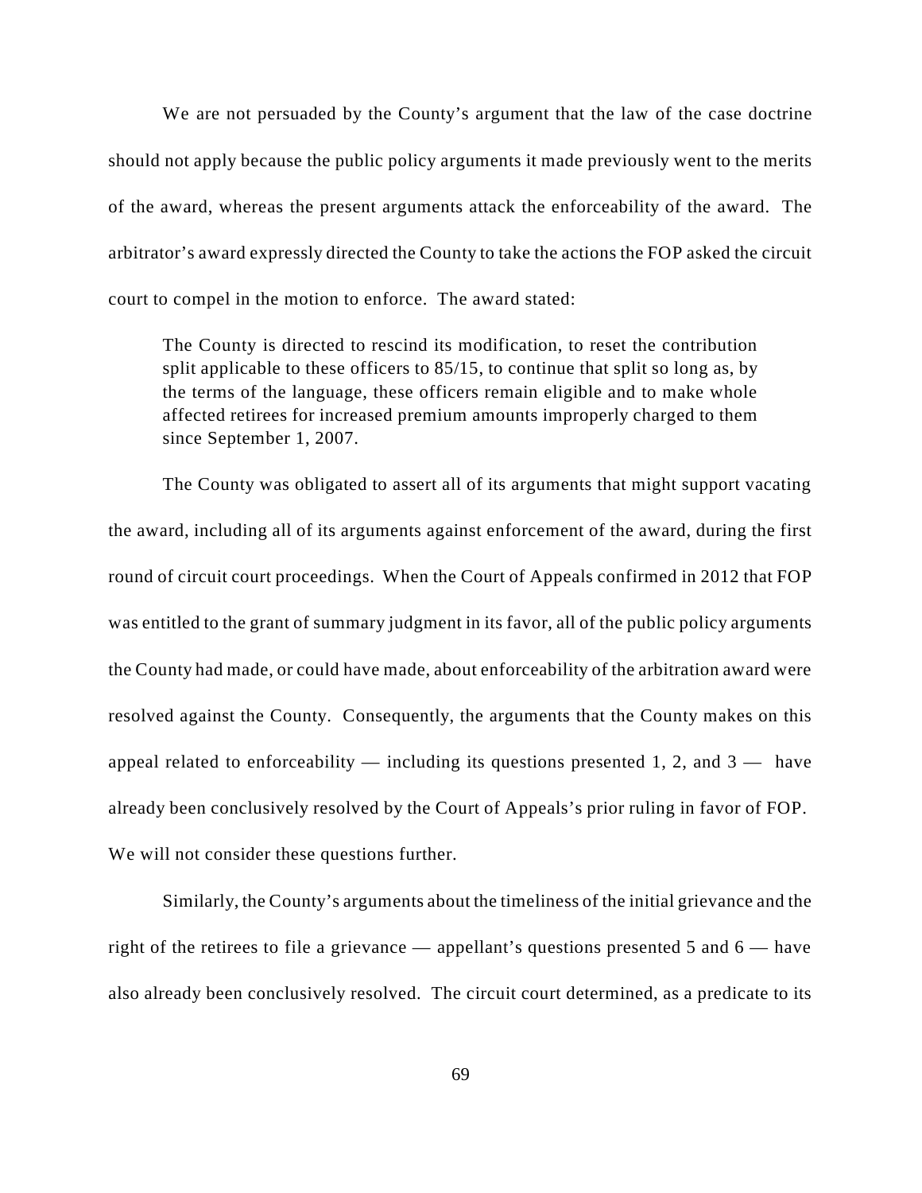We are not persuaded by the County's argument that the law of the case doctrine should not apply because the public policy arguments it made previously went to the merits of the award, whereas the present arguments attack the enforceability of the award. The arbitrator's award expressly directed the County to take the actions the FOP asked the circuit court to compel in the motion to enforce. The award stated:

> The County is directed to rescind its modification, to reset the contribution split applicable to these officers to 85/15, to continue that split so long as, by the terms of the language, these officers remain eligible and to make whole affected retirees for increased premium amounts improperly charged to them since September 1, 2007.

The County was obligated to assert all of its arguments that might support vacating the award, including all of its arguments against enforcement of the award, during the first round of circuit court proceedings. When the Court of Appeals confirmed in 2012 that FOP was entitled to the grant of summary judgment in its favor, all of the public policy arguments the County had made, or could have made, about enforceability of the arbitration award were resolved against the County. Consequently, the arguments that the County makes on this appeal related to enforceability — including its questions presented 1, 2, and 3 — have already been conclusively resolved by the Court of Appeals's prior ruling in favor of FOP. We will not consider these questions further.

Similarly, the County's arguments about the timeliness of the initial grievance and the right of the retirees to file a grievance — appellant's questions presented 5 and 6 — have also already been conclusively resolved. The circuit court determined, as a predicate to its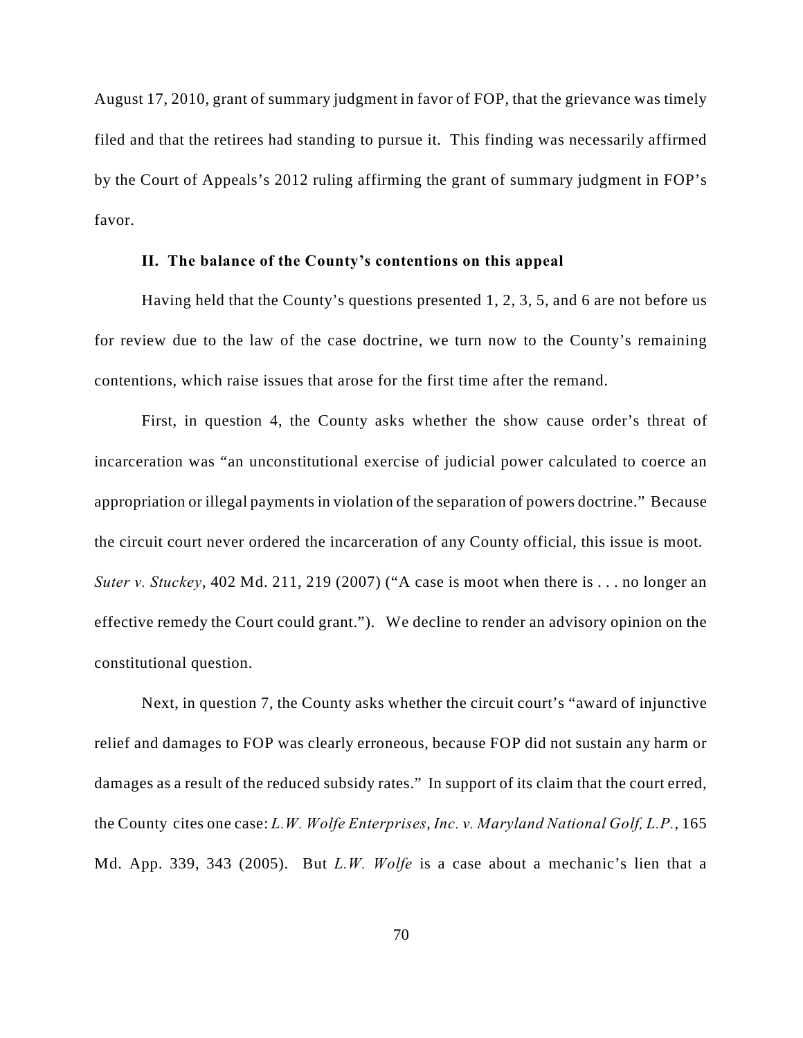August 17, 2010, grant of summary judgment in favor of FOP, that the grievance was timely filed and that the retirees had standing to pursue it. This finding was necessarily affirmed by the Court of Appeals's 2012 ruling affirming the grant of summary judgment in FOP's favor.

### II. The balance of the County's contentions on this appeal

Having held that the County's questions presented 1, 2, 3, 5, and 6 are not before us for review due to the law of the case doctrine, we turn now to the County's remaining contentions, which raise issues that arose for the first time after the remand.

First, in question 4, the County asks whether the show cause order's threat of incarceration was "an unconstitutional exercise of judicial power calculated to coerce an appropriation or illegal payments in violation of the separation of powers doctrine." Because the circuit court never ordered the incarceration of any County official, this issue is moot. *Suter v. Stuckey*, 402 Md. 211, 219 (2007) ("A case is moot when there is . . . no longer an effective remedy the Court could grant."). We decline to render an advisory opinion on the constitutional question.

Next, in question 7, the County asks whether the circuit court's "award of injunctive relief and damages to FOP was clearly erroneous, because FOP did not sustain any harm or damages as a result of the reduced subsidy rates." In support of its claim that the court erred, the County cites one case: *L.W. Wolfe Enterprises*, *Inc. v. Maryland National Golf, L.P.*, 165 Md. App. 339, 343 (2005). But *L.W. Wolfe* is a case about a mechanic's lien that a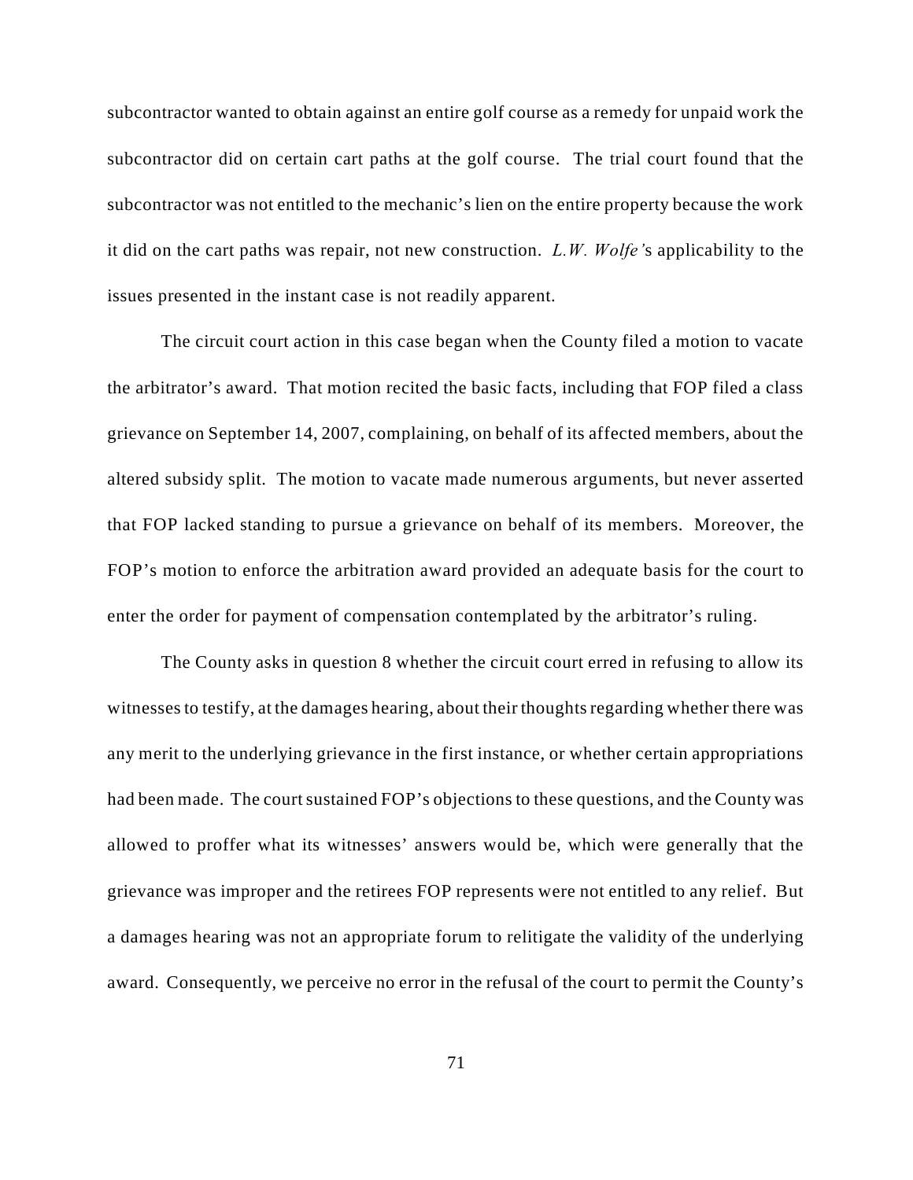subcontractor wanted to obtain against an entire golf course as a remedy for unpaid work the subcontractor did on certain cart paths at the golf course. The trial court found that the subcontractor was not entitled to the mechanic's lien on the entire property because the work it did on the cart paths was repair, not new construction. *L.W. Wolfe*'s applicability to the issues presented in the instant case is not readily apparent.

The circuit court action in this case began when the County filed a motion to vacate the arbitrator's award. That motion recited the basic facts, including that FOP filed a class grievance on September 14, 2007, complaining, on behalf of its affected members, about the altered subsidy split. The motion to vacate made numerous arguments, but never asserted that FOP lacked standing to pursue a grievance on behalf of its members. Moreover, the FOP's motion to enforce the arbitration award provided an adequate basis for the court to enter the order for payment of compensation contemplated by the arbitrator's ruling.

The County asks in question 8 whether the circuit court erred in refusing to allow its witnesses to testify, at the damages hearing, about their thoughts regarding whether there was any merit to the underlying grievance in the first instance, or whether certain appropriations had been made. The court sustained FOP's objections to these questions, and the County was allowed to proffer what its witnesses' answers would be, which were generally that the grievance was improper and the retirees FOP represents were not entitled to any relief. But a damages hearing was not an appropriate forum to relitigate the validity of the underlying award. Consequently, we perceive no error in the refusal of the court to permit the County's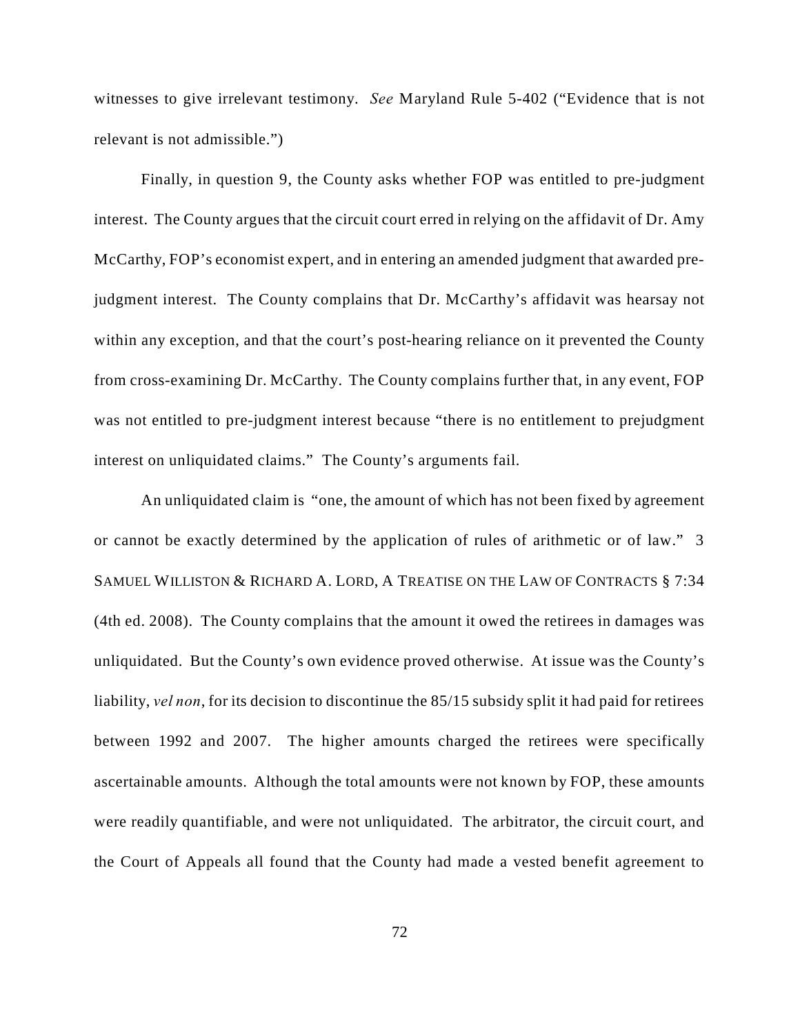witnesses to give irrelevant testimony. *See* Maryland Rule 5-402 ("Evidence that is not relevant is not admissible.")

Finally, in question 9, the County asks whether FOP was entitled to pre-judgment interest. The County argues that the circuit court erred in relying on the affidavit of Dr. Amy McCarthy, FOP's economist expert, and in entering an amended judgment that awarded pre-judgment interest. The County complains that Dr. McCarthy's affidavit was hearsay not within any exception, and that the court's post-hearing reliance on it prevented the County from cross-examining Dr. McCarthy. The County complains further that, in any event, FOP was not entitled to pre-judgment interest because "there is no entitlement to prejudgment interest on unliquidated claims." The County's arguments fail.

An unliquidated claim is "one, the amount of which has not been fixed by agreement or cannot be exactly determined by the application of rules of arithmetic or of law." 3 SAMUEL WILLISTON & RICHARD A. LORD, A TREATISE ON THE LAW OF CONTRACTS § 7:34 (4th ed. 2008). The County complains that the amount it owed the retirees in damages was unliquidated. But the County's own evidence proved otherwise. At issue was the County's liability, *vel non*, for its decision to discontinue the 85/15 subsidy split it had paid for retirees between 1992 and 2007. The higher amounts charged the retirees were specifically ascertainable amounts. Although the total amounts were not known by FOP, these amounts were readily quantifiable, and were not unliquidated. The arbitrator, the circuit court, and the Court of Appeals all found that the County had made a vested benefit agreement to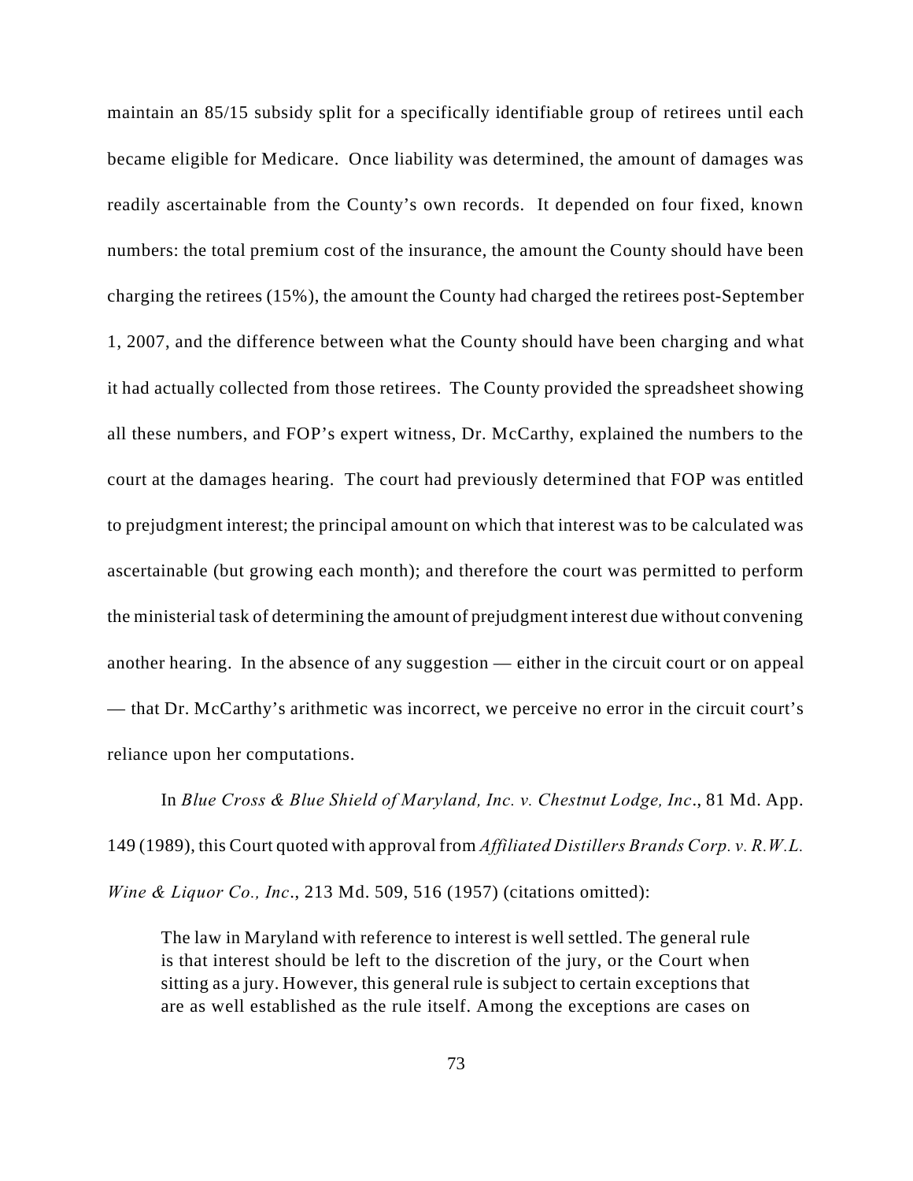maintain an 85/15 subsidy split for a specifically identifiable group of retirees until each became eligible for Medicare. Once liability was determined, the amount of damages was readily ascertainable from the County's own records. It depended on four fixed, known numbers: the total premium cost of the insurance, the amount the County should have been charging the retirees (15%), the amount the County had charged the retirees post-September 1, 2007, and the difference between what the County should have been charging and what it had actually collected from those retirees. The County provided the spreadsheet showing all these numbers, and FOP's expert witness, Dr. McCarthy, explained the numbers to the court at the damages hearing. The court had previously determined that FOP was entitled to prejudgment interest; the principal amount on which that interest was to be calculated was ascertainable (but growing each month); and therefore the court was permitted to perform the ministerial task of determining the amount of prejudgment interest due without convening another hearing. In the absence of any suggestion — either in the circuit court or on appeal — that Dr. McCarthy's arithmetic was incorrect, we perceive no error in the circuit court's reliance upon her computations.

In *Blue Cross & Blue Shield of Maryland, Inc. v. Chestnut Lodge, Inc*., 81 Md. App. 149 (1989), this Court quoted with approval from *Affiliated Distillers Brands Corp. v. R.W.L. Wine & Liquor Co., Inc*., 213 Md. 509, 516 (1957) (citations omitted):

> The law in Maryland with reference to interest is well settled. The general rule is that interest should be left to the discretion of the jury, or the Court when sitting as a jury. However, this general rule is subject to certain exceptions that are as well established as the rule itself. Among the exceptions are cases on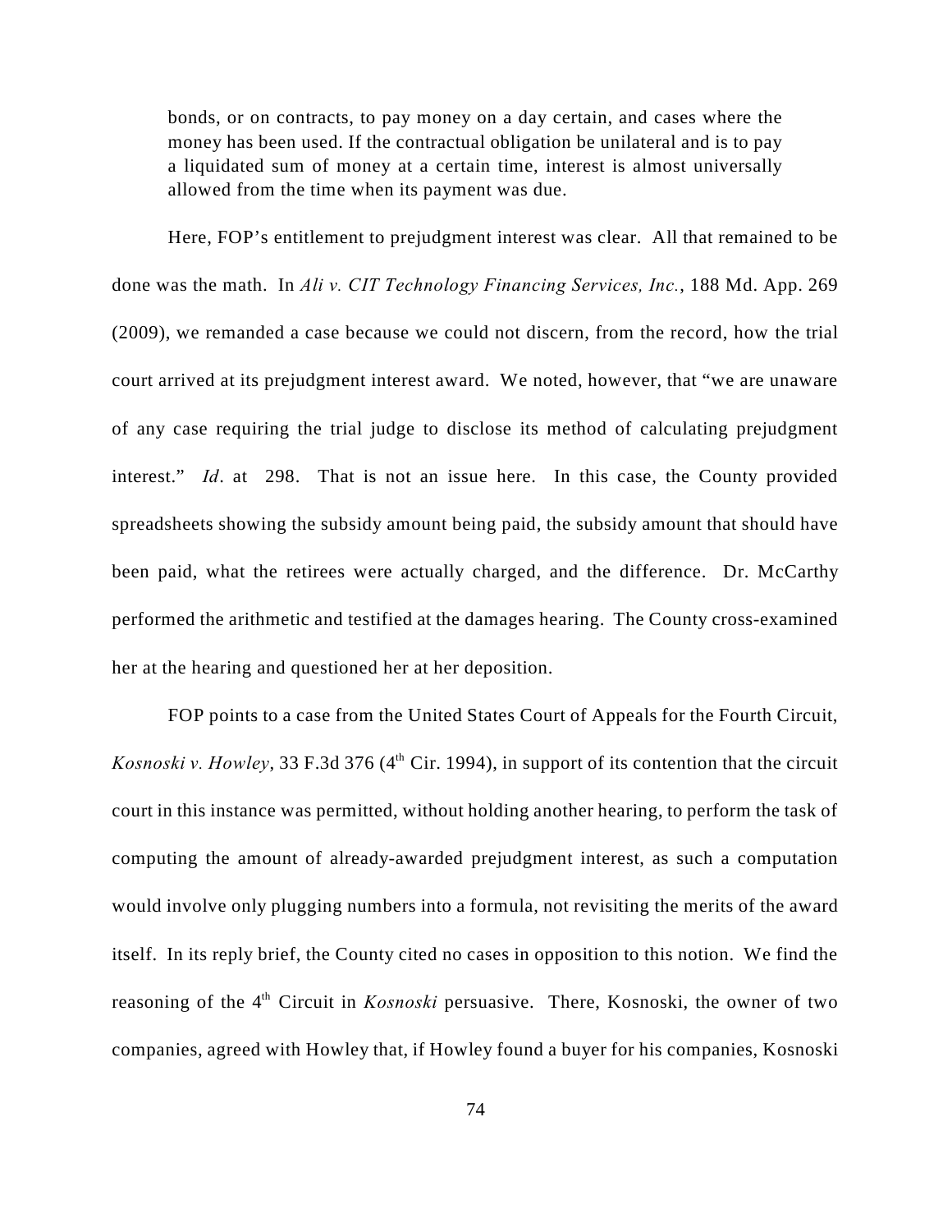> bonds, or on contracts, to pay money on a day certain, and cases where the money has been used. If the contractual obligation be unilateral and is to pay a liquidated sum of money at a certain time, interest is almost universally allowed from the time when its payment was due.

Here, FOP's entitlement to prejudgment interest was clear. All that remained to be done was the math. In *Ali v. CIT Technology Financing Services, Inc.*, 188 Md. App. 269 (2009), we remanded a case because we could not discern, from the record, how the trial court arrived at its prejudgment interest award. We noted, however, that "we are unaware of any case requiring the trial judge to disclose its method of calculating prejudgment interest." *Id*. at 298. That is not an issue here. In this case, the County provided spreadsheets showing the subsidy amount being paid, the subsidy amount that should have been paid, what the retirees were actually charged, and the difference. Dr. McCarthy performed the arithmetic and testified at the damages hearing. The County cross-examined her at the hearing and questioned her at her deposition.

FOP points to a case from the United States Court of Appeals for the Fourth Circuit, *Kosnoski v. Howley*, 33 F.3d 376 (4th Cir. 1994), in support of its contention that the circuit court in this instance was permitted, without holding another hearing, to perform the task of computing the amount of already-awarded prejudgment interest, as such a computation would involve only plugging numbers into a formula, not revisiting the merits of the award itself. In its reply brief, the County cited no cases in opposition to this notion. We find the reasoning of the 4th Circuit in *Kosnoski* persuasive. There, Kosnoski, the owner of two companies, agreed with Howley that, if Howley found a buyer for his companies, Kosnoski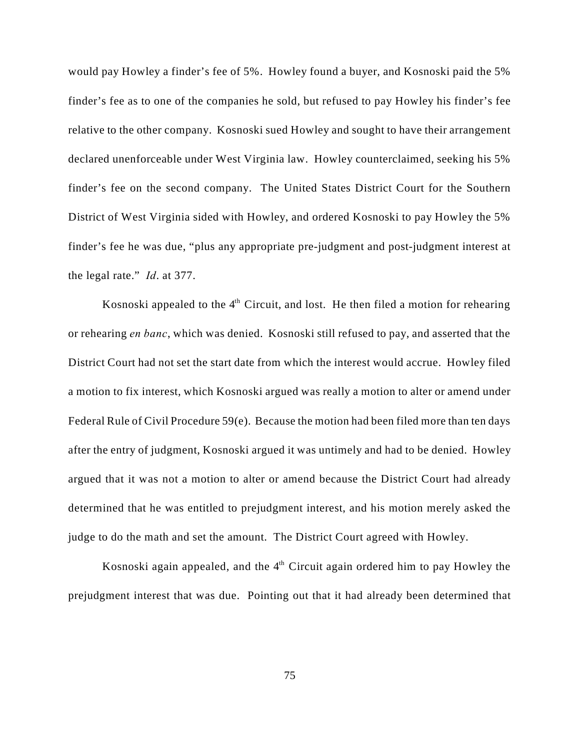would pay Howley a finder's fee of 5%. Howley found a buyer, and Kosnoski paid the 5% finder's fee as to one of the companies he sold, but refused to pay Howley his finder's fee relative to the other company. Kosnoski sued Howley and sought to have their arrangement declared unenforceable under West Virginia law. Howley counterclaimed, seeking his 5% finder's fee on the second company. The United States District Court for the Southern District of West Virginia sided with Howley, and ordered Kosnoski to pay Howley the 5% finder's fee he was due, "plus any appropriate pre-judgment and post-judgment interest at the legal rate." *Id*. at 377.

Kosnoski appealed to the 4th Circuit, and lost. He then filed a motion for rehearing or rehearing *en banc*, which was denied. Kosnoski still refused to pay, and asserted that the District Court had not set the start date from which the interest would accrue. Howley filed a motion to fix interest, which Kosnoski argued was really a motion to alter or amend under Federal Rule of Civil Procedure 59(e). Because the motion had been filed more than ten days after the entry of judgment, Kosnoski argued it was untimely and had to be denied. Howley argued that it was not a motion to alter or amend because the District Court had already determined that he was entitled to prejudgment interest, and his motion merely asked the judge to do the math and set the amount. The District Court agreed with Howley.

Kosnoski again appealed, and the 4th Circuit again ordered him to pay Howley the prejudgment interest that was due. Pointing out that it had already been determined that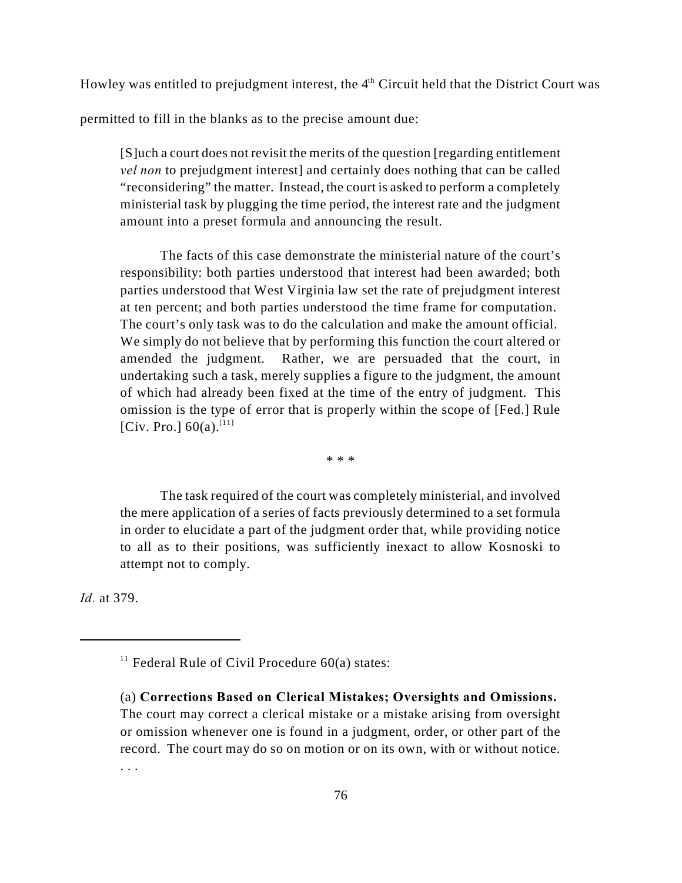Howley was entitled to prejudgment interest, the 4th Circuit held that the District Court was permitted to fill in the blanks as to the precise amount due:

> [S]uch a court does not revisit the merits of the question [regarding entitlement *vel non* to prejudgment interest] and certainly does nothing that can be called "reconsidering" the matter. Instead, the court is asked to perform a completely ministerial task by plugging the time period, the interest rate and the judgment amount into a preset formula and announcing the result.
>
> The facts of this case demonstrate the ministerial nature of the court's responsibility: both parties understood that interest had been awarded; both parties understood that West Virginia law set the rate of prejudgment interest at ten percent; and both parties understood the time frame for computation. The court's only task was to do the calculation and make the amount official. We simply do not believe that by performing this function the court altered or amended the judgment. Rather, we are persuaded that the court, in undertaking such a task, merely supplies a figure to the judgment, the amount of which had already been fixed at the time of the entry of judgment. This omission is the type of error that is properly within the scope of [Fed.] Rule [Civ. Pro.] 60(a).[11]
>
> \* \* \*
>
> The task required of the court was completely ministerial, and involved the mere application of a series of facts previously determined to a set formula in order to elucidate a part of the judgment order that, while providing notice to all as to their positions, was sufficiently inexact to allow Kosnoski to attempt not to comply.

*Id.* at 379.

---

[11] Federal Rule of Civil Procedure 60(a) states:

(a) **Corrections Based on Clerical Mistakes; Oversights and Omissions.** The court may correct a clerical mistake or a mistake arising from oversight or omission whenever one is found in a judgment, order, or other part of the record. The court may do so on motion or on its own, with or without notice. . . .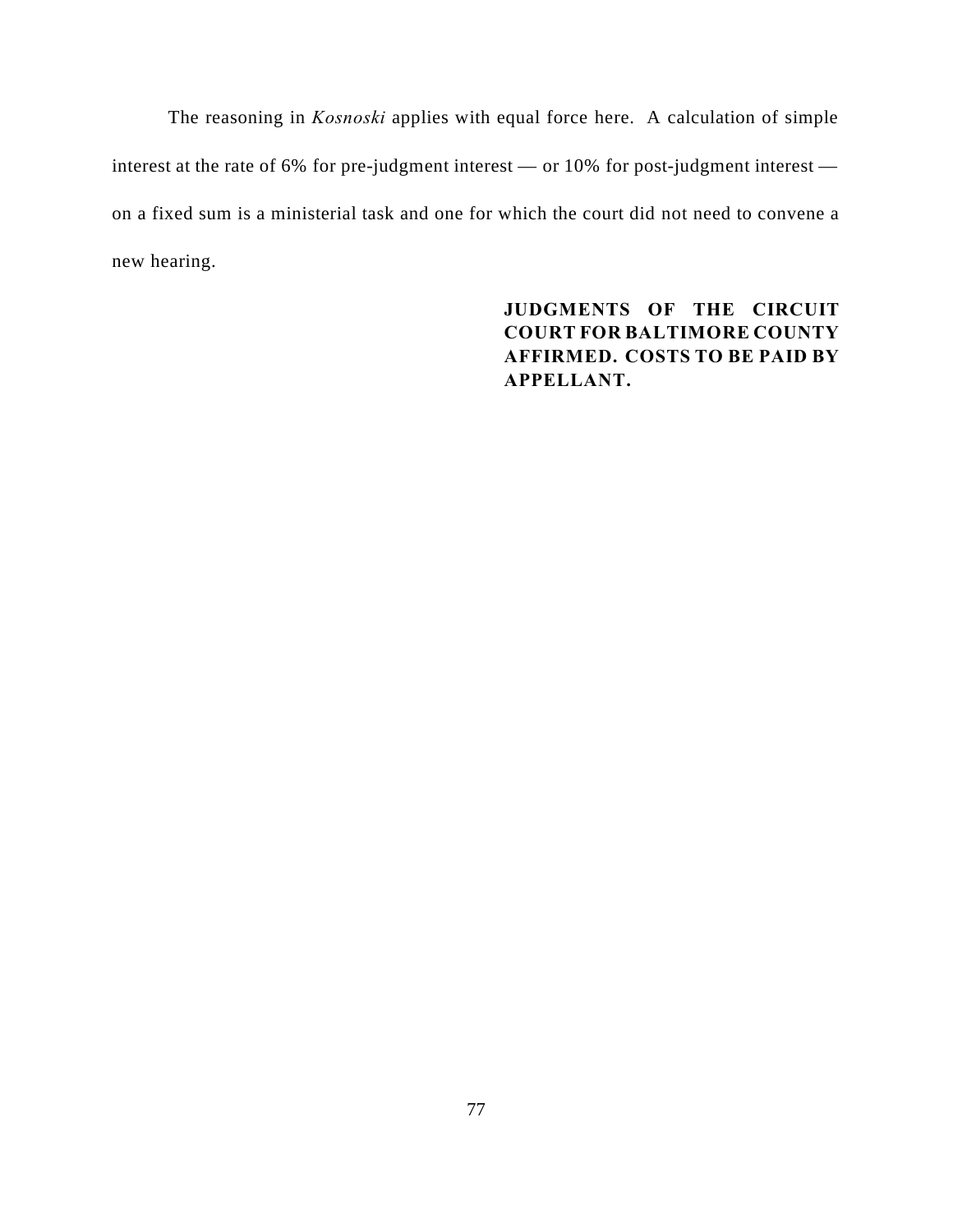The reasoning in *Kosnoski* applies with equal force here. A calculation of simple interest at the rate of 6% for pre-judgment interest — or 10% for post-judgment interest — on a fixed sum is a ministerial task and one for which the court did not need to convene a new hearing.

**JUDGMENTS OF THE CIRCUIT COURT FOR BALTIMORE COUNTY AFFIRMED. COSTS TO BE PAID BY APPELLANT.**